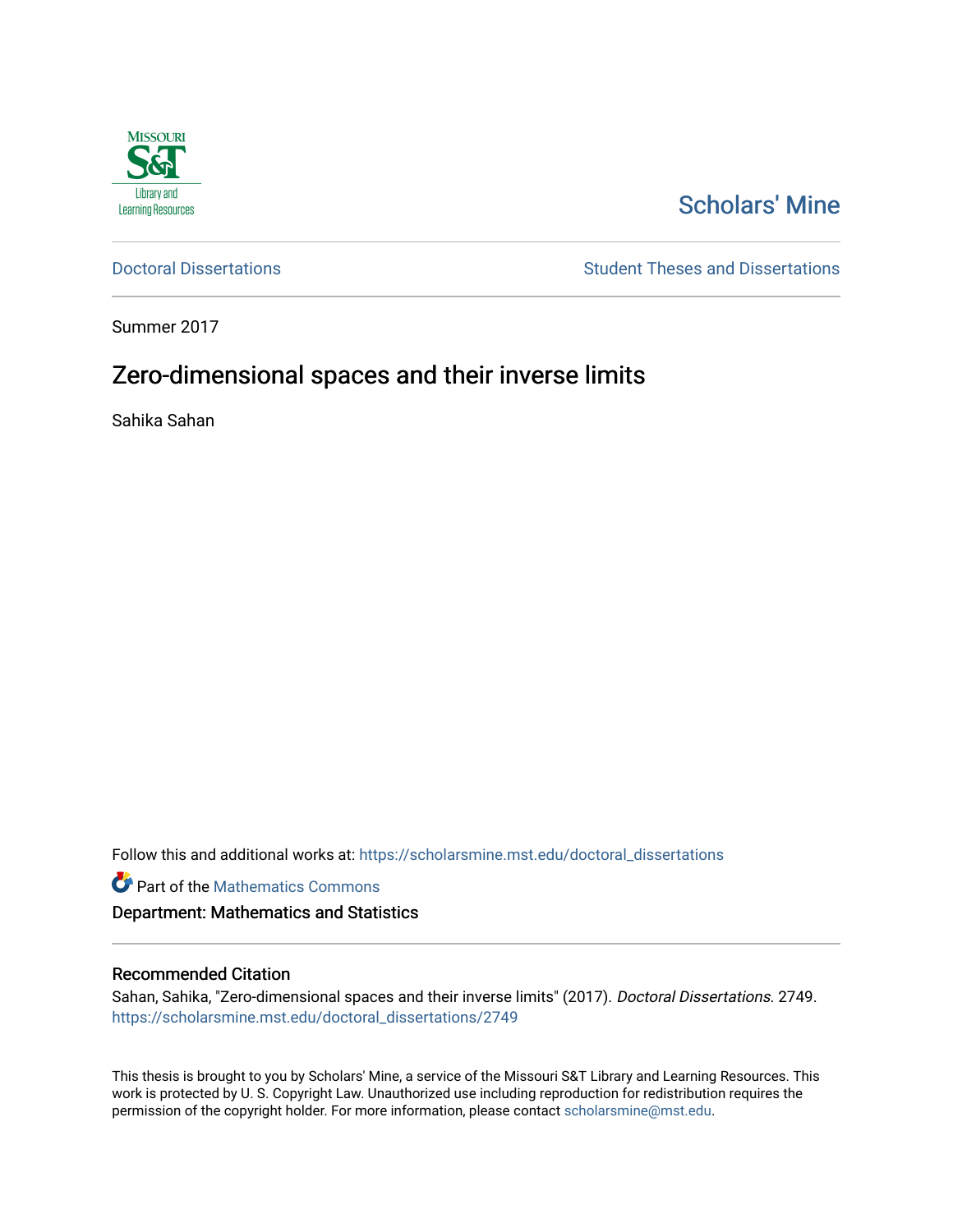Scholars' Mine

Doctoral Dissertations

Student Theses and Dissertations

Summer 2017

# Zero-dimensional spaces and their inverse limits

Sahika Sahan

Follow this and additional works at: https://scholarsmine.mst.edu/doctoral_dissertations

Part of the Mathematics Commons

Department: Mathematics and Statistics

## Recommended Citation

Sahan, Sahika, "Zero-dimensional spaces and their inverse limits" (2017). *Doctoral Dissertations*. 2749. https://scholarsmine.mst.edu/doctoral_dissertations/2749

This thesis is brought to you by Scholars' Mine, a service of the Missouri S&T Library and Learning Resources. This work is protected by U. S. Copyright Law. Unauthorized use including reproduction for redistribution requires the permission of the copyright holder. For more information, please contact scholarsmine@mst.edu.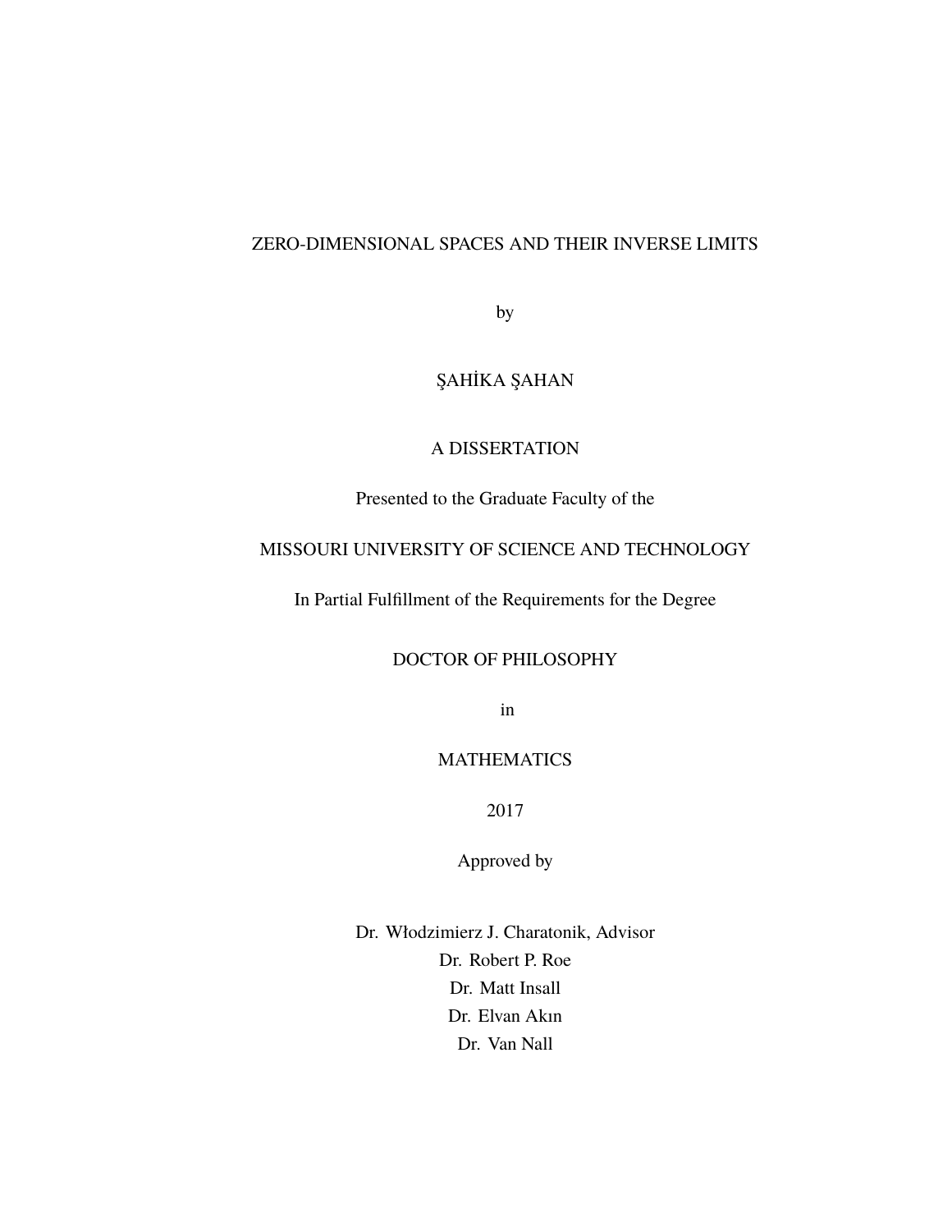# ZERO-DIMENSIONAL SPACES AND THEIR INVERSE LIMITS

by

ŞAHİKA ŞAHAN

A DISSERTATION

Presented to the Graduate Faculty of the

MISSOURI UNIVERSITY OF SCIENCE AND TECHNOLOGY

In Partial Fulfillment of the Requirements for the Degree

DOCTOR OF PHILOSOPHY

in

MATHEMATICS

2017

Approved by

Dr. Włodzimierz J. Charatonik, Advisor
Dr. Robert P. Roe
Dr. Matt Insall
Dr. Elvan Akın
Dr. Van Nall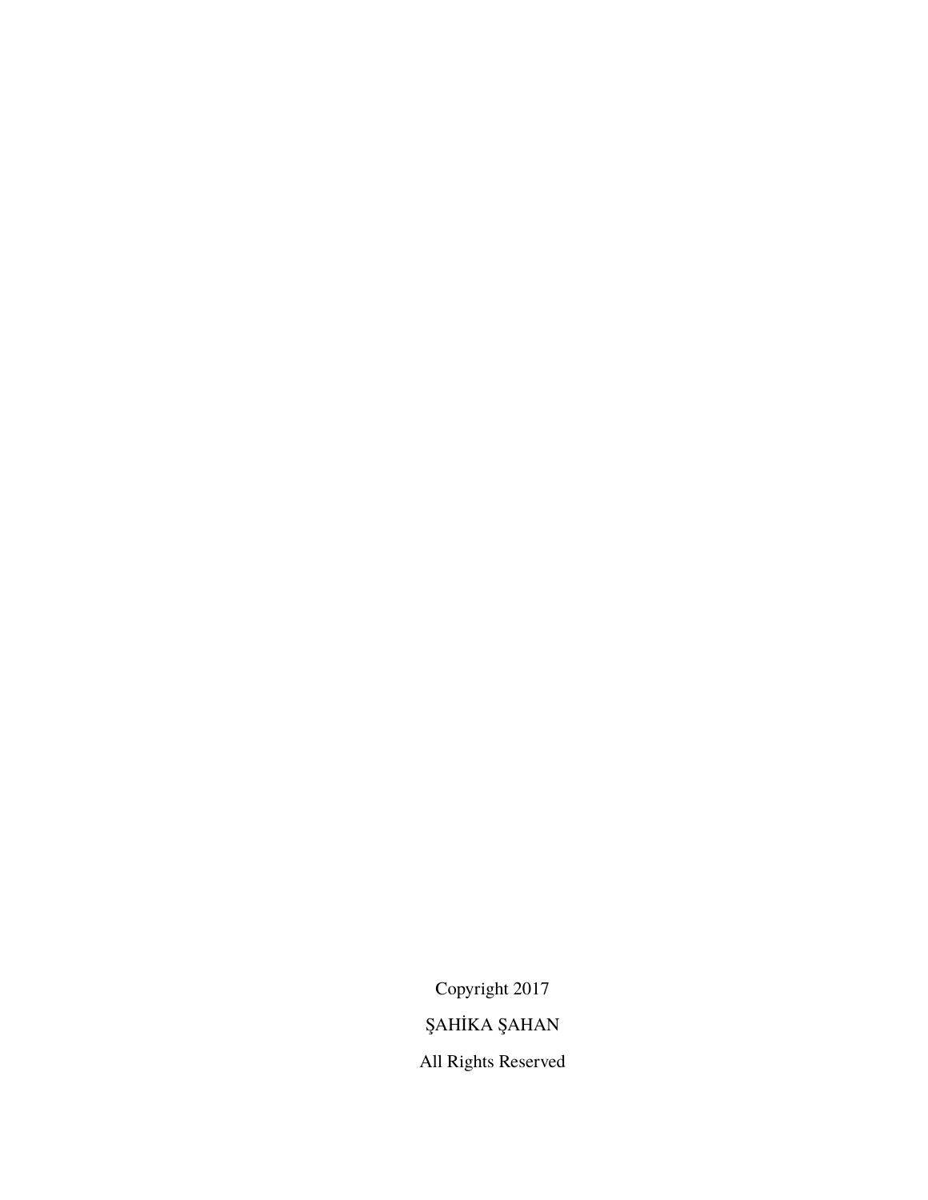Copyright 2017

ŞAHİKA ŞAHAN

All Rights Reserved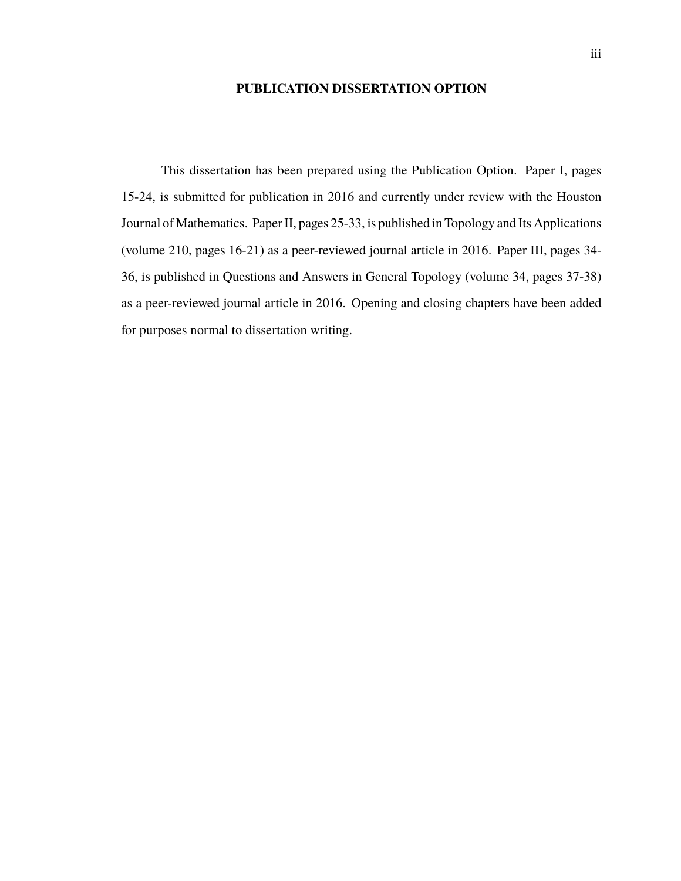# PUBLICATION DISSERTATION OPTION

This dissertation has been prepared using the Publication Option. Paper I, pages 15-24, is submitted for publication in 2016 and currently under review with the Houston Journal of Mathematics. Paper II, pages 25-33, is published in Topology and Its Applications (volume 210, pages 16-21) as a peer-reviewed journal article in 2016. Paper III, pages 34-36, is published in Questions and Answers in General Topology (volume 34, pages 37-38) as a peer-reviewed journal article in 2016. Opening and closing chapters have been added for purposes normal to dissertation writing.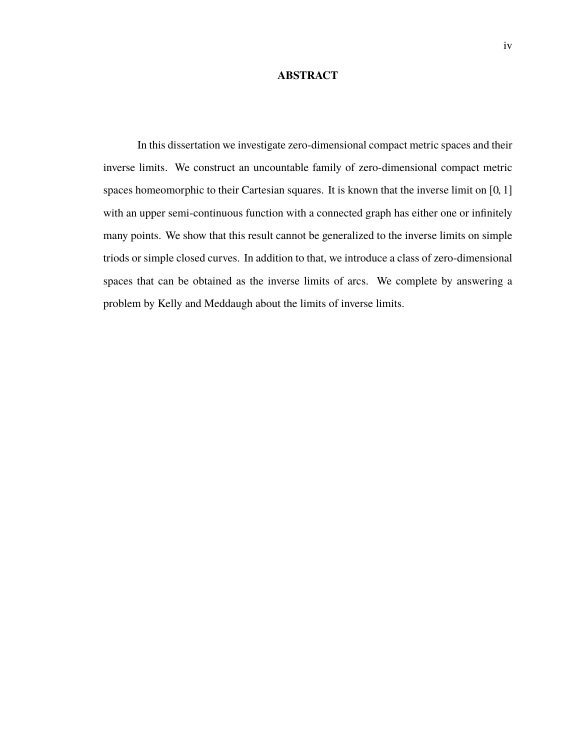# ABSTRACT

In this dissertation we investigate zero-dimensional compact metric spaces and their inverse limits. We construct an uncountable family of zero-dimensional compact metric spaces homeomorphic to their Cartesian squares. It is known that the inverse limit on $[0, 1]$ with an upper semi-continuous function with a connected graph has either one or infinitely many points. We show that this result cannot be generalized to the inverse limits on simple triods or simple closed curves. In addition to that, we introduce a class of zero-dimensional spaces that can be obtained as the inverse limits of arcs. We complete by answering a problem by Kelly and Meddaugh about the limits of inverse limits.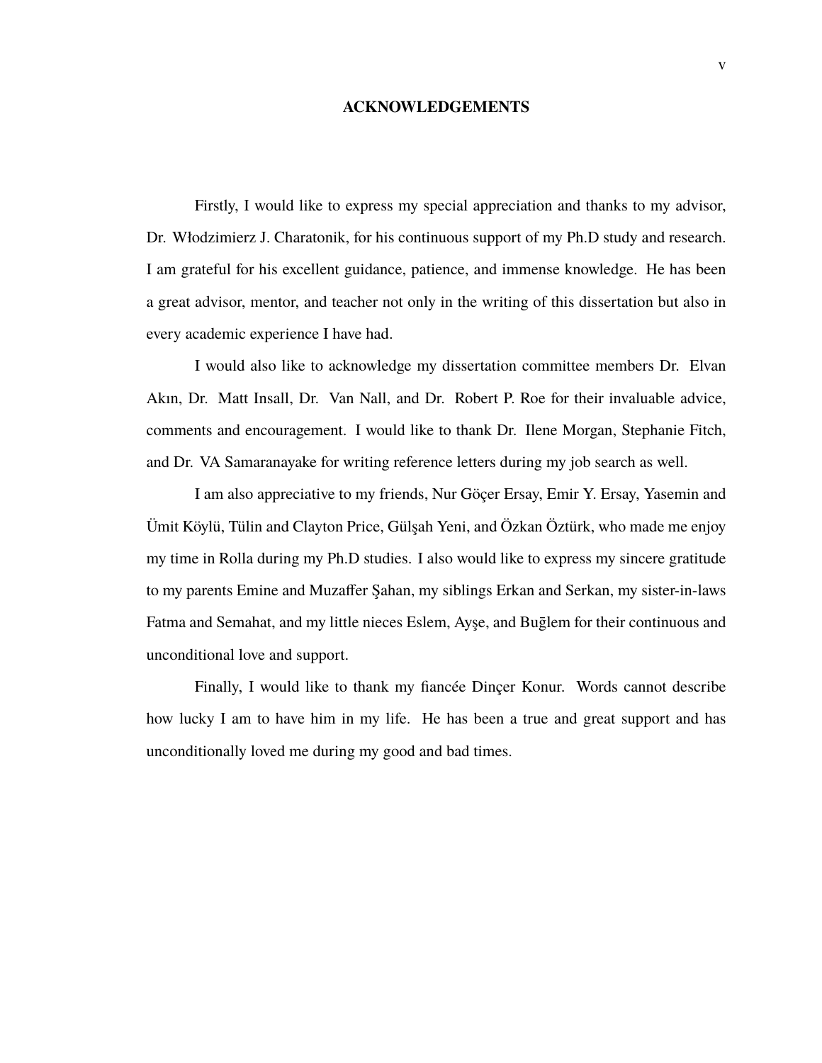# ACKNOWLEDGEMENTS

Firstly, I would like to express my special appreciation and thanks to my advisor, Dr. Włodzimierz J. Charatonik, for his continuous support of my Ph.D study and research. I am grateful for his excellent guidance, patience, and immense knowledge. He has been a great advisor, mentor, and teacher not only in the writing of this dissertation but also in every academic experience I have had.

I would also like to acknowledge my dissertation committee members Dr. Elvan Akın, Dr. Matt Insall, Dr. Van Nall, and Dr. Robert P. Roe for their invaluable advice, comments and encouragement. I would like to thank Dr. Ilene Morgan, Stephanie Fitch, and Dr. VA Samaranayake for writing reference letters during my job search as well.

I am also appreciative to my friends, Nur Göçer Ersay, Emir Y. Ersay, Yasemin and Ümit Köylü, Tülin and Clayton Price, Gülşah Yeni, and Özkan Öztürk, who made me enjoy my time in Rolla during my Ph.D studies. I also would like to express my sincere gratitude to my parents Emine and Muzaffer Şahan, my siblings Erkan and Serkan, my sister-in-laws Fatma and Semahat, and my little nieces Eslem, Ayşe, and Buğlem for their continuous and unconditional love and support.

Finally, I would like to thank my fiancée Dinçer Konur. Words cannot describe how lucky I am to have him in my life. He has been a true and great support and has unconditionally loved me during my good and bad times.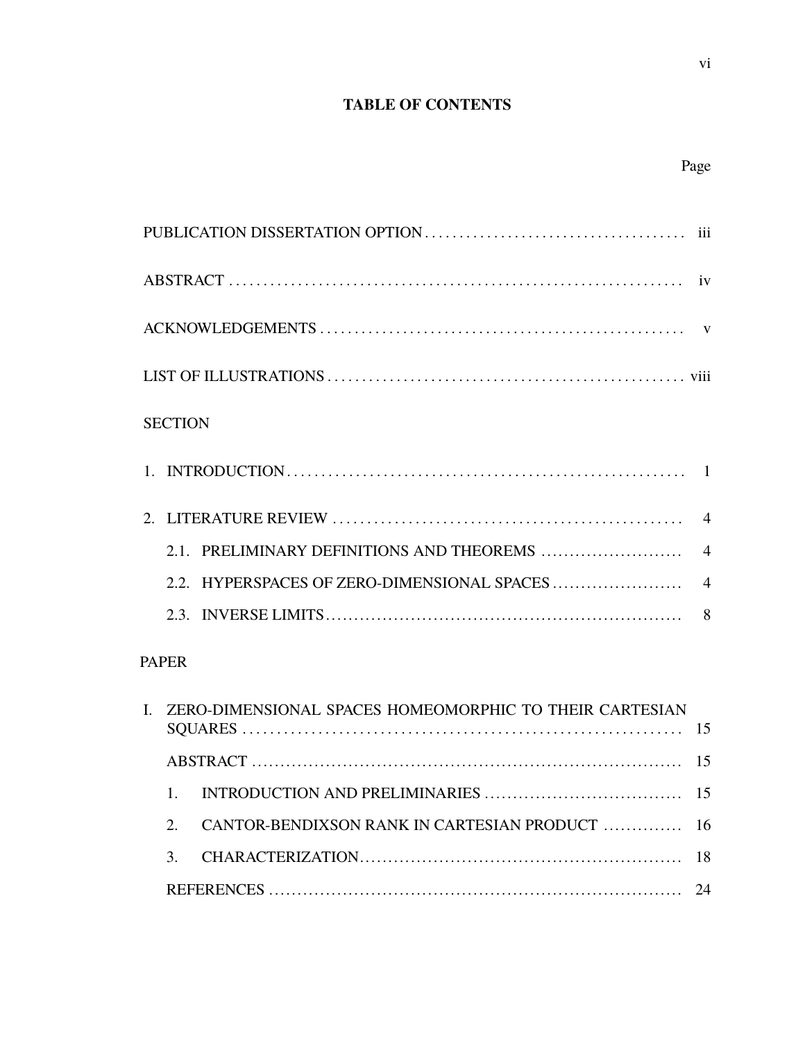## TABLE OF CONTENTS

Page

PUBLICATION DISSERTATION OPTION ..................................... iii

ABSTRACT ................................................................ iv

ACKNOWLEDGEMENTS ..................................................... v

LIST OF ILLUSTRATIONS .................................................. viii

SECTION

1. INTRODUCTION ......................................................... 1

2. LITERATURE REVIEW .................................................. 4

   2.1. PRELIMINARY DEFINITIONS AND THEOREMS ........................ 4

   2.2. HYPERSPACES OF ZERO-DIMENSIONAL SPACES ...................... 4

   2.3. INVERSE LIMITS ............................................... 8

PAPER

I. ZERO-DIMENSIONAL SPACES HOMEOMORPHIC TO THEIR CARTESIAN SQUARES ................................................................ 15

   ABSTRACT ........................................................... 15

   1. INTRODUCTION AND PRELIMINARIES ................................. 15

   2. CANTOR-BENDIXSON RANK IN CARTESIAN PRODUCT ..................... 16

   3. CHARACTERIZATION ................................................ 18

   REFERENCES ......................................................... 24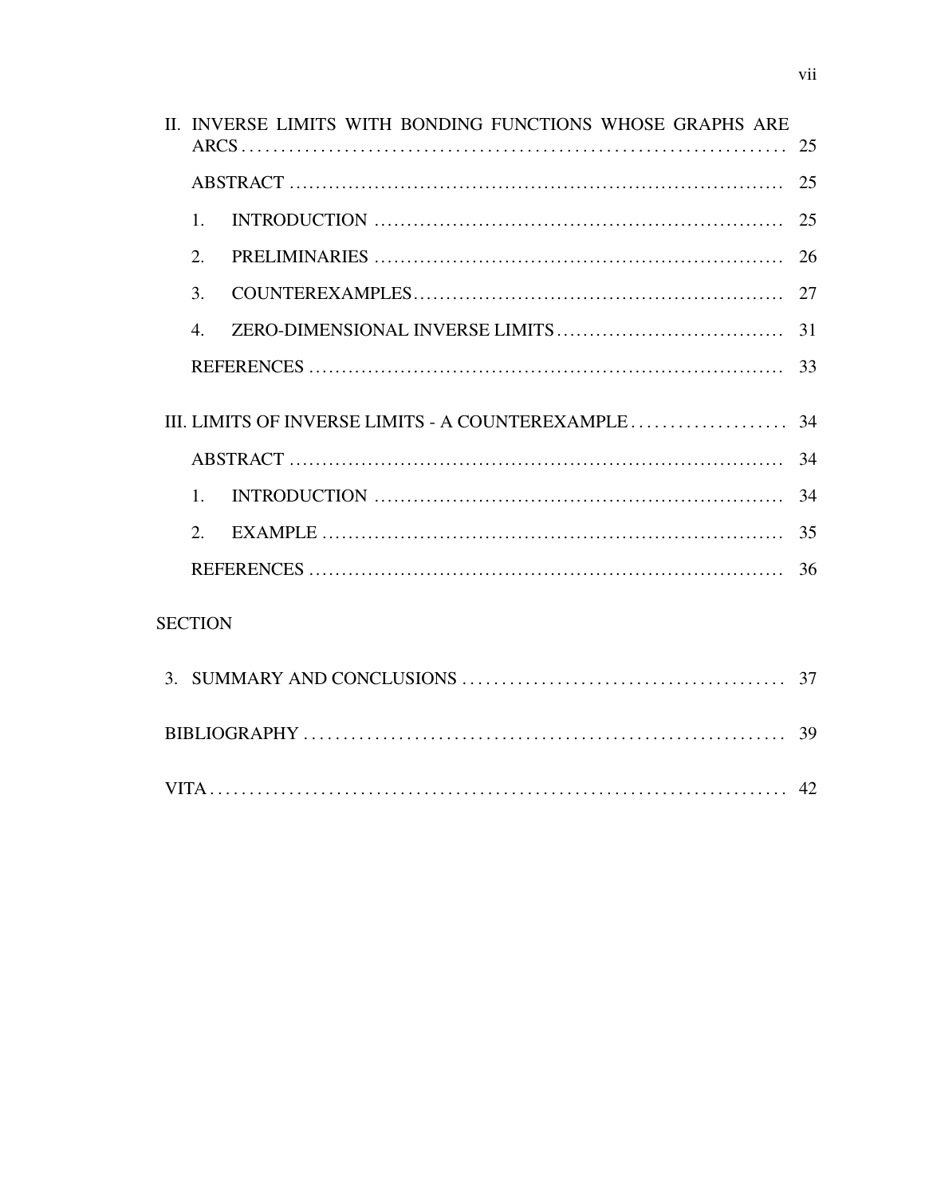II. INVERSE LIMITS WITH BONDING FUNCTIONS WHOSE GRAPHS ARE ARCS ..... 25

- ABSTRACT ..... 25
- 1. INTRODUCTION ..... 25
- 2. PRELIMINARIES ..... 26
- 3. COUNTEREXAMPLES ..... 27
- 4. ZERO-DIMENSIONAL INVERSE LIMITS ..... 31
- REFERENCES ..... 33

III. LIMITS OF INVERSE LIMITS - A COUNTEREXAMPLE ..... 34

- ABSTRACT ..... 34
- 1. INTRODUCTION ..... 34
- 2. EXAMPLE ..... 35
- REFERENCES ..... 36

SECTION

3. SUMMARY AND CONCLUSIONS ..... 37

BIBLIOGRAPHY ..... 39

VITA ..... 42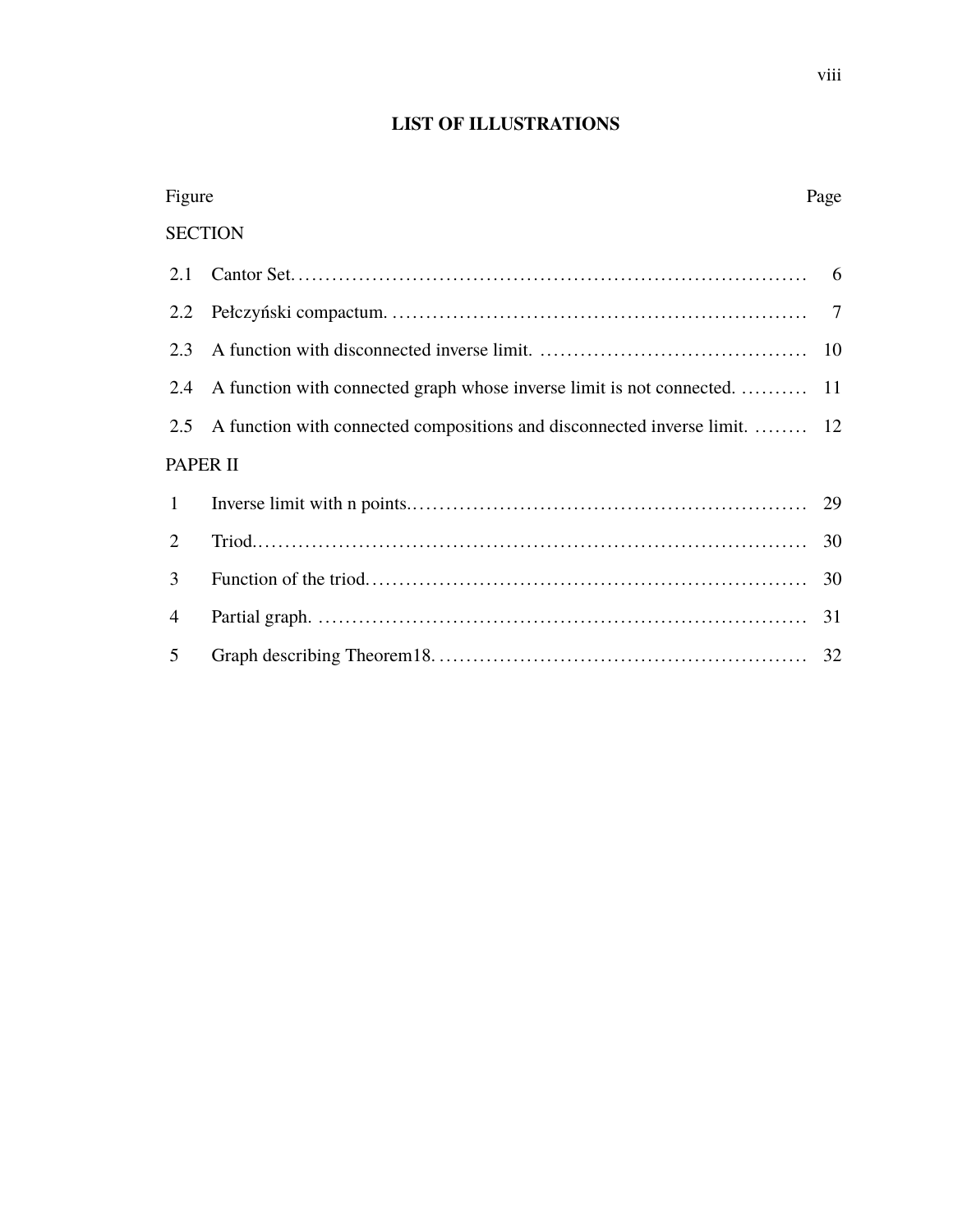## LIST OF ILLUSTRATIONS

| Figure | | Page |
|---|---|---|
| SECTION | | |
| 2.1 | Cantor Set. | 6 |
| 2.2 | Pełczyński compactum. | 7 |
| 2.3 | A function with disconnected inverse limit. | 10 |
| 2.4 | A function with connected graph whose inverse limit is not connected. | 11 |
| 2.5 | A function with connected compositions and disconnected inverse limit. | 12 |
| PAPER II | | |
| 1 | Inverse limit with n points. | 29 |
| 2 | Triod. | 30 |
| 3 | Function of the triod. | 30 |
| 4 | Partial graph. | 31 |
| 5 | Graph describing Theorem18. | 32 |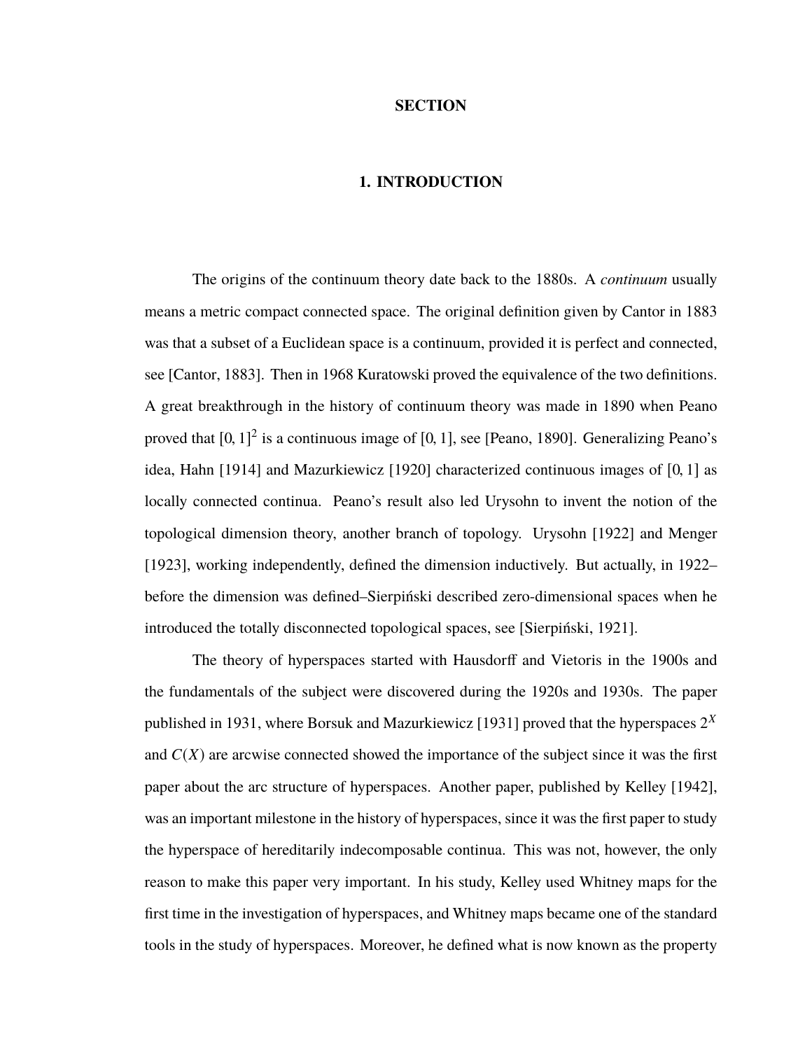# SECTION

## 1. INTRODUCTION

The origins of the continuum theory date back to the 1880s. A *continuum* usually means a metric compact connected space. The original definition given by Cantor in 1883 was that a subset of a Euclidean space is a continuum, provided it is perfect and connected, see [Cantor, 1883]. Then in 1968 Kuratowski proved the equivalence of the two definitions. A great breakthrough in the history of continuum theory was made in 1890 when Peano proved that $[0, 1]^2$ is a continuous image of $[0, 1]$, see [Peano, 1890]. Generalizing Peano's idea, Hahn [1914] and Mazurkiewicz [1920] characterized continuous images of $[0, 1]$ as locally connected continua. Peano's result also led Urysohn to invent the notion of the topological dimension theory, another branch of topology. Urysohn [1922] and Menger [1923], working independently, defined the dimension inductively. But actually, in 1922–before the dimension was defined–Sierpiński described zero-dimensional spaces when he introduced the totally disconnected topological spaces, see [Sierpiński, 1921].

The theory of hyperspaces started with Hausdorff and Vietoris in the 1900s and the fundamentals of the subject were discovered during the 1920s and 1930s. The paper published in 1931, where Borsuk and Mazurkiewicz [1931] proved that the hyperspaces $2^X$ and $C(X)$ are arcwise connected showed the importance of the subject since it was the first paper about the arc structure of hyperspaces. Another paper, published by Kelley [1942], was an important milestone in the history of hyperspaces, since it was the first paper to study the hyperspace of hereditarily indecomposable continua. This was not, however, the only reason to make this paper very important. In his study, Kelley used Whitney maps for the first time in the investigation of hyperspaces, and Whitney maps became one of the standard tools in the study of hyperspaces. Moreover, he defined what is now known as the property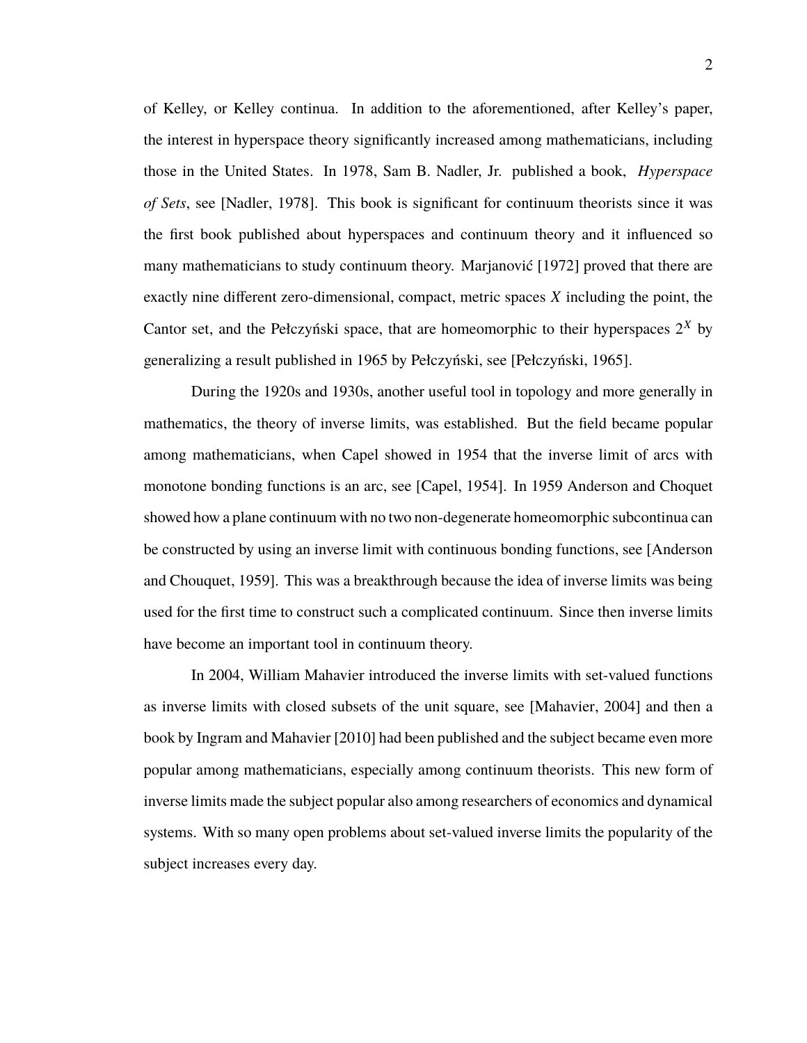of Kelley, or Kelley continua. In addition to the aforementioned, after Kelley's paper, the interest in hyperspace theory significantly increased among mathematicians, including those in the United States. In 1978, Sam B. Nadler, Jr. published a book, *Hyperspace of Sets*, see [Nadler, 1978]. This book is significant for continuum theorists since it was the first book published about hyperspaces and continuum theory and it influenced so many mathematicians to study continuum theory. Marjanović [1972] proved that there are exactly nine different zero-dimensional, compact, metric spaces $X$ including the point, the Cantor set, and the Pełczyński space, that are homeomorphic to their hyperspaces $2^X$ by generalizing a result published in 1965 by Pełczyński, see [Pełczyński, 1965].

During the 1920s and 1930s, another useful tool in topology and more generally in mathematics, the theory of inverse limits, was established. But the field became popular among mathematicians, when Capel showed in 1954 that the inverse limit of arcs with monotone bonding functions is an arc, see [Capel, 1954]. In 1959 Anderson and Choquet showed how a plane continuum with no two non-degenerate homeomorphic subcontinua can be constructed by using an inverse limit with continuous bonding functions, see [Anderson and Chouquet, 1959]. This was a breakthrough because the idea of inverse limits was being used for the first time to construct such a complicated continuum. Since then inverse limits have become an important tool in continuum theory.

In 2004, William Mahavier introduced the inverse limits with set-valued functions as inverse limits with closed subsets of the unit square, see [Mahavier, 2004] and then a book by Ingram and Mahavier [2010] had been published and the subject became even more popular among mathematicians, especially among continuum theorists. This new form of inverse limits made the subject popular also among researchers of economics and dynamical systems. With so many open problems about set-valued inverse limits the popularity of the subject increases every day.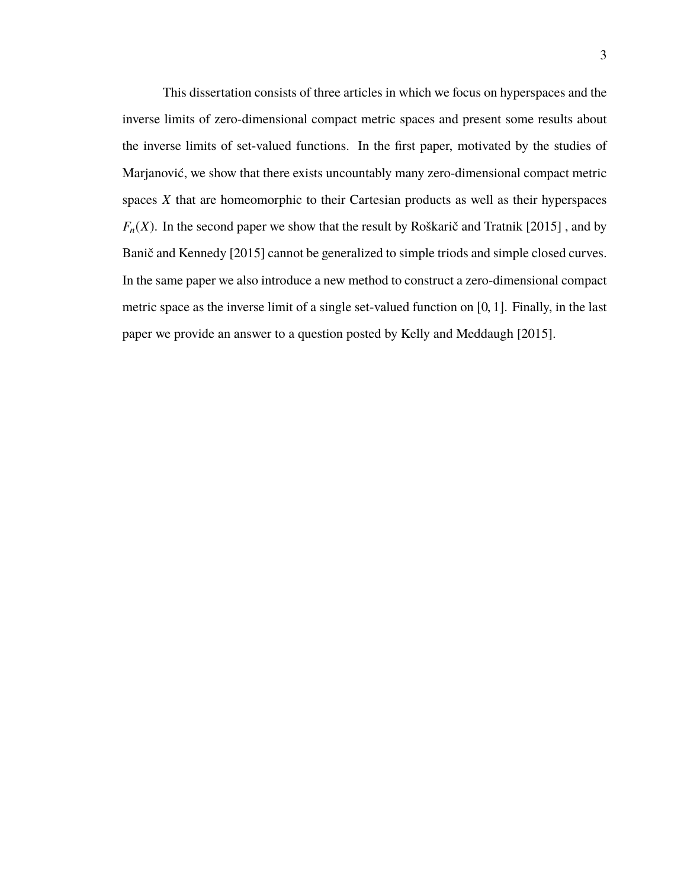This dissertation consists of three articles in which we focus on hyperspaces and the inverse limits of zero-dimensional compact metric spaces and present some results about the inverse limits of set-valued functions. In the first paper, motivated by the studies of Marjanović, we show that there exists uncountably many zero-dimensional compact metric spaces $X$ that are homeomorphic to their Cartesian products as well as their hyperspaces $F_n(X)$. In the second paper we show that the result by Roškarič and Tratnik [2015] , and by Banič and Kennedy [2015] cannot be generalized to simple triods and simple closed curves. In the same paper we also introduce a new method to construct a zero-dimensional compact metric space as the inverse limit of a single set-valued function on $[0, 1]$. Finally, in the last paper we provide an answer to a question posted by Kelly and Meddaugh [2015].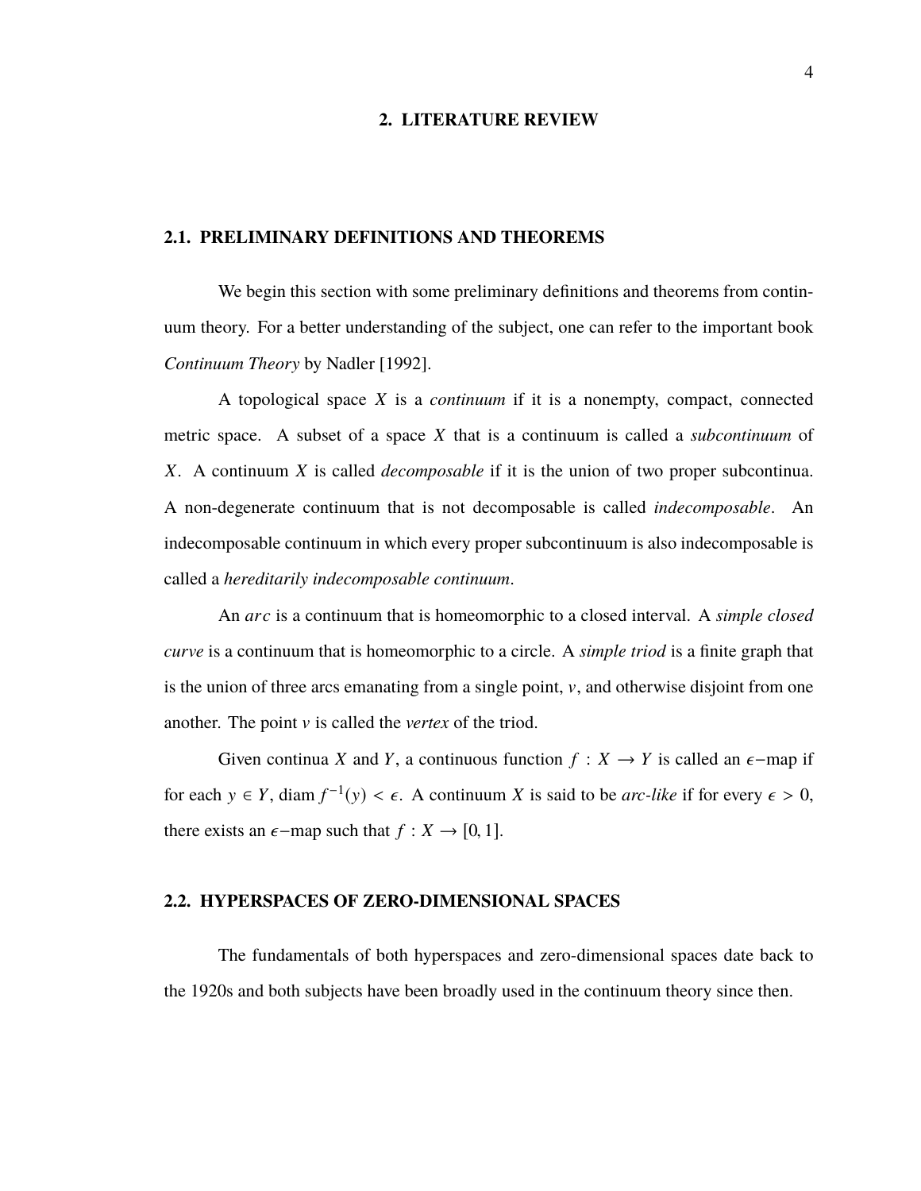## 2. LITERATURE REVIEW

### 2.1. PRELIMINARY DEFINITIONS AND THEOREMS

We begin this section with some preliminary definitions and theorems from continuum theory. For a better understanding of the subject, one can refer to the important book *Continuum Theory* by Nadler [1992].

A topological space $X$ is a *continuum* if it is a nonempty, compact, connected metric space. A subset of a space $X$ that is a continuum is called a *subcontinuum* of $X$. A continuum $X$ is called *decomposable* if it is the union of two proper subcontinua. A non-degenerate continuum that is not decomposable is called *indecomposable*. An indecomposable continuum in which every proper subcontinuum is also indecomposable is called a *hereditarily indecomposable continuum*.

An *arc* is a continuum that is homeomorphic to a closed interval. A *simple closed curve* is a continuum that is homeomorphic to a circle. A *simple triod* is a finite graph that is the union of three arcs emanating from a single point, $v$, and otherwise disjoint from one another. The point $v$ is called the *vertex* of the triod.

Given continua $X$ and $Y$, a continuous function $f : X \to Y$ is called an $\epsilon-$map if for each $y \in Y$, diam $f^{-1}(y) < \epsilon$. A continuum $X$ is said to be *arc-like* if for every $\epsilon > 0$, there exists an $\epsilon-$map such that $f : X \to [0, 1]$.

### 2.2. HYPERSPACES OF ZERO-DIMENSIONAL SPACES

The fundamentals of both hyperspaces and zero-dimensional spaces date back to the 1920s and both subjects have been broadly used in the continuum theory since then.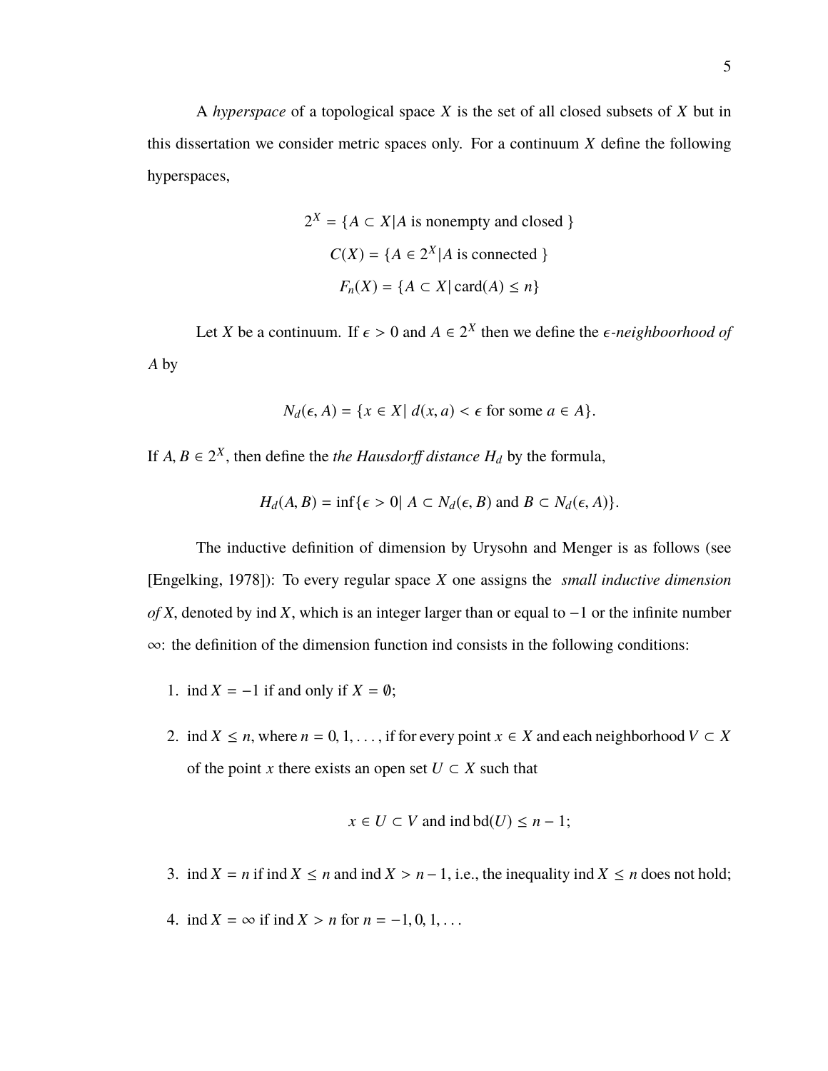A *hyperspace* of a topological space $X$ is the set of all closed subsets of $X$ but in this dissertation we consider metric spaces only. For a continuum $X$ define the following hyperspaces,

$$2^X = \{A \subset X | A \text{ is nonempty and closed }\}$$
$$C(X) = \{A \in 2^X | A \text{ is connected }\}$$
$$F_n(X) = \{A \subset X | \operatorname{card}(A) \leq n\}$$

Let $X$ be a continuum. If $\epsilon > 0$ and $A \in 2^X$ then we define the *$\epsilon$-neighboorhood of $A$* by

$$N_d(\epsilon, A) = \{x \in X | \ d(x, a) < \epsilon \text{ for some } a \in A\}.$$

If $A, B \in 2^X$, then define the *the Hausdorff distance $H_d$* by the formula,

$$H_d(A, B) = \inf\{\epsilon > 0 | \ A \subset N_d(\epsilon, B) \text{ and } B \subset N_d(\epsilon, A)\}.$$

The inductive definition of dimension by Urysohn and Menger is as follows (see [Engelking, 1978]): To every regular space $X$ one assigns the *small inductive dimension of $X$*, denoted by $\operatorname{ind} X$, which is an integer larger than or equal to $-1$ or the infinite number $\infty$: the definition of the dimension function ind consists in the following conditions:

1. $\operatorname{ind} X = -1$ if and only if $X = \emptyset$;
2. $\operatorname{ind} X \leq n$, where $n = 0, 1, \ldots$, if for every point $x \in X$ and each neighborhood $V \subset X$ of the point $x$ there exists an open set $U \subset X$ such that

$$x \in U \subset V \text{ and } \operatorname{ind} \operatorname{bd}(U) \leq n - 1;$$

3. $\operatorname{ind} X = n$ if $\operatorname{ind} X \leq n$ and $\operatorname{ind} X > n-1$, i.e., the inequality $\operatorname{ind} X \leq n$ does not hold;
4. $\operatorname{ind} X = \infty$ if $\operatorname{ind} X > n$ for $n = -1, 0, 1, \ldots$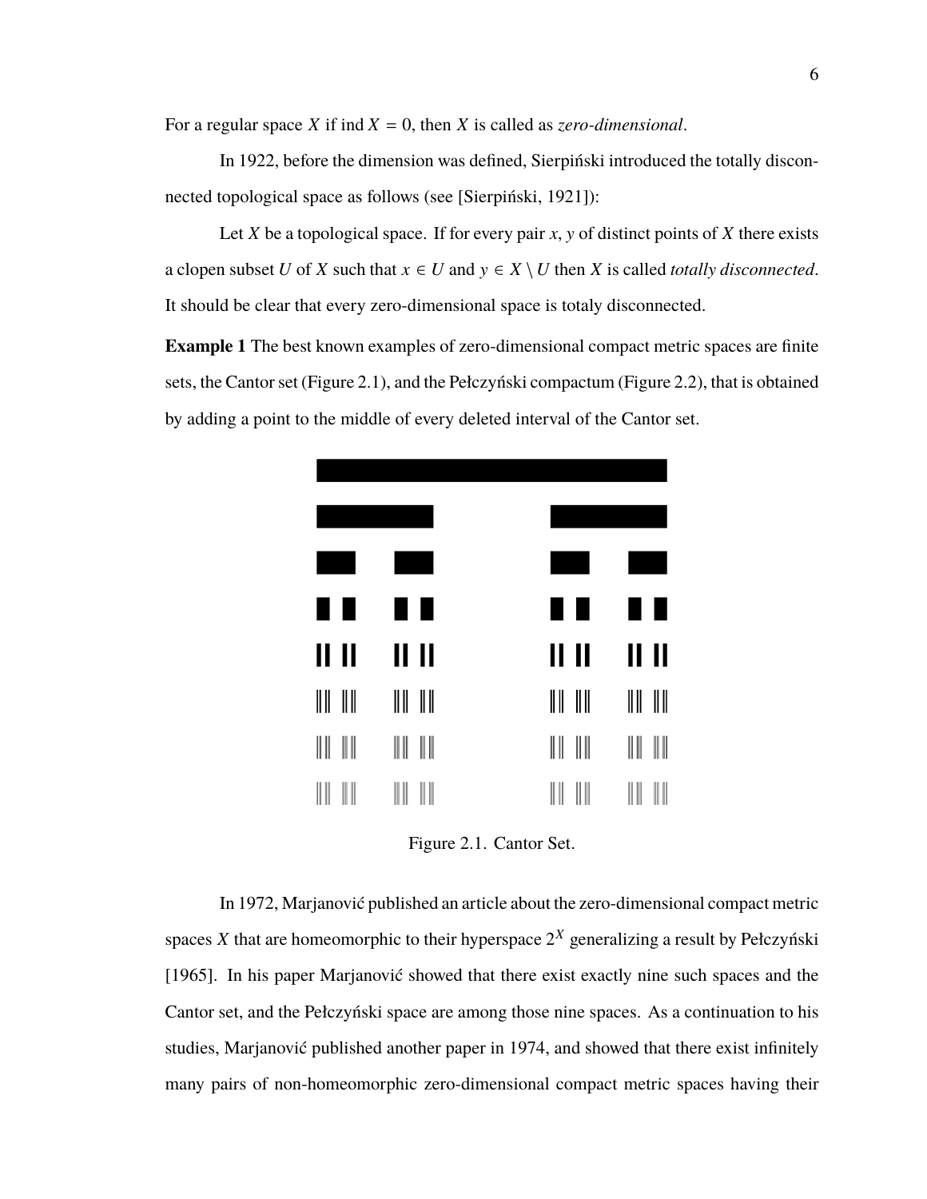For a regular space $X$ if $\operatorname{ind} X = 0$, then $X$ is called as *zero-dimensional*.

In 1922, before the dimension was defined, Sierpiński introduced the totally disconnected topological space as follows (see [Sierpiński, 1921]):

Let $X$ be a topological space. If for every pair $x$, $y$ of distinct points of $X$ there exists a clopen subset $U$ of $X$ such that $x \in U$ and $y \in X \setminus U$ then $X$ is called *totally disconnected*. It should be clear that every zero-dimensional space is totaly disconnected.

**Example 1** The best known examples of zero-dimensional compact metric spaces are finite sets, the Cantor set (Figure 2.1), and the Pełczyński compactum (Figure 2.2), that is obtained by adding a point to the middle of every deleted interval of the Cantor set.

Figure 2.1. Cantor Set.

In 1972, Marjanović published an article about the zero-dimensional compact metric spaces $X$ that are homeomorphic to their hyperspace $2^X$ generalizing a result by Pełczyński [1965]. In his paper Marjanović showed that there exist exactly nine such spaces and the Cantor set, and the Pełczyński space are among those nine spaces. As a continuation to his studies, Marjanović published another paper in 1974, and showed that there exist infinitely many pairs of non-homeomorphic zero-dimensional compact metric spaces having their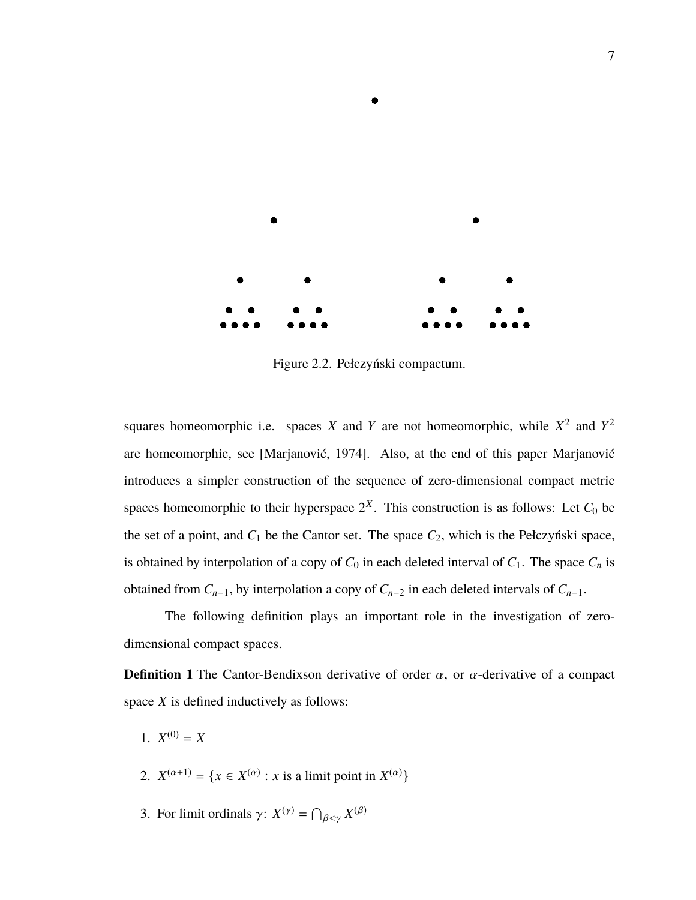Figure 2.2. Pełczyński compactum.

squares homeomorphic i.e. spaces $X$ and $Y$ are not homeomorphic, while $X^2$ and $Y^2$ are homeomorphic, see [Marjanović, 1974]. Also, at the end of this paper Marjanović introduces a simpler construction of the sequence of zero-dimensional compact metric spaces homeomorphic to their hyperspace $2^X$. This construction is as follows: Let $C_0$ be the set of a point, and $C_1$ be the Cantor set. The space $C_2$, which is the Pełczyński space, is obtained by interpolation of a copy of $C_0$ in each deleted interval of $C_1$. The space $C_n$ is obtained from $C_{n-1}$, by interpolation a copy of $C_{n-2}$ in each deleted intervals of $C_{n-1}$.

The following definition plays an important role in the investigation of zero-dimensional compact spaces.

**Definition 1** The Cantor-Bendixson derivative of order $\alpha$, or $\alpha$-derivative of a compact space $X$ is defined inductively as follows:

1. $X^{(0)} = X$
2. $X^{(\alpha+1)} = \{x \in X^{(\alpha)} : x \text{ is a limit point in } X^{(\alpha)}\}$
3. For limit ordinals $\gamma$: $X^{(\gamma)} = \bigcap_{\beta<\gamma} X^{(\beta)}$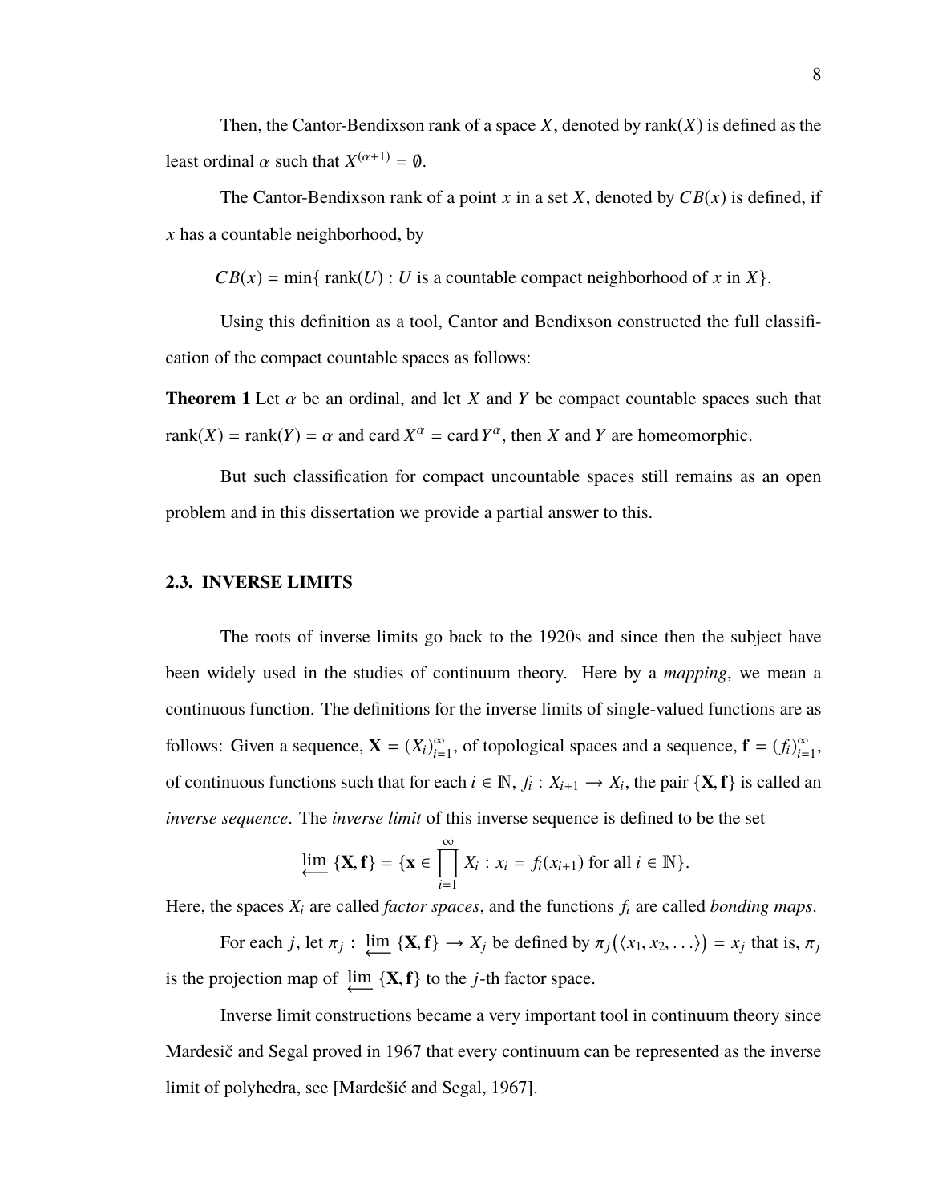Then, the Cantor-Bendixson rank of a space $X$, denoted by $\text{rank}(X)$ is defined as the least ordinal $\alpha$ such that $X^{(\alpha+1)} = \emptyset$.

The Cantor-Bendixson rank of a point $x$ in a set $X$, denoted by $CB(x)$ is defined, if $x$ has a countable neighborhood, by

$$CB(x) = \min\{\ \text{rank}(U) : U \text{ is a countable compact neighborhood of } x \text{ in } X\}.$$

Using this definition as a tool, Cantor and Bendixson constructed the full classification of the compact countable spaces as follows:

**Theorem 1** Let $\alpha$ be an ordinal, and let $X$ and $Y$ be compact countable spaces such that $\text{rank}(X) = \text{rank}(Y) = \alpha$ and $\text{card}\, X^{\alpha} = \text{card}\, Y^{\alpha}$, then $X$ and $Y$ are homeomorphic.

But such classification for compact uncountable spaces still remains as an open problem and in this dissertation we provide a partial answer to this.

## 2.3. INVERSE LIMITS

The roots of inverse limits go back to the 1920s and since then the subject have been widely used in the studies of continuum theory. Here by a *mapping*, we mean a continuous function. The definitions for the inverse limits of single-valued functions are as follows: Given a sequence, $\mathbf{X} = (X_i)_{i=1}^{\infty}$, of topological spaces and a sequence, $\mathbf{f} = (f_i)_{i=1}^{\infty}$, of continuous functions such that for each $i \in \mathbb{N}$, $f_i : X_{i+1} \to X_i$, the pair $\{\mathbf{X}, \mathbf{f}\}$ is called an *inverse sequence*. The *inverse limit* of this inverse sequence is defined to be the set

$$\varprojlim \{\mathbf{X}, \mathbf{f}\} = \{\mathbf{x} \in \prod_{i=1}^{\infty} X_i : x_i = f_i(x_{i+1}) \text{ for all } i \in \mathbb{N}\}.$$

Here, the spaces $X_i$ are called *factor spaces*, and the functions $f_i$ are called *bonding maps*.

For each $j$, let $\pi_j : \varprojlim \{\mathbf{X}, \mathbf{f}\} \to X_j$ be defined by $\pi_j(\langle x_1, x_2, \ldots \rangle) = x_j$ that is, $\pi_j$ is the projection map of $\varprojlim \{\mathbf{X}, \mathbf{f}\}$ to the $j$-th factor space.

Inverse limit constructions became a very important tool in continuum theory since Mardesič and Segal proved in 1967 that every continuum can be represented as the inverse limit of polyhedra, see [Mardešić and Segal, 1967].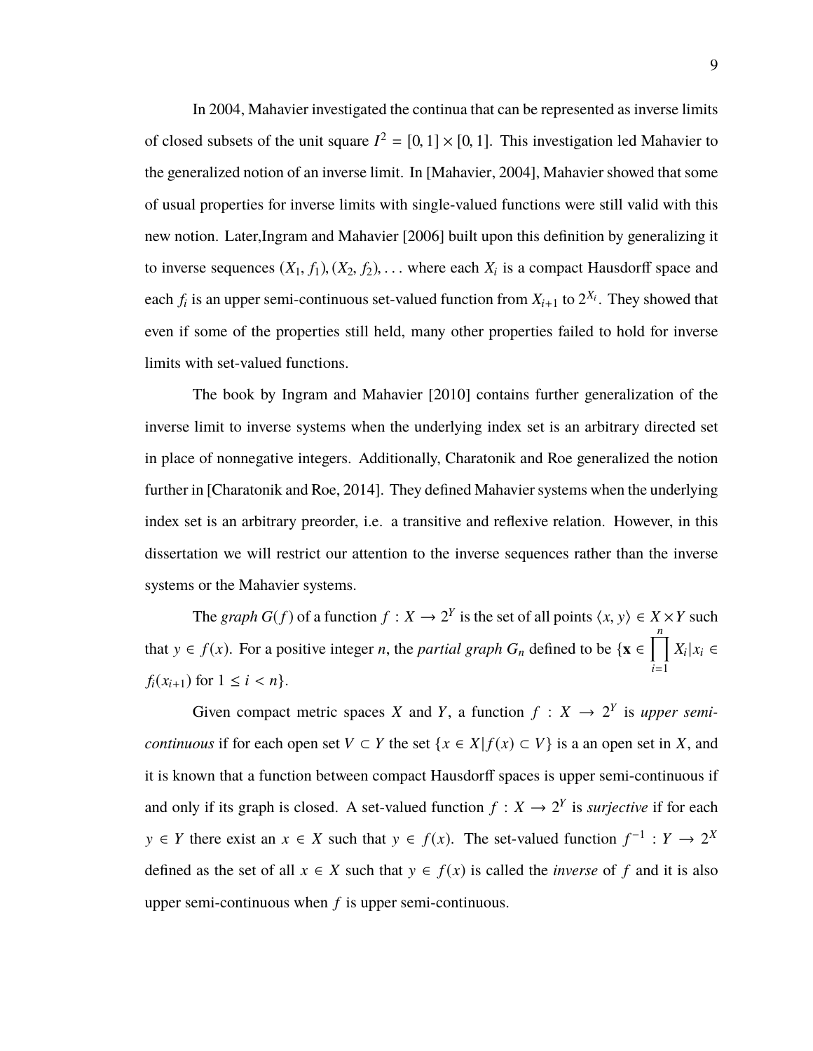In 2004, Mahavier investigated the continua that can be represented as inverse limits of closed subsets of the unit square $I^2 = [0, 1] \times [0, 1]$. This investigation led Mahavier to the generalized notion of an inverse limit. In [Mahavier, 2004], Mahavier showed that some of usual properties for inverse limits with single-valued functions were still valid with this new notion. Later,Ingram and Mahavier [2006] built upon this definition by generalizing it to inverse sequences $(X_1, f_1), (X_2, f_2), \ldots$ where each $X_i$ is a compact Hausdorff space and each $f_i$ is an upper semi-continuous set-valued function from $X_{i+1}$ to $2^{X_i}$. They showed that even if some of the properties still held, many other properties failed to hold for inverse limits with set-valued functions.

The book by Ingram and Mahavier [2010] contains further generalization of the inverse limit to inverse systems when the underlying index set is an arbitrary directed set in place of nonnegative integers. Additionally, Charatonik and Roe generalized the notion further in [Charatonik and Roe, 2014]. They defined Mahavier systems when the underlying index set is an arbitrary preorder, i.e. a transitive and reflexive relation. However, in this dissertation we will restrict our attention to the inverse sequences rather than the inverse systems or the Mahavier systems.

The *graph* $G(f)$ of a function $f : X \to 2^Y$ is the set of all points $\langle x, y \rangle \in X \times Y$ such that $y \in f(x)$. For a positive integer $n$, the *partial graph* $G_n$ defined to be $\{\mathbf{x} \in \prod_{i=1}^{n} X_i | x_i \in f_i(x_{i+1}) \text{ for } 1 \leq i < n\}$.

Given compact metric spaces $X$ and $Y$, a function $f : X \to 2^Y$ is *upper semi-continuous* if for each open set $V \subset Y$ the set $\{x \in X | f(x) \subset V\}$ is a an open set in $X$, and it is known that a function between compact Hausdorff spaces is upper semi-continuous if and only if its graph is closed. A set-valued function $f : X \to 2^Y$ is *surjective* if for each $y \in Y$ there exist an $x \in X$ such that $y \in f(x)$. The set-valued function $f^{-1} : Y \to 2^X$ defined as the set of all $x \in X$ such that $y \in f(x)$ is called the *inverse* of $f$ and it is also upper semi-continuous when $f$ is upper semi-continuous.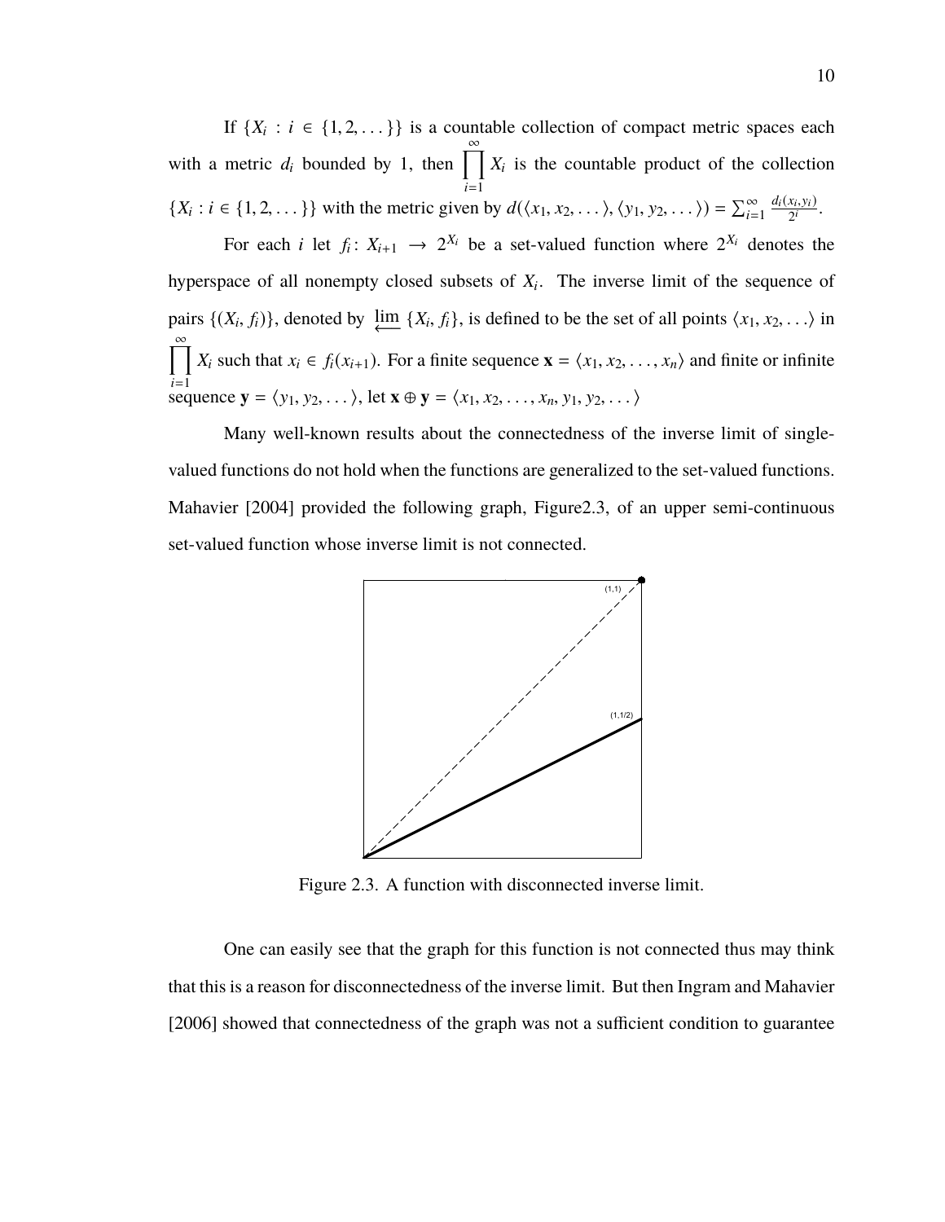If $\{X_i : i \in \{1, 2, \dots\}\}$ is a countable collection of compact metric spaces each with a metric $d_i$ bounded by 1, then $\prod_{i=1}^{\infty} X_i$ is the countable product of the collection $\{X_i : i \in \{1, 2, \dots\}\}$ with the metric given by $d(\langle x_1, x_2, \dots \rangle, \langle y_1, y_2, \dots \rangle) = \sum_{i=1}^{\infty} \frac{d_i(x_i, y_i)}{2^i}$.

For each $i$ let $f_i \colon X_{i+1} \to 2^{X_i}$ be a set-valued function where $2^{X_i}$ denotes the hyperspace of all nonempty closed subsets of $X_i$. The inverse limit of the sequence of pairs $\{(X_i, f_i)\}$, denoted by $\varprojlim \{X_i, f_i\}$, is defined to be the set of all points $\langle x_1, x_2, \dots \rangle$ in $\prod_{i=1}^{\infty} X_i$ such that $x_i \in f_i(x_{i+1})$. For a finite sequence $\mathbf{x} = \langle x_1, x_2, \dots, x_n \rangle$ and finite or infinite sequence $\mathbf{y} = \langle y_1, y_2, \dots \rangle$, let $\mathbf{x} \oplus \mathbf{y} = \langle x_1, x_2, \dots, x_n, y_1, y_2, \dots \rangle$

Many well-known results about the connectedness of the inverse limit of single-valued functions do not hold when the functions are generalized to the set-valued functions. Mahavier [2004] provided the following graph, Figure2.3, of an upper semi-continuous set-valued function whose inverse limit is not connected.

Figure 2.3. A function with disconnected inverse limit.

One can easily see that the graph for this function is not connected thus may think that this is a reason for disconnectedness of the inverse limit. But then Ingram and Mahavier [2006] showed that connectedness of the graph was not a sufficient condition to guarantee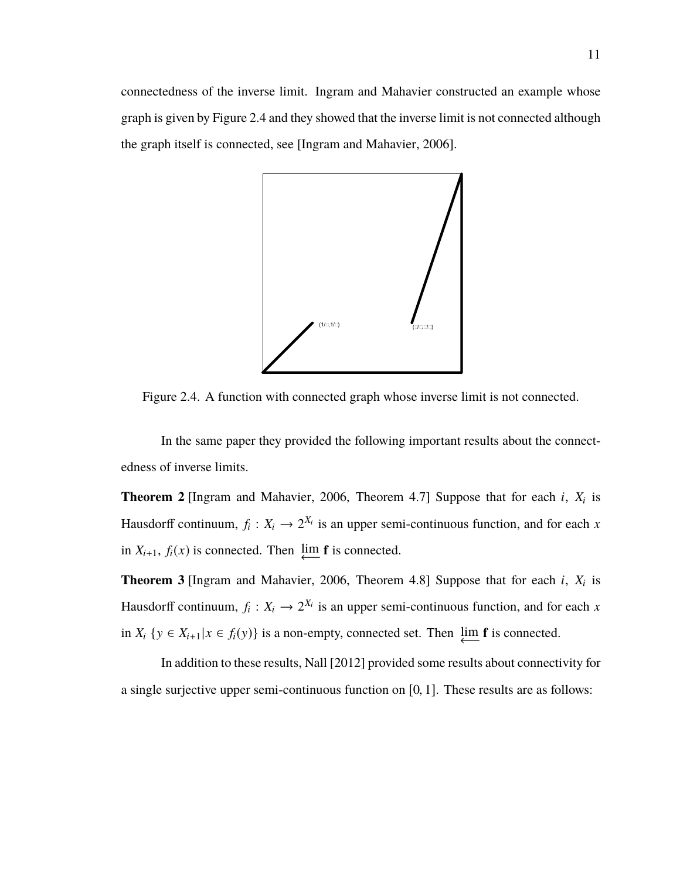connectedness of the inverse limit. Ingram and Mahavier constructed an example whose graph is given by Figure 2.4 and they showed that the inverse limit is not connected although the graph itself is connected, see [Ingram and Mahavier, 2006].

Figure 2.4. A function with connected graph whose inverse limit is not connected.

In the same paper they provided the following important results about the connectedness of inverse limits.

**Theorem 2** [Ingram and Mahavier, 2006, Theorem 4.7] Suppose that for each $i$, $X_i$ is Hausdorff continuum, $f_i : X_i \to 2^{X_i}$ is an upper semi-continuous function, and for each $x$ in $X_{i+1}$, $f_i(x)$ is connected. Then $\varprojlim \mathbf{f}$ is connected.

**Theorem 3** [Ingram and Mahavier, 2006, Theorem 4.8] Suppose that for each $i$, $X_i$ is Hausdorff continuum, $f_i : X_i \to 2^{X_i}$ is an upper semi-continuous function, and for each $x$ in $X_i$ $\{y \in X_{i+1} | x \in f_i(y)\}$ is a non-empty, connected set. Then $\varprojlim \mathbf{f}$ is connected.

In addition to these results, Nall [2012] provided some results about connectivity for a single surjective upper semi-continuous function on $[0, 1]$. These results are as follows: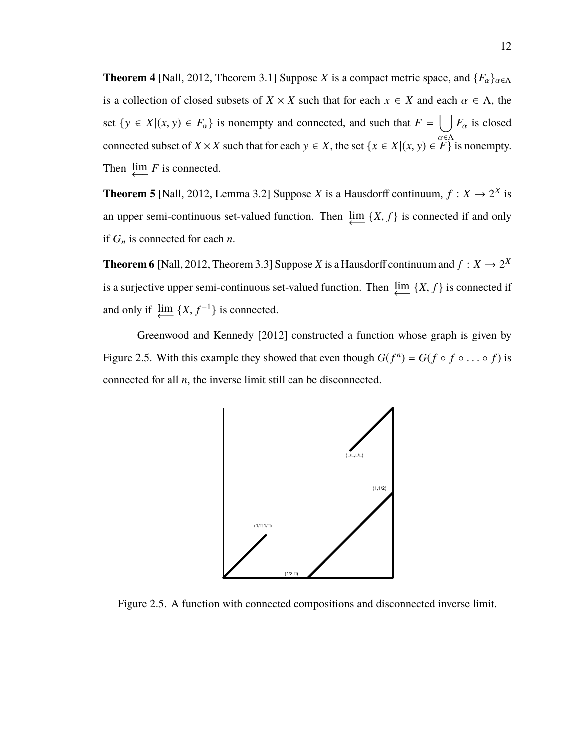**Theorem 4** [Nall, 2012, Theorem 3.1] Suppose $X$ is a compact metric space, and $\{F_\alpha\}_{\alpha\in\Lambda}$ is a collection of closed subsets of $X \times X$ such that for each $x \in X$ and each $\alpha \in \Lambda$, the set $\{y \in X | (x, y) \in F_\alpha\}$ is nonempty and connected, and such that $F = \bigcup_{\alpha\in\Lambda} F_\alpha$ is closed connected subset of $X \times X$ such that for each $y \in X$, the set $\{x \in X | (x, y) \in F\}$ is nonempty. Then $\varprojlim F$ is connected.

**Theorem 5** [Nall, 2012, Lemma 3.2] Suppose $X$ is a Hausdorff continuum, $f : X \to 2^X$ is an upper semi-continuous set-valued function. Then $\varprojlim \{X, f\}$ is connected if and only if $G_n$ is connected for each $n$.

**Theorem 6** [Nall, 2012, Theorem 3.3] Suppose $X$ is a Hausdorff continuum and $f : X \to 2^X$ is a surjective upper semi-continuous set-valued function. Then $\varprojlim \{X, f\}$ is connected if and only if $\varprojlim \{X, f^{-1}\}$ is connected.

Greenwood and Kennedy [2012] constructed a function whose graph is given by Figure 2.5. With this example they showed that even though $G(f^n) = G(f \circ f \circ \ldots \circ f)$ is connected for all $n$, the inverse limit still can be disconnected.

Figure 2.5. A function with connected compositions and disconnected inverse limit.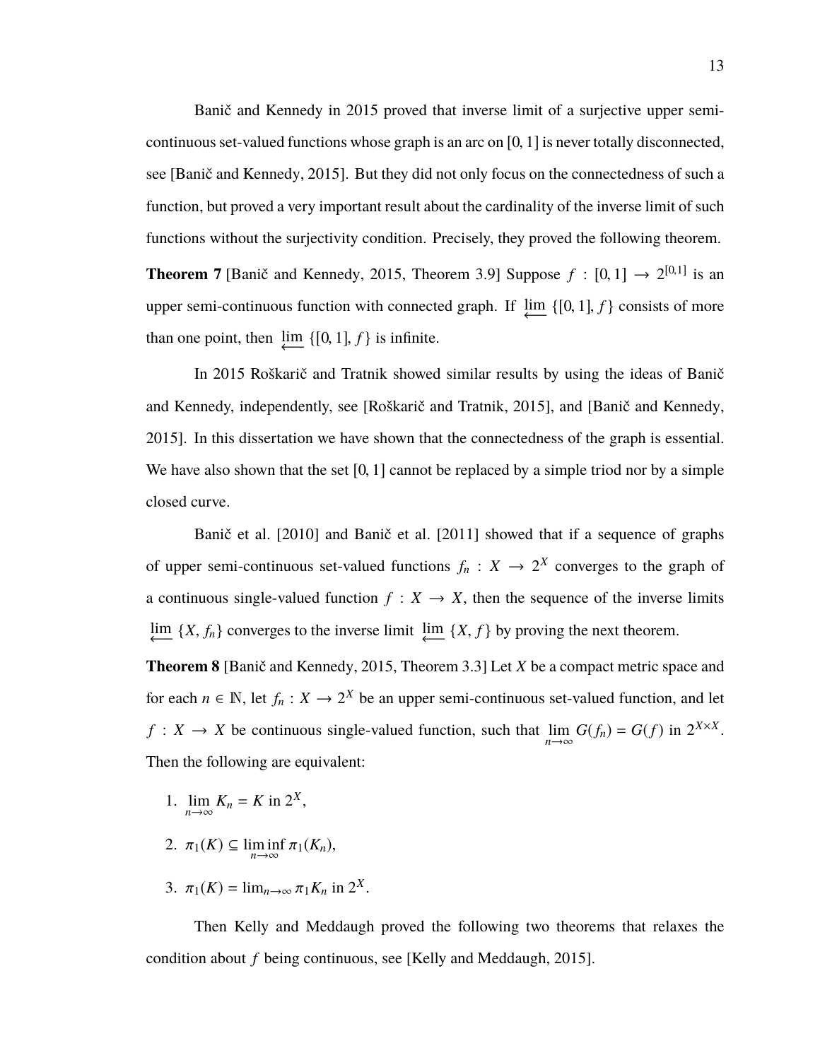Banič and Kennedy in 2015 proved that inverse limit of a surjective upper semi-continuous set-valued functions whose graph is an arc on $[0, 1]$ is never totally disconnected, see [Banič and Kennedy, 2015]. But they did not only focus on the connectedness of such a function, but proved a very important result about the cardinality of the inverse limit of such functions without the surjectivity condition. Precisely, they proved the following theorem.

**Theorem 7** [Banič and Kennedy, 2015, Theorem 3.9] Suppose $f : [0, 1] \to 2^{[0,1]}$ is an upper semi-continuous function with connected graph. If $\varprojlim \{[0, 1], f\}$ consists of more than one point, then $\varprojlim \{[0, 1], f\}$ is infinite.

In 2015 Roškarič and Tratnik showed similar results by using the ideas of Banič and Kennedy, independently, see [Roškarič and Tratnik, 2015], and [Banič and Kennedy, 2015]. In this dissertation we have shown that the connectedness of the graph is essential. We have also shown that the set $[0, 1]$ cannot be replaced by a simple triod nor by a simple closed curve.

Banič et al. [2010] and Banič et al. [2011] showed that if a sequence of graphs of upper semi-continuous set-valued functions $f_n : X \to 2^X$ converges to the graph of a continuous single-valued function $f : X \to X$, then the sequence of the inverse limits $\varprojlim \{X, f_n\}$ converges to the inverse limit $\varprojlim \{X, f\}$ by proving the next theorem.

**Theorem 8** [Banič and Kennedy, 2015, Theorem 3.3] Let $X$ be a compact metric space and for each $n \in \mathbb{N}$, let $f_n : X \to 2^X$ be an upper semi-continuous set-valued function, and let $f : X \to X$ be continuous single-valued function, such that $\lim_{n\to\infty} G(f_n) = G(f)$ in $2^{X\times X}$. Then the following are equivalent:

1. $\lim_{n\to\infty} K_n = K$ in $2^X$,
2. $\pi_1(K) \subseteq \liminf_{n\to\infty} \pi_1(K_n)$,
3. $\pi_1(K) = \lim_{n\to\infty} \pi_1 K_n$ in $2^X$.

Then Kelly and Meddaugh proved the following two theorems that relaxes the condition about $f$ being continuous, see [Kelly and Meddaugh, 2015].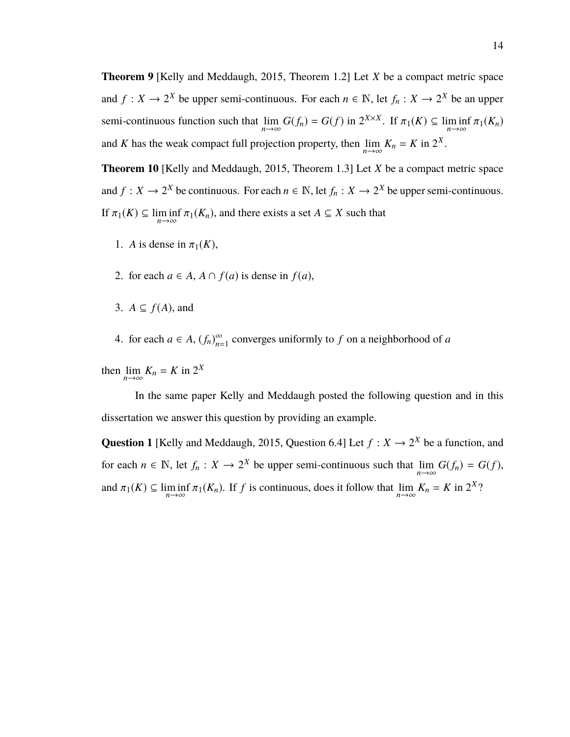**Theorem 9** [Kelly and Meddaugh, 2015, Theorem 1.2] Let $X$ be a compact metric space and $f : X \to 2^X$ be upper semi-continuous. For each $n \in \mathbb{N}$, let $f_n : X \to 2^X$ be an upper semi-continuous function such that $\lim\limits_{n\to\infty} G(f_n) = G(f)$ in $2^{X\times X}$. If $\pi_1(K) \subseteq \liminf\limits_{n\to\infty} \pi_1(K_n)$ and $K$ has the weak compact full projection property, then $\lim\limits_{n\to\infty} K_n = K$ in $2^X$.

**Theorem 10** [Kelly and Meddaugh, 2015, Theorem 1.3] Let $X$ be a compact metric space and $f : X \to 2^X$ be continuous. For each $n \in \mathbb{N}$, let $f_n : X \to 2^X$ be upper semi-continuous. If $\pi_1(K) \subseteq \liminf\limits_{n\to\infty} \pi_1(K_n)$, and there exists a set $A \subseteq X$ such that

1. $A$ is dense in $\pi_1(K)$,
2. for each $a \in A$, $A \cap f(a)$ is dense in $f(a)$,
3. $A \subseteq f(A)$, and
4. for each $a \in A$, $(f_n)_{n=1}^{\infty}$ converges uniformly to $f$ on a neighborhood of $a$

then $\lim\limits_{n\to\infty} K_n = K$ in $2^X$

In the same paper Kelly and Meddaugh posted the following question and in this dissertation we answer this question by providing an example.

**Question 1** [Kelly and Meddaugh, 2015, Question 6.4] Let $f : X \to 2^X$ be a function, and for each $n \in \mathbb{N}$, let $f_n : X \to 2^X$ be upper semi-continuous such that $\lim\limits_{n\to\infty} G(f_n) = G(f)$, and $\pi_1(K) \subseteq \liminf\limits_{n\to\infty} \pi_1(K_n)$. If $f$ is continuous, does it follow that $\lim\limits_{n\to\infty} K_n = K$ in $2^X$?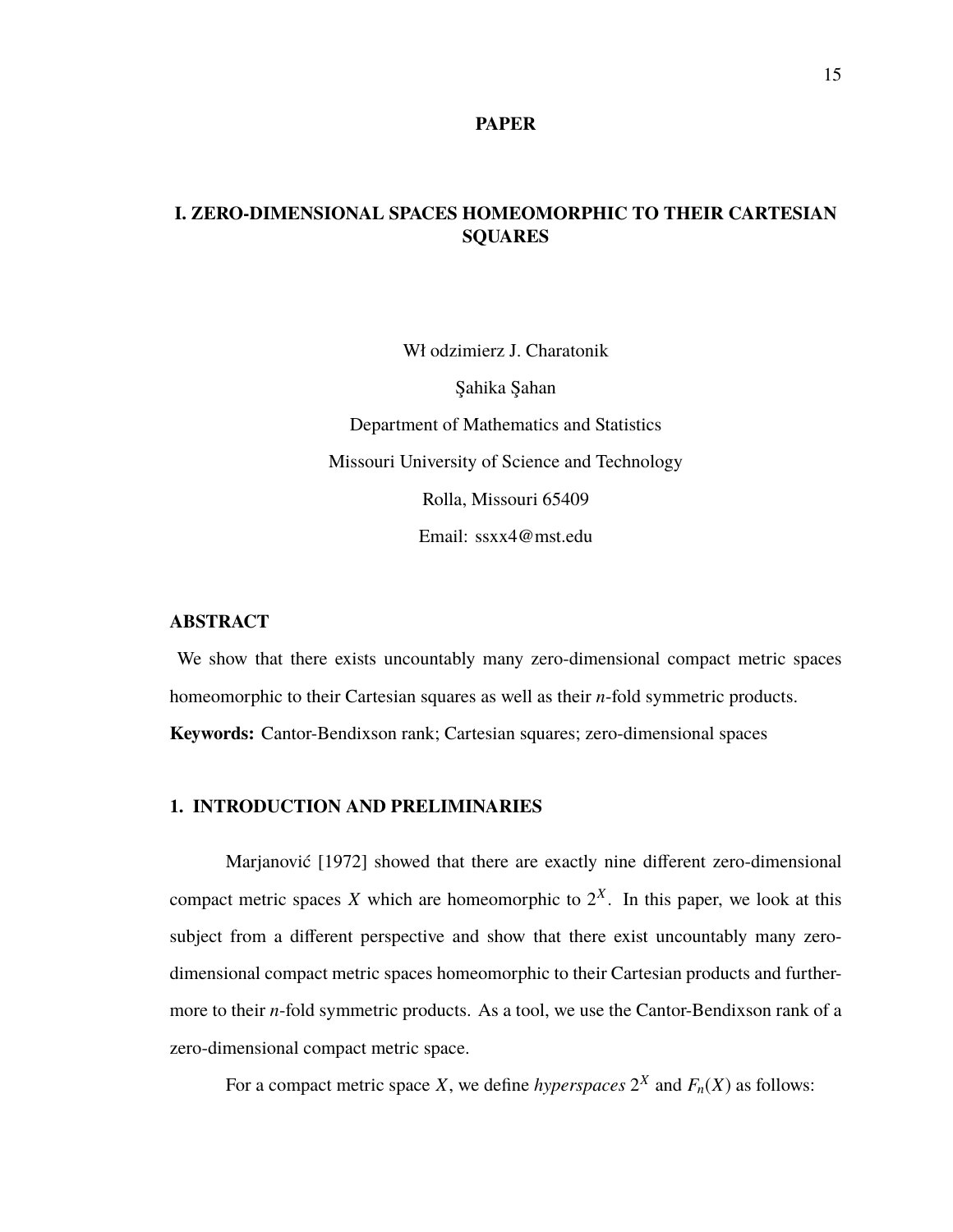**PAPER**

# I. ZERO-DIMENSIONAL SPACES HOMEOMORPHIC TO THEIR CARTESIAN SQUARES

Wł odzimierz J. Charatonik

Şahika Şahan

Department of Mathematics and Statistics

Missouri University of Science and Technology

Rolla, Missouri 65409

Email: ssxx4@mst.edu

## ABSTRACT

We show that there exists uncountably many zero-dimensional compact metric spaces homeomorphic to their Cartesian squares as well as their $n$-fold symmetric products.

**Keywords:** Cantor-Bendixson rank; Cartesian squares; zero-dimensional spaces

## 1. INTRODUCTION AND PRELIMINARIES

Marjanović [1972] showed that there are exactly nine different zero-dimensional compact metric spaces $X$ which are homeomorphic to $2^X$. In this paper, we look at this subject from a different perspective and show that there exist uncountably many zero-dimensional compact metric spaces homeomorphic to their Cartesian products and furthermore to their $n$-fold symmetric products. As a tool, we use the Cantor-Bendixson rank of a zero-dimensional compact metric space.

For a compact metric space $X$, we define *hyperspaces* $2^X$ and $F_n(X)$ as follows: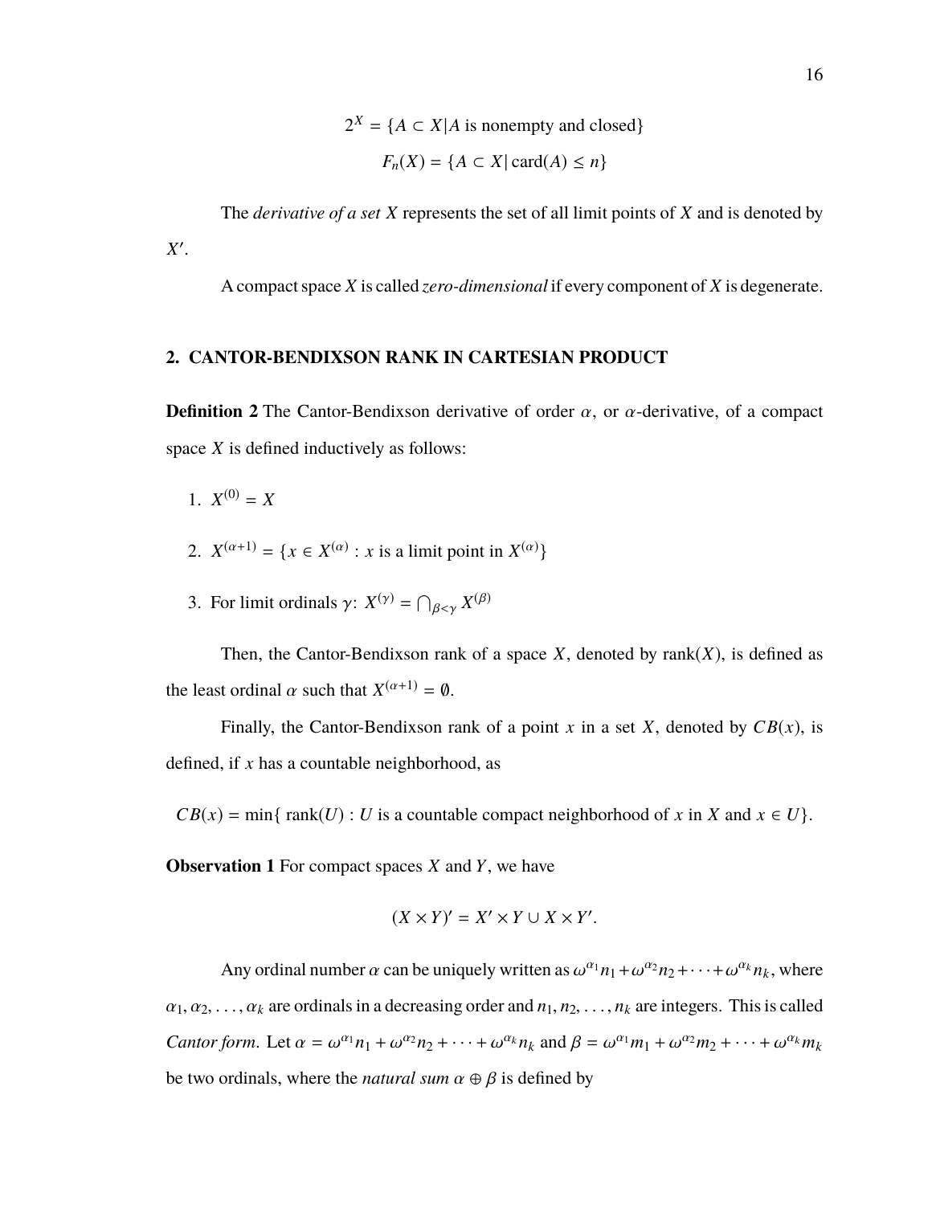$$2^X = \{A \subset X | A \text{ is nonempty and closed}\}$$

$$F_n(X) = \{A \subset X | \operatorname{card}(A) \leq n\}$$

The *derivative of a set* $X$ represents the set of all limit points of $X$ and is denoted by $X'$.

A compact space $X$ is called *zero-dimensional* if every component of $X$ is degenerate.

## 2. CANTOR-BENDIXSON RANK IN CARTESIAN PRODUCT

**Definition 2** The Cantor-Bendixson derivative of order $\alpha$, or $\alpha$-derivative, of a compact space $X$ is defined inductively as follows:

1. $X^{(0)} = X$
2. $X^{(\alpha+1)} = \{x \in X^{(\alpha)} : x \text{ is a limit point in } X^{(\alpha)}\}$
3. For limit ordinals $\gamma$: $X^{(\gamma)} = \bigcap_{\beta<\gamma} X^{(\beta)}$

Then, the Cantor-Bendixson rank of a space $X$, denoted by $\operatorname{rank}(X)$, is defined as the least ordinal $\alpha$ such that $X^{(\alpha+1)} = \emptyset$.

Finally, the Cantor-Bendixson rank of a point $x$ in a set $X$, denoted by $CB(x)$, is defined, if $x$ has a countable neighborhood, as

$$CB(x) = \min\{\ \operatorname{rank}(U) : U \text{ is a countable compact neighborhood of } x \text{ in } X \text{ and } x \in U\}.$$

**Observation 1** For compact spaces $X$ and $Y$, we have

$$(X \times Y)' = X' \times Y \cup X \times Y'.$$

Any ordinal number $\alpha$ can be uniquely written as $\omega^{\alpha_1}n_1 + \omega^{\alpha_2}n_2 + \cdots + \omega^{\alpha_k}n_k$, where $\alpha_1, \alpha_2, \ldots, \alpha_k$ are ordinals in a decreasing order and $n_1, n_2, \ldots, n_k$ are integers. This is called *Cantor form*. Let $\alpha = \omega^{\alpha_1}n_1 + \omega^{\alpha_2}n_2 + \cdots + \omega^{\alpha_k}n_k$ and $\beta = \omega^{\alpha_1}m_1 + \omega^{\alpha_2}m_2 + \cdots + \omega^{\alpha_k}m_k$ be two ordinals, where the *natural sum* $\alpha \oplus \beta$ is defined by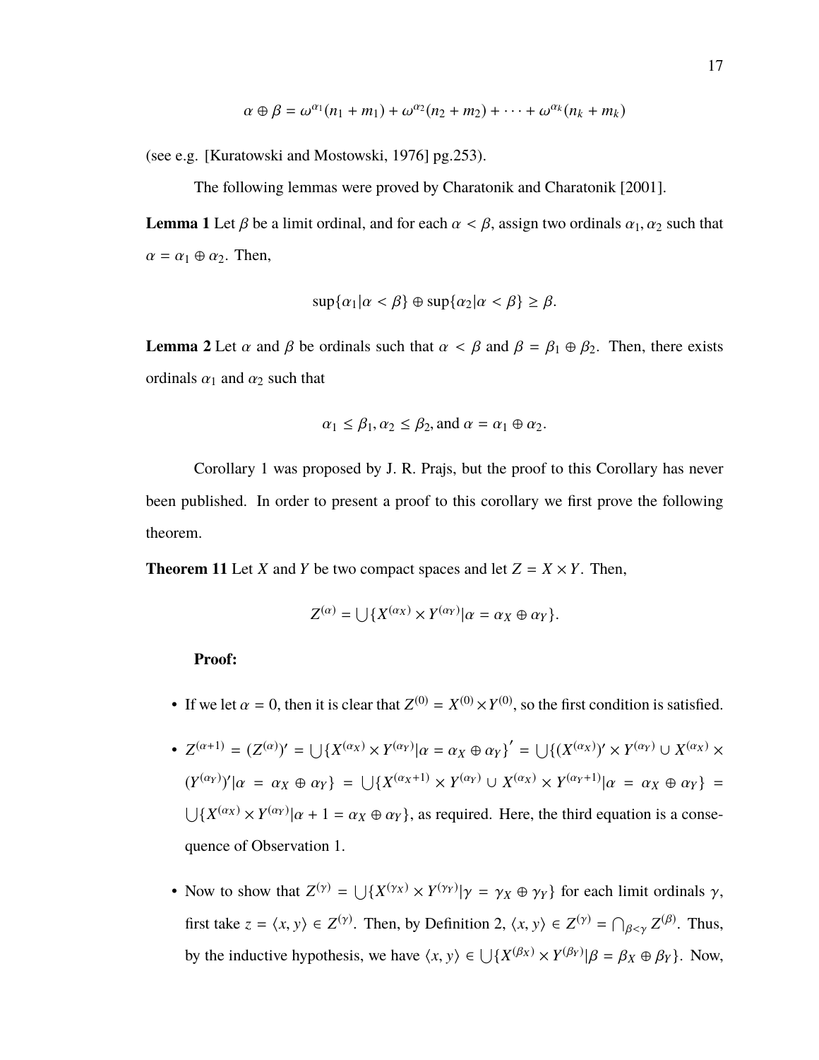$$\alpha \oplus \beta = \omega^{\alpha_1}(n_1 + m_1) + \omega^{\alpha_2}(n_2 + m_2) + \cdots + \omega^{\alpha_k}(n_k + m_k)$$

(see e.g. [Kuratowski and Mostowski, 1976] pg.253).

The following lemmas were proved by Charatonik and Charatonik [2001].

**Lemma 1** Let $\beta$ be a limit ordinal, and for each $\alpha < \beta$, assign two ordinals $\alpha_1, \alpha_2$ such that $\alpha = \alpha_1 \oplus \alpha_2$. Then,

$$\sup\{\alpha_1 | \alpha < \beta\} \oplus \sup\{\alpha_2 | \alpha < \beta\} \geq \beta.$$

**Lemma 2** Let $\alpha$ and $\beta$ be ordinals such that $\alpha < \beta$ and $\beta = \beta_1 \oplus \beta_2$. Then, there exists ordinals $\alpha_1$ and $\alpha_2$ such that

$$\alpha_1 \leq \beta_1, \alpha_2 \leq \beta_2, \text{and } \alpha = \alpha_1 \oplus \alpha_2.$$

Corollary 1 was proposed by J. R. Prajs, but the proof to this Corollary has never been published. In order to present a proof to this corollary we first prove the following theorem.

**Theorem 11** Let $X$ and $Y$ be two compact spaces and let $Z = X \times Y$. Then,

$$Z^{(\alpha)} = \bigcup\{X^{(\alpha_X)} \times Y^{(\alpha_Y)} | \alpha = \alpha_X \oplus \alpha_Y\}.$$

**Proof:**

- If we let $\alpha = 0$, then it is clear that $Z^{(0)} = X^{(0)} \times Y^{(0)}$, so the first condition is satisfied.
- $Z^{(\alpha+1)} = (Z^{(\alpha)})' = \bigcup\{X^{(\alpha_X)} \times Y^{(\alpha_Y)} | \alpha = \alpha_X \oplus \alpha_Y\}' = \bigcup\{(X^{(\alpha_X)})' \times Y^{(\alpha_Y)} \cup X^{(\alpha_X)} \times (Y^{(\alpha_Y)})' | \alpha = \alpha_X \oplus \alpha_Y\} = \bigcup\{X^{(\alpha_X+1)} \times Y^{(\alpha_Y)} \cup X^{(\alpha_X)} \times Y^{(\alpha_Y+1)} | \alpha = \alpha_X \oplus \alpha_Y\} = \bigcup\{X^{(\alpha_X)} \times Y^{(\alpha_Y)} | \alpha + 1 = \alpha_X \oplus \alpha_Y\}$, as required. Here, the third equation is a consequence of Observation 1.
- Now to show that $Z^{(\gamma)} = \bigcup\{X^{(\gamma_X)} \times Y^{(\gamma_Y)} | \gamma = \gamma_X \oplus \gamma_Y\}$ for each limit ordinals $\gamma$, first take $z = \langle x, y\rangle \in Z^{(\gamma)}$. Then, by Definition 2, $\langle x, y\rangle \in Z^{(\gamma)} = \bigcap_{\beta<\gamma} Z^{(\beta)}$. Thus, by the inductive hypothesis, we have $\langle x, y\rangle \in \bigcup\{X^{(\beta_X)} \times Y^{(\beta_Y)} | \beta = \beta_X \oplus \beta_Y\}$. Now,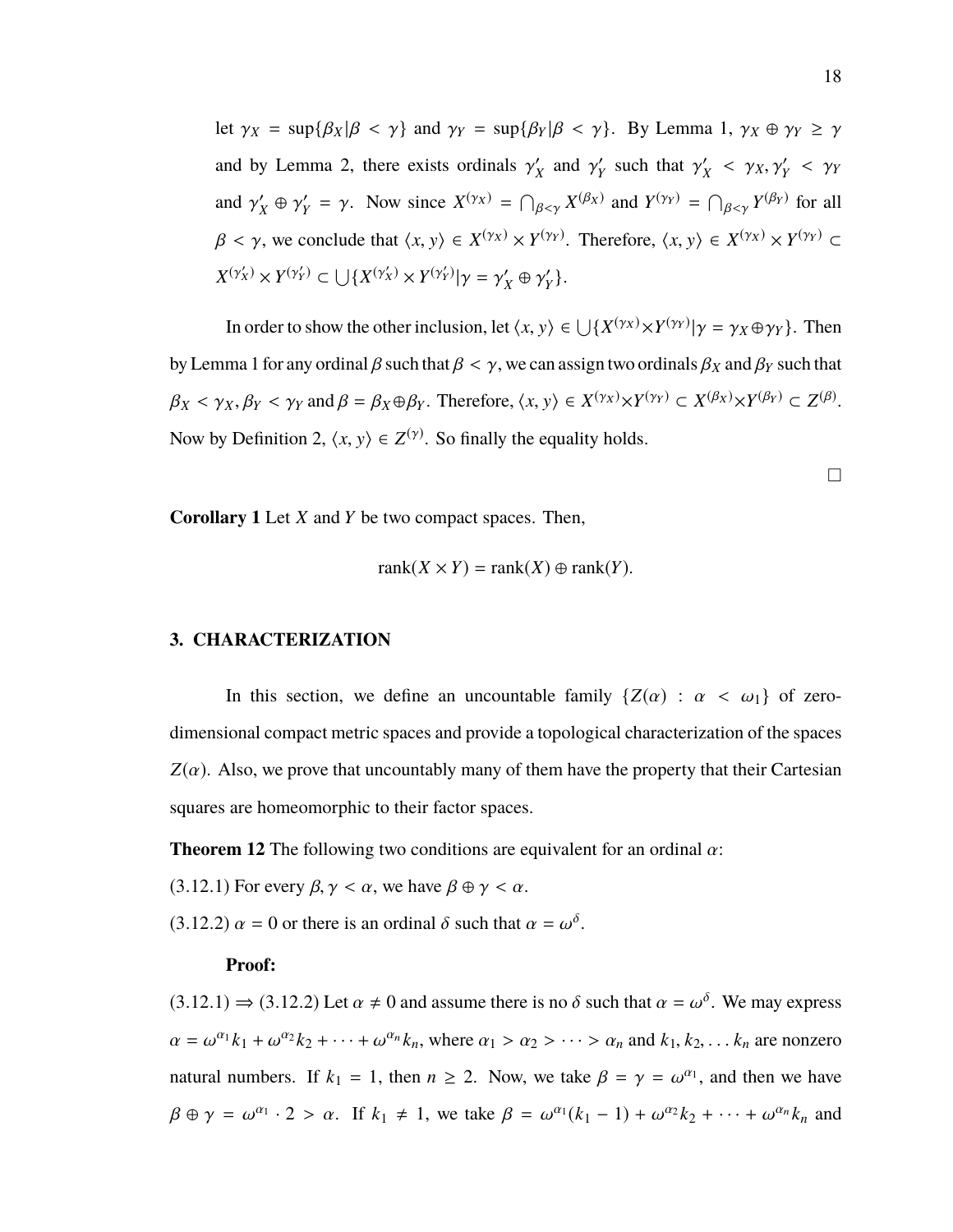let $\gamma_X = \sup\{\beta_X | \beta < \gamma\}$ and $\gamma_Y = \sup\{\beta_Y | \beta < \gamma\}$. By Lemma 1, $\gamma_X \oplus \gamma_Y \geq \gamma$ and by Lemma 2, there exists ordinals $\gamma'_X$ and $\gamma'_Y$ such that $\gamma'_X < \gamma_X, \gamma'_Y < \gamma_Y$ and $\gamma'_X \oplus \gamma'_Y = \gamma$. Now since $X^{(\gamma_X)} = \bigcap_{\beta<\gamma} X^{(\beta_X)}$ and $Y^{(\gamma_Y)} = \bigcap_{\beta<\gamma} Y^{(\beta_Y)}$ for all $\beta < \gamma$, we conclude that $\langle x, y\rangle \in X^{(\gamma_X)} \times Y^{(\gamma_Y)}$. Therefore, $\langle x, y\rangle \in X^{(\gamma_X)} \times Y^{(\gamma_Y)} \subset X^{(\gamma'_X)} \times Y^{(\gamma'_Y)} \subset \bigcup\{X^{(\gamma'_X)} \times Y^{(\gamma'_Y)} | \gamma = \gamma'_X \oplus \gamma'_Y\}$.

In order to show the other inclusion, let $\langle x, y\rangle \in \bigcup\{X^{(\gamma_X)} \times Y^{(\gamma_Y)} | \gamma = \gamma_X \oplus \gamma_Y\}$. Then by Lemma 1 for any ordinal $\beta$ such that $\beta < \gamma$, we can assign two ordinals $\beta_X$ and $\beta_Y$ such that $\beta_X < \gamma_X, \beta_Y < \gamma_Y$ and $\beta = \beta_X \oplus \beta_Y$. Therefore, $\langle x, y\rangle \in X^{(\gamma_X)} \times Y^{(\gamma_Y)} \subset X^{(\beta_X)} \times Y^{(\beta_Y)} \subset Z^{(\beta)}$. Now by Definition 2, $\langle x, y\rangle \in Z^{(\gamma)}$. So finally the equality holds.

□

**Corollary 1** Let $X$ and $Y$ be two compact spaces. Then,

$$\text{rank}(X \times Y) = \text{rank}(X) \oplus \text{rank}(Y).$$

## 3. CHARACTERIZATION

In this section, we define an uncountable family $\{Z(\alpha) : \alpha < \omega_1\}$ of zero-dimensional compact metric spaces and provide a topological characterization of the spaces $Z(\alpha)$. Also, we prove that uncountably many of them have the property that their Cartesian squares are homeomorphic to their factor spaces.

**Theorem 12** The following two conditions are equivalent for an ordinal $\alpha$:

(3.12.1) For every $\beta, \gamma < \alpha$, we have $\beta \oplus \gamma < \alpha$.

(3.12.2) $\alpha = 0$ or there is an ordinal $\delta$ such that $\alpha = \omega^\delta$.

**Proof:**

(3.12.1) $\Rightarrow$ (3.12.2) Let $\alpha \neq 0$ and assume there is no $\delta$ such that $\alpha = \omega^\delta$. We may express $\alpha = \omega^{\alpha_1}k_1 + \omega^{\alpha_2}k_2 + \cdots + \omega^{\alpha_n}k_n$, where $\alpha_1 > \alpha_2 > \cdots > \alpha_n$ and $k_1, k_2, \ldots k_n$ are nonzero natural numbers. If $k_1 = 1$, then $n \geq 2$. Now, we take $\beta = \gamma = \omega^{\alpha_1}$, and then we have $\beta \oplus \gamma = \omega^{\alpha_1} \cdot 2 > \alpha$. If $k_1 \neq 1$, we take $\beta = \omega^{\alpha_1}(k_1 - 1) + \omega^{\alpha_2}k_2 + \cdots + \omega^{\alpha_n}k_n$ and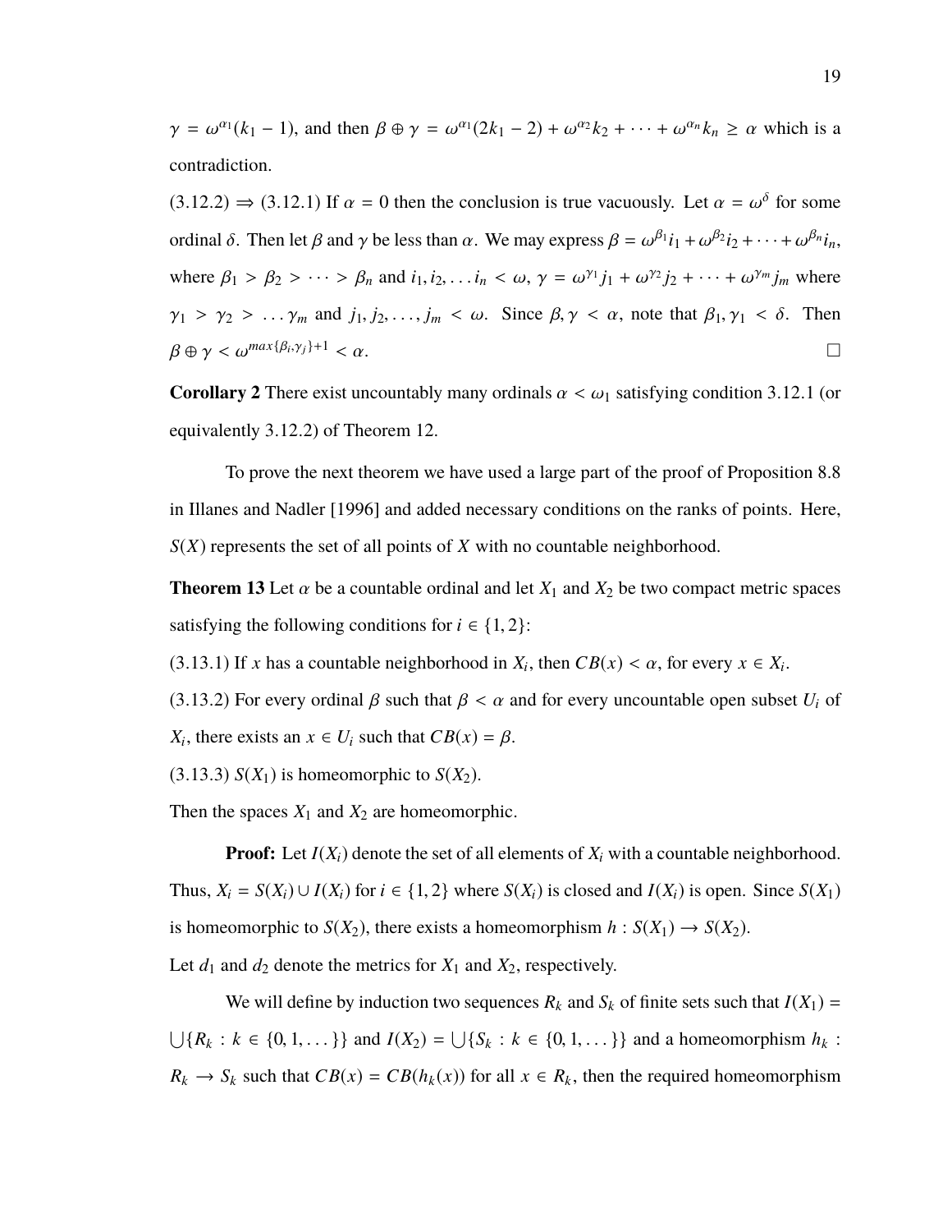$\gamma = \omega^{\alpha_1}(k_1 - 1)$, and then $\beta \oplus \gamma = \omega^{\alpha_1}(2k_1 - 2) + \omega^{\alpha_2}k_2 + \cdots + \omega^{\alpha_n}k_n \geq \alpha$ which is a contradiction.

(3.12.2) $\Rightarrow$ (3.12.1) If $\alpha = 0$ then the conclusion is true vacuously. Let $\alpha = \omega^{\delta}$ for some ordinal $\delta$. Then let $\beta$ and $\gamma$ be less than $\alpha$. We may express $\beta = \omega^{\beta_1}i_1 + \omega^{\beta_2}i_2 + \cdots + \omega^{\beta_n}i_n$, where $\beta_1 > \beta_2 > \cdots > \beta_n$ and $i_1, i_2, \ldots i_n < \omega$, $\gamma = \omega^{\gamma_1}j_1 + \omega^{\gamma_2}j_2 + \cdots + \omega^{\gamma_m}j_m$ where $\gamma_1 > \gamma_2 > \ldots \gamma_m$ and $j_1, j_2, \ldots, j_m < \omega$. Since $\beta, \gamma < \alpha$, note that $\beta_1, \gamma_1 < \delta$. Then $\beta \oplus \gamma < \omega^{max\{\beta_i, \gamma_j\}+1} < \alpha$. □

**Corollary 2** There exist uncountably many ordinals $\alpha < \omega_1$ satisfying condition 3.12.1 (or equivalently 3.12.2) of Theorem 12.

To prove the next theorem we have used a large part of the proof of Proposition 8.8 in Illanes and Nadler [1996] and added necessary conditions on the ranks of points. Here, $S(X)$ represents the set of all points of $X$ with no countable neighborhood.

**Theorem 13** Let $\alpha$ be a countable ordinal and let $X_1$ and $X_2$ be two compact metric spaces satisfying the following conditions for $i \in \{1, 2\}$:

(3.13.1) If $x$ has a countable neighborhood in $X_i$, then $CB(x) < \alpha$, for every $x \in X_i$.

(3.13.2) For every ordinal $\beta$ such that $\beta < \alpha$ and for every uncountable open subset $U_i$ of $X_i$, there exists an $x \in U_i$ such that $CB(x) = \beta$.

(3.13.3) $S(X_1)$ is homeomorphic to $S(X_2)$.

Then the spaces $X_1$ and $X_2$ are homeomorphic.

**Proof:** Let $I(X_i)$ denote the set of all elements of $X_i$ with a countable neighborhood. Thus, $X_i = S(X_i) \cup I(X_i)$ for $i \in \{1, 2\}$ where $S(X_i)$ is closed and $I(X_i)$ is open. Since $S(X_1)$ is homeomorphic to $S(X_2)$, there exists a homeomorphism $h : S(X_1) \to S(X_2)$.

Let $d_1$ and $d_2$ denote the metrics for $X_1$ and $X_2$, respectively.

We will define by induction two sequences $R_k$ and $S_k$ of finite sets such that $I(X_1) = \bigcup\{R_k : k \in \{0, 1, \ldots\}\}$ and $I(X_2) = \bigcup\{S_k : k \in \{0, 1, \ldots\}\}$ and a homeomorphism $h_k : R_k \to S_k$ such that $CB(x) = CB(h_k(x))$ for all $x \in R_k$, then the required homeomorphism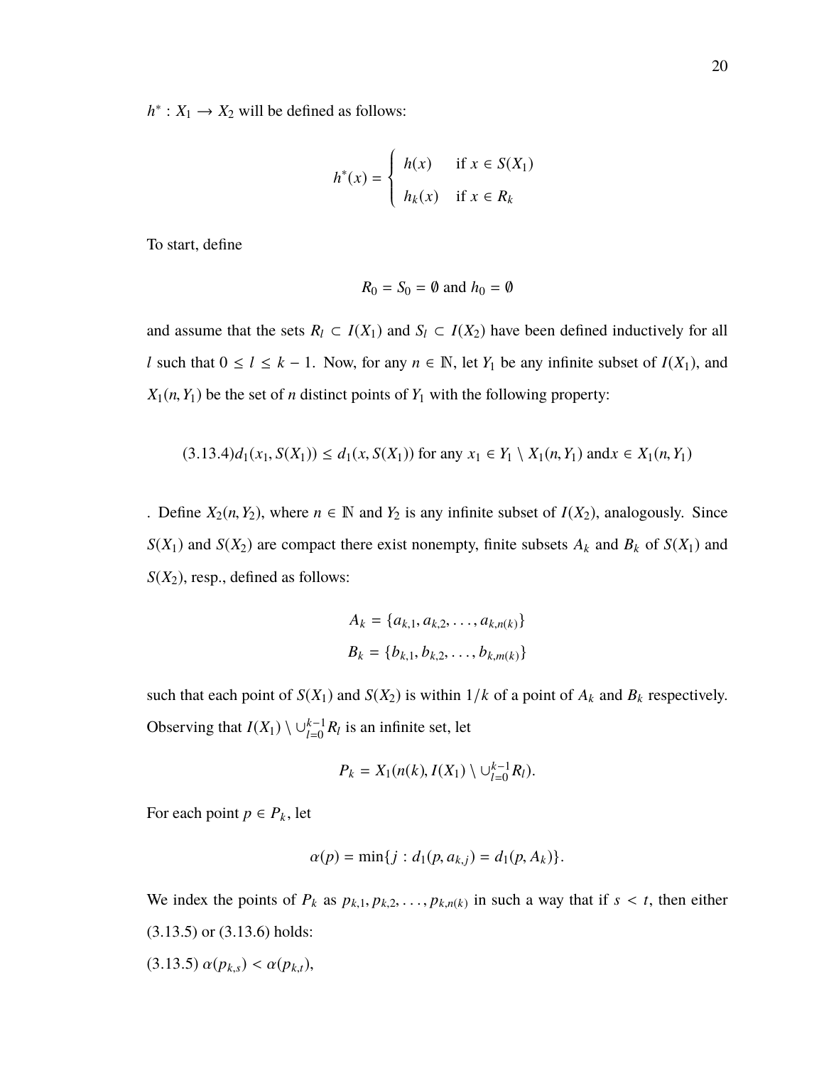$h^* : X_1 \longrightarrow X_2$ will be defined as follows:

$$h^*(x) = \begin{cases} h(x) & \text{if } x \in S(X_1) \\ h_k(x) & \text{if } x \in R_k \end{cases}$$

To start, define

$$R_0 = S_0 = \emptyset \text{ and } h_0 = \emptyset$$

and assume that the sets $R_l \subset I(X_1)$ and $S_l \subset I(X_2)$ have been defined inductively for all $l$ such that $0 \leq l \leq k-1$. Now, for any $n \in \mathbb{N}$, let $Y_1$ be any infinite subset of $I(X_1)$, and $X_1(n, Y_1)$ be the set of $n$ distinct points of $Y_1$ with the following property:

$$(3.13.4) d_1(x_1, S(X_1)) \leq d_1(x, S(X_1)) \text{ for any } x_1 \in Y_1 \setminus X_1(n, Y_1) \text{ and} x \in X_1(n, Y_1)$$

. Define $X_2(n, Y_2)$, where $n \in \mathbb{N}$ and $Y_2$ is any infinite subset of $I(X_2)$, analogously. Since $S(X_1)$ and $S(X_2)$ are compact there exist nonempty, finite subsets $A_k$ and $B_k$ of $S(X_1)$ and $S(X_2)$, resp., defined as follows:

$$A_k = \{a_{k,1}, a_{k,2}, \ldots, a_{k,n(k)}\}$$
$$B_k = \{b_{k,1}, b_{k,2}, \ldots, b_{k,m(k)}\}$$

such that each point of $S(X_1)$ and $S(X_2)$ is within $1/k$ of a point of $A_k$ and $B_k$ respectively. Observing that $I(X_1) \setminus \cup_{l=0}^{k-1} R_l$ is an infinite set, let

$$P_k = X_1(n(k), I(X_1) \setminus \cup_{l=0}^{k-1} R_l).$$

For each point $p \in P_k$, let

$$\alpha(p) = \min\{j : d_1(p, a_{k,j}) = d_1(p, A_k)\}.$$

We index the points of $P_k$ as $p_{k,1}, p_{k,2}, \ldots, p_{k,n(k)}$ in such a way that if $s < t$, then either (3.13.5) or (3.13.6) holds:

(3.13.5) $\alpha(p_{k,s}) < \alpha(p_{k,t})$,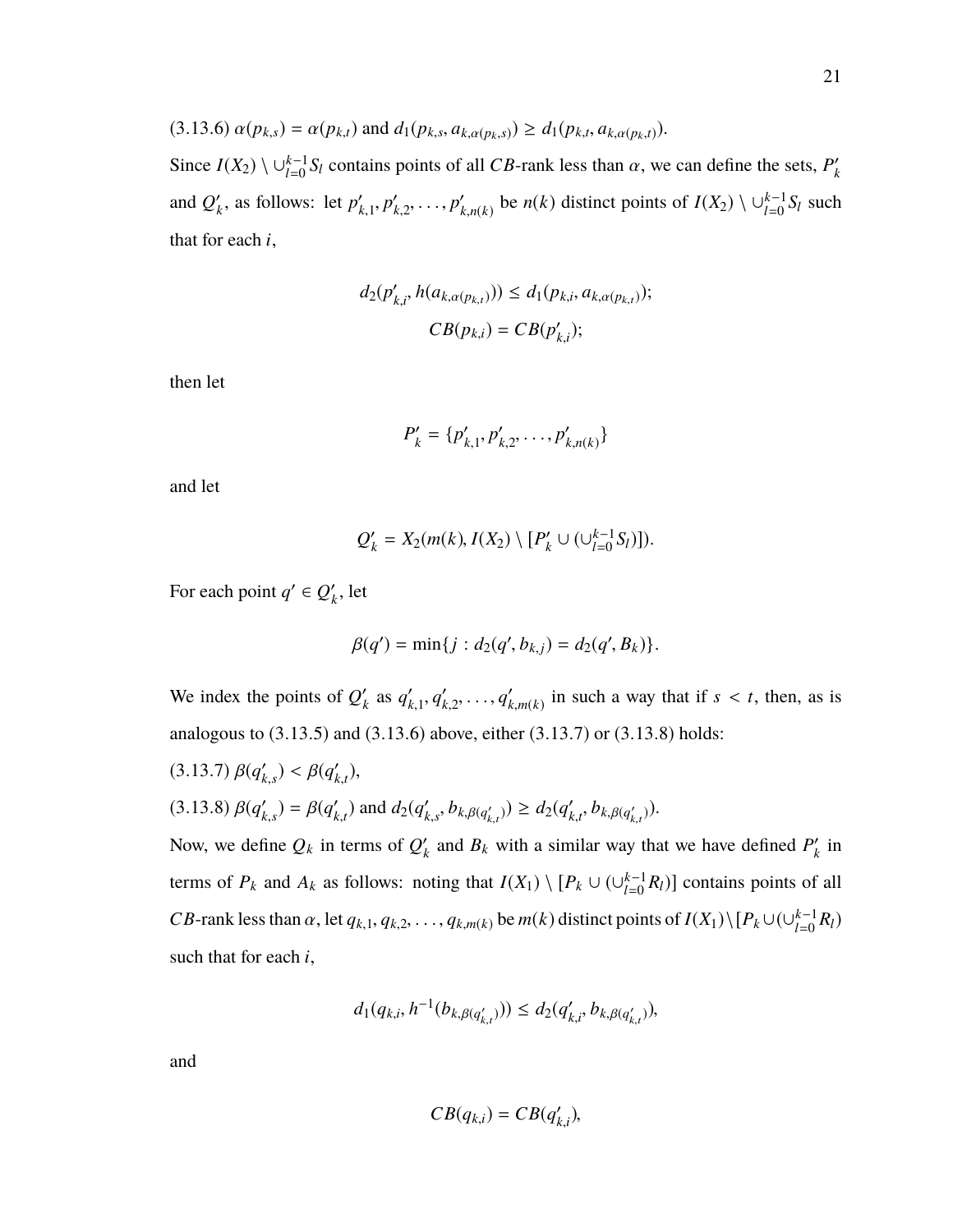(3.13.6) $\alpha(p_{k,s}) = \alpha(p_{k,t})$ and $d_1(p_{k,s}, a_{k,\alpha(p_{k,s})}) \geq d_1(p_{k,t}, a_{k,\alpha(p_{k,t})})$.

Since $I(X_2) \setminus \cup_{l=0}^{k-1} S_l$ contains points of all $CB$-rank less than $\alpha$, we can define the sets, $P'_k$ and $Q'_k$, as follows: let $p'_{k,1}, p'_{k,2}, \ldots, p'_{k,n(k)}$ be $n(k)$ distinct points of $I(X_2) \setminus \cup_{l=0}^{k-1} S_l$ such that for each $i$,

$$d_2(p'_{k,i}, h(a_{k,\alpha(p_{k,t})})) \leq d_1(p_{k,i}, a_{k,\alpha(p_{k,t})});$$
$$CB(p_{k,i}) = CB(p'_{k,i});$$

then let

$$P'_k = \{p'_{k,1}, p'_{k,2}, \ldots, p'_{k,n(k)}\}$$

and let

$$Q'_k = X_2(m(k), I(X_2) \setminus [P'_k \cup (\cup_{l=0}^{k-1} S_l)]).$$

For each point $q' \in Q'_k$, let

$$\beta(q') = \min\{j : d_2(q', b_{k,j}) = d_2(q', B_k)\}.$$

We index the points of $Q'_k$ as $q'_{k,1}, q'_{k,2}, \ldots, q'_{k,m(k)}$ in such a way that if $s < t$, then, as is analogous to (3.13.5) and (3.13.6) above, either (3.13.7) or (3.13.8) holds:

(3.13.7) $\beta(q'_{k,s}) < \beta(q'_{k,t})$,

(3.13.8) $\beta(q'_{k,s}) = \beta(q'_{k,t})$ and $d_2(q'_{k,s}, b_{k,\beta(q'_{k,t})}) \geq d_2(q'_{k,t}, b_{k,\beta(q'_{k,t})})$.

Now, we define $Q_k$ in terms of $Q'_k$ and $B_k$ with a similar way that we have defined $P'_k$ in terms of $P_k$ and $A_k$ as follows: noting that $I(X_1) \setminus [P_k \cup (\cup_{l=0}^{k-1} R_l)]$ contains points of all $CB$-rank less than $\alpha$, let $q_{k,1}, q_{k,2}, \ldots, q_{k,m(k)}$ be $m(k)$ distinct points of $I(X_1) \setminus [P_k \cup (\cup_{l=0}^{k-1} R_l)$ such that for each $i$,

$$d_1(q_{k,i}, h^{-1}(b_{k,\beta(q'_{k,t})})) \leq d_2(q'_{k,i}, b_{k,\beta(q'_{k,t})}),$$

and

$$CB(q_{k,i}) = CB(q'_{k,i}),$$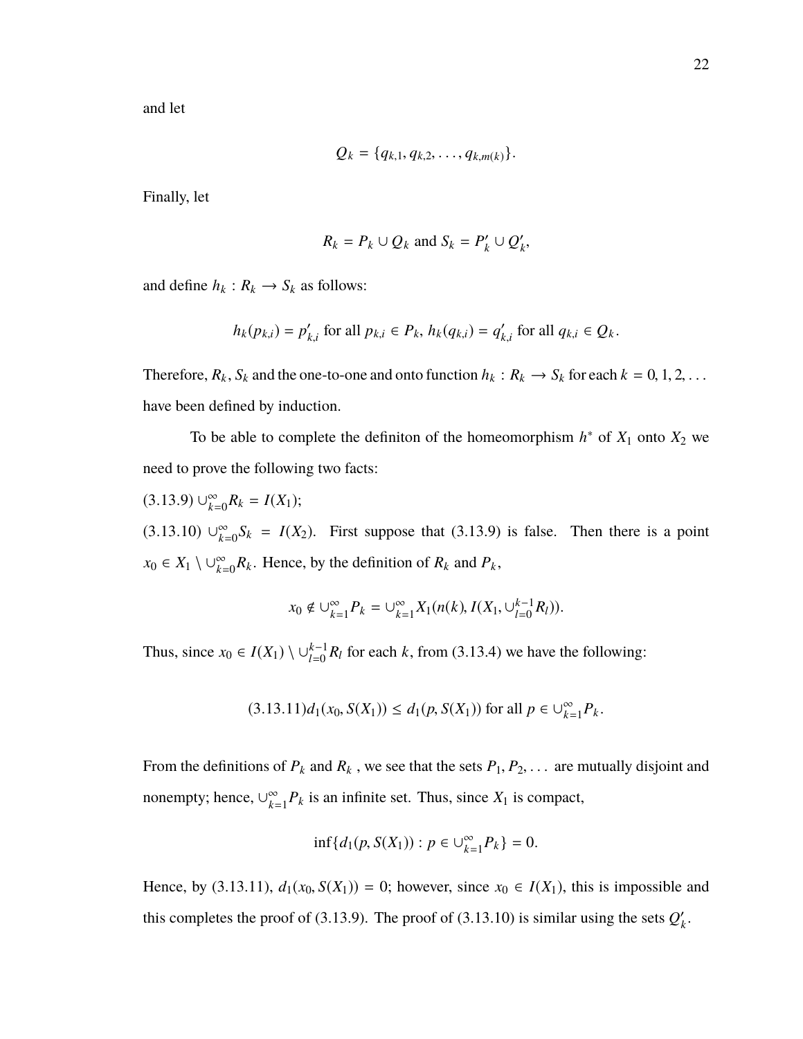and let

$$Q_k = \{q_{k,1}, q_{k,2}, \ldots, q_{k,m(k)}\}.$$

Finally, let

$$R_k = P_k \cup Q_k \text{ and } S_k = P'_k \cup Q'_k,$$

and define $h_k : R_k \longrightarrow S_k$ as follows:

$$h_k(p_{k,i}) = p'_{k,i} \text{ for all } p_{k,i} \in P_k,\ h_k(q_{k,i}) = q'_{k,i} \text{ for all } q_{k,i} \in Q_k.$$

Therefore, $R_k$, $S_k$ and the one-to-one and onto function $h_k : R_k \longrightarrow S_k$ for each $k = 0, 1, 2, \ldots$ have been defined by induction.

To be able to complete the definiton of the homeomorphism $h^*$ of $X_1$ onto $X_2$ we need to prove the following two facts:

(3.13.9) $\cup_{k=0}^{\infty} R_k = I(X_1)$;

(3.13.10) $\cup_{k=0}^{\infty} S_k = I(X_2)$. First suppose that (3.13.9) is false. Then there is a point $x_0 \in X_1 \setminus \cup_{k=0}^{\infty} R_k$. Hence, by the definition of $R_k$ and $P_k$,

$$x_0 \notin \cup_{k=1}^{\infty} P_k = \cup_{k=1}^{\infty} X_1(n(k), I(X_1, \cup_{l=0}^{k-1} R_l)).$$

Thus, since $x_0 \in I(X_1) \setminus \cup_{l=0}^{k-1} R_l$ for each $k$, from (3.13.4) we have the following:

$$(3.13.11) d_1(x_0, S(X_1)) \leq d_1(p, S(X_1)) \text{ for all } p \in \cup_{k=1}^{\infty} P_k.$$

From the definitions of $P_k$ and $R_k$ , we see that the sets $P_1, P_2, \ldots$ are mutually disjoint and nonempty; hence, $\cup_{k=1}^{\infty} P_k$ is an infinite set. Thus, since $X_1$ is compact,

$$\inf\{d_1(p, S(X_1)) : p \in \cup_{k=1}^{\infty} P_k\} = 0.$$

Hence, by (3.13.11), $d_1(x_0, S(X_1)) = 0$; however, since $x_0 \in I(X_1)$, this is impossible and this completes the proof of (3.13.9). The proof of (3.13.10) is similar using the sets $Q'_k$.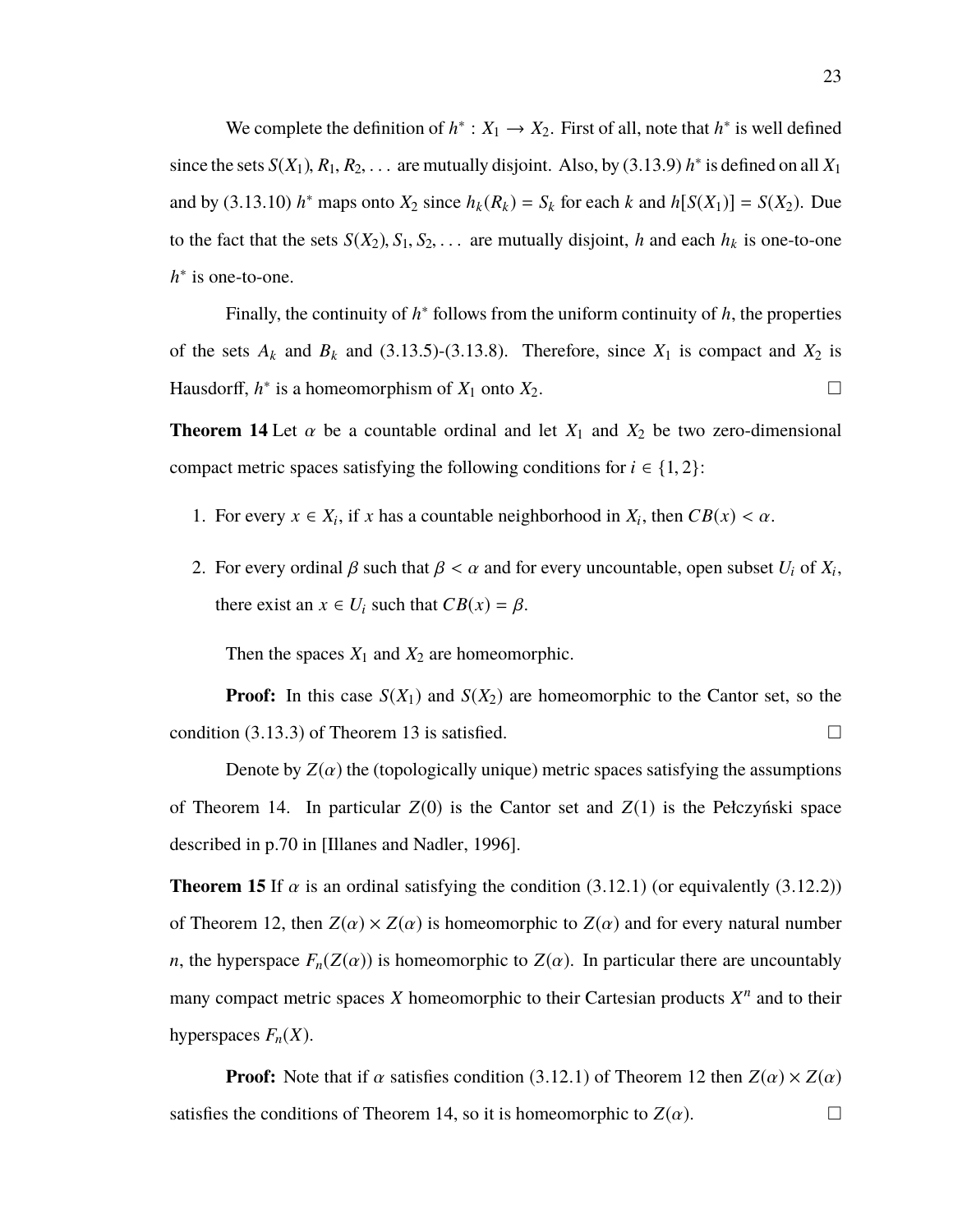We complete the definition of $h^* : X_1 \to X_2$. First of all, note that $h^*$ is well defined since the sets $S(X_1), R_1, R_2, \ldots$ are mutually disjoint. Also, by (3.13.9) $h^*$ is defined on all $X_1$ and by (3.13.10) $h^*$ maps onto $X_2$ since $h_k(R_k) = S_k$ for each $k$ and $h[S(X_1)] = S(X_2)$. Due to the fact that the sets $S(X_2), S_1, S_2, \ldots$ are mutually disjoint, $h$ and each $h_k$ is one-to-one $h^*$ is one-to-one.

Finally, the continuity of $h^*$ follows from the uniform continuity of $h$, the properties of the sets $A_k$ and $B_k$ and (3.13.5)-(3.13.8). Therefore, since $X_1$ is compact and $X_2$ is Hausdorff, $h^*$ is a homeomorphism of $X_1$ onto $X_2$. □

**Theorem 14** Let $\alpha$ be a countable ordinal and let $X_1$ and $X_2$ be two zero-dimensional compact metric spaces satisfying the following conditions for $i \in \{1, 2\}$:

1. For every $x \in X_i$, if $x$ has a countable neighborhood in $X_i$, then $CB(x) < \alpha$.
2. For every ordinal $\beta$ such that $\beta < \alpha$ and for every uncountable, open subset $U_i$ of $X_i$, there exist an $x \in U_i$ such that $CB(x) = \beta$.

Then the spaces $X_1$ and $X_2$ are homeomorphic.

**Proof:** In this case $S(X_1)$ and $S(X_2)$ are homeomorphic to the Cantor set, so the condition (3.13.3) of Theorem 13 is satisfied. □

Denote by $Z(\alpha)$ the (topologically unique) metric spaces satisfying the assumptions of Theorem 14. In particular $Z(0)$ is the Cantor set and $Z(1)$ is the Pełczyński space described in p.70 in [Illanes and Nadler, 1996].

**Theorem 15** If $\alpha$ is an ordinal satisfying the condition (3.12.1) (or equivalently (3.12.2)) of Theorem 12, then $Z(\alpha) \times Z(\alpha)$ is homeomorphic to $Z(\alpha)$ and for every natural number $n$, the hyperspace $F_n(Z(\alpha))$ is homeomorphic to $Z(\alpha)$. In particular there are uncountably many compact metric spaces $X$ homeomorphic to their Cartesian products $X^n$ and to their hyperspaces $F_n(X)$.

**Proof:** Note that if $\alpha$ satisfies condition (3.12.1) of Theorem 12 then $Z(\alpha) \times Z(\alpha)$ satisfies the conditions of Theorem 14, so it is homeomorphic to $Z(\alpha)$. □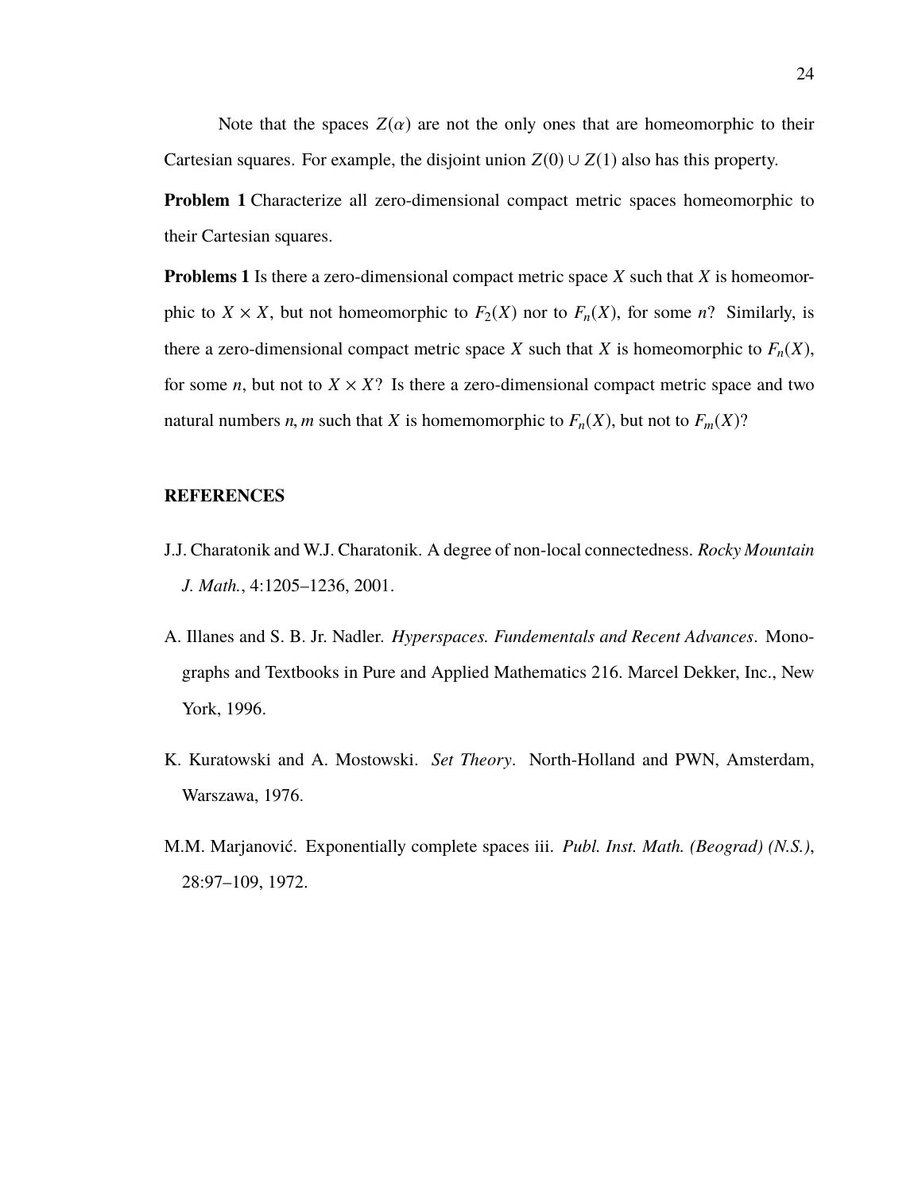Note that the spaces $Z(\alpha)$ are not the only ones that are homeomorphic to their Cartesian squares. For example, the disjoint union $Z(0) \cup Z(1)$ also has this property.

**Problem 1** Characterize all zero-dimensional compact metric spaces homeomorphic to their Cartesian squares.

**Problems 1** Is there a zero-dimensional compact metric space $X$ such that $X$ is homeomorphic to $X \times X$, but not homeomorphic to $F_2(X)$ nor to $F_n(X)$, for some $n$? Similarly, is there a zero-dimensional compact metric space $X$ such that $X$ is homeomorphic to $F_n(X)$, for some $n$, but not to $X \times X$? Is there a zero-dimensional compact metric space and two natural numbers $n, m$ such that $X$ is homemomorphic to $F_n(X)$, but not to $F_m(X)$?

## REFERENCES

J.J. Charatonik and W.J. Charatonik. A degree of non-local connectedness. *Rocky Mountain J. Math.*, 4:1205–1236, 2001.

A. Illanes and S. B. Jr. Nadler. *Hyperspaces. Fundementals and Recent Advances*. Monographs and Textbooks in Pure and Applied Mathematics 216. Marcel Dekker, Inc., New York, 1996.

K. Kuratowski and A. Mostowski. *Set Theory*. North-Holland and PWN, Amsterdam, Warszawa, 1976.

M.M. Marjanović. Exponentially complete spaces iii. *Publ. Inst. Math. (Beograd) (N.S.)*, 28:97–109, 1972.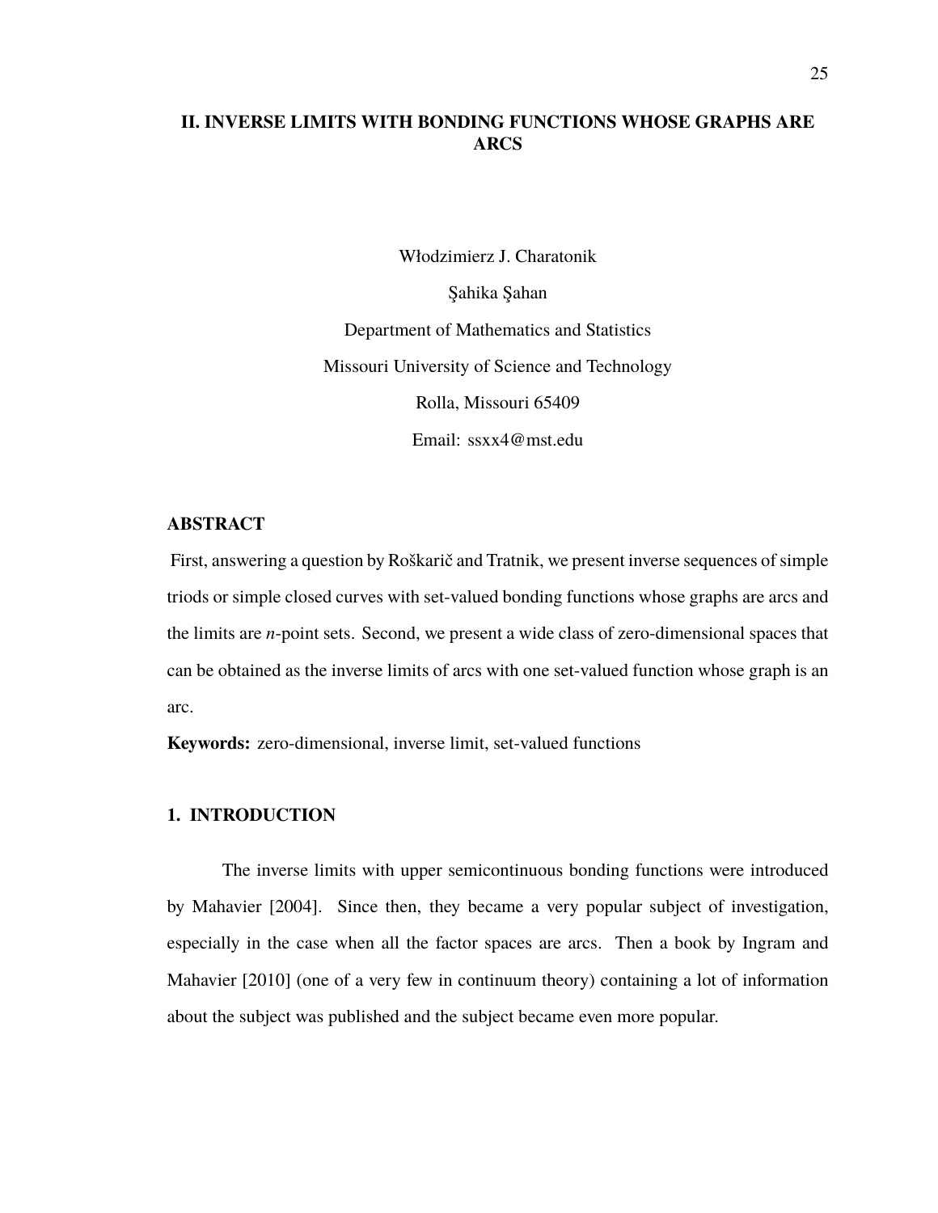# II. INVERSE LIMITS WITH BONDING FUNCTIONS WHOSE GRAPHS ARE ARCS

Włodzimierz J. Charatonik

Şahika Şahan

Department of Mathematics and Statistics

Missouri University of Science and Technology

Rolla, Missouri 65409

Email: ssxx4@mst.edu

## ABSTRACT

First, answering a question by Roškarič and Tratnik, we present inverse sequences of simple triods or simple closed curves with set-valued bonding functions whose graphs are arcs and the limits are $n$-point sets. Second, we present a wide class of zero-dimensional spaces that can be obtained as the inverse limits of arcs with one set-valued function whose graph is an arc.

**Keywords:** zero-dimensional, inverse limit, set-valued functions

## 1. INTRODUCTION

The inverse limits with upper semicontinuous bonding functions were introduced by Mahavier [2004]. Since then, they became a very popular subject of investigation, especially in the case when all the factor spaces are arcs. Then a book by Ingram and Mahavier [2010] (one of a very few in continuum theory) containing a lot of information about the subject was published and the subject became even more popular.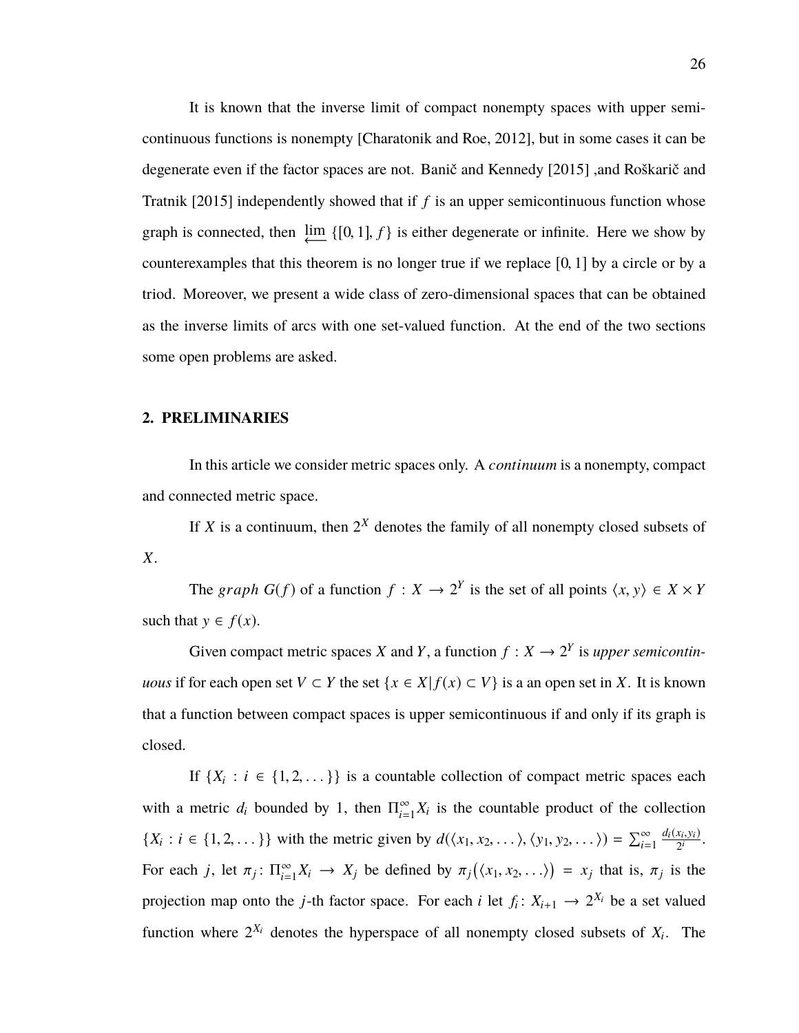It is known that the inverse limit of compact nonempty spaces with upper semicontinuous functions is nonempty [Charatonik and Roe, 2012], but in some cases it can be degenerate even if the factor spaces are not. Banič and Kennedy [2015] ,and Roškarič and Tratnik [2015] independently showed that if $f$ is an upper semicontinuous function whose graph is connected, then $\varprojlim \{[0,1], f\}$ is either degenerate or infinite. Here we show by counterexamples that this theorem is no longer true if we replace $[0,1]$ by a circle or by a triod. Moreover, we present a wide class of zero-dimensional spaces that can be obtained as the inverse limits of arcs with one set-valued function. At the end of the two sections some open problems are asked.

## 2. PRELIMINARIES

In this article we consider metric spaces only. A *continuum* is a nonempty, compact and connected metric space.

If $X$ is a continuum, then $2^X$ denotes the family of all nonempty closed subsets of $X$.

The *graph* $G(f)$ of a function $f : X \to 2^Y$ is the set of all points $\langle x, y\rangle \in X \times Y$ such that $y \in f(x)$.

Given compact metric spaces $X$ and $Y$, a function $f : X \to 2^Y$ is *upper semicontinuous* if for each open set $V \subset Y$ the set $\{x \in X | f(x) \subset V\}$ is a an open set in $X$. It is known that a function between compact spaces is upper semicontinuous if and only if its graph is closed.

If $\{X_i : i \in \{1, 2, \dots\}\}$ is a countable collection of compact metric spaces each with a metric $d_i$ bounded by 1, then $\Pi_{i=1}^{\infty} X_i$ is the countable product of the collection $\{X_i : i \in \{1, 2, \dots\}\}$ with the metric given by $d(\langle x_1, x_2, \dots\rangle, \langle y_1, y_2, \dots\rangle) = \sum_{i=1}^{\infty} \frac{d_i(x_i,y_i)}{2^i}$. For each $j$, let $\pi_j \colon \Pi_{i=1}^{\infty} X_i \to X_j$ be defined by $\pi_j\big(\langle x_1, x_2, \dots\rangle\big) = x_j$ that is, $\pi_j$ is the projection map onto the $j$-th factor space. For each $i$ let $f_i \colon X_{i+1} \to 2^{X_i}$ be a set valued function where $2^{X_i}$ denotes the hyperspace of all nonempty closed subsets of $X_i$. The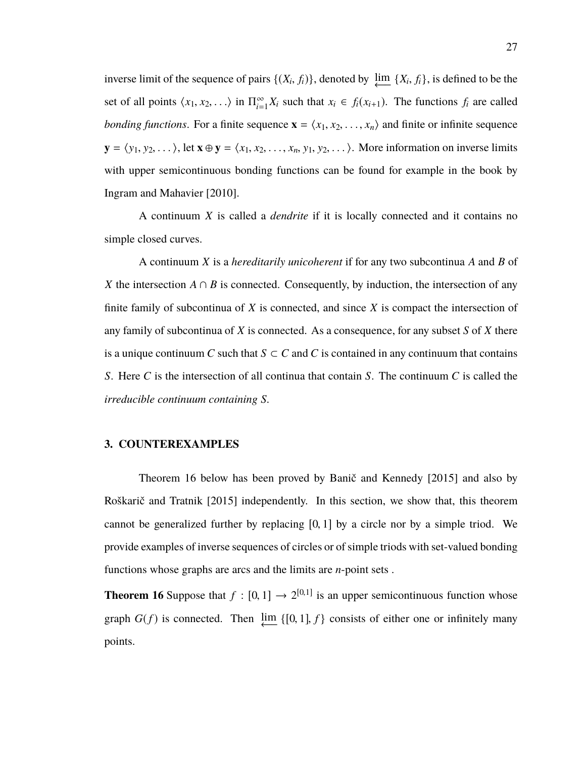inverse limit of the sequence of pairs $\{(X_i, f_i)\}$, denoted by $\varprojlim \{X_i, f_i\}$, is defined to be the set of all points $\langle x_1, x_2, \ldots \rangle$ in $\Pi_{i=1}^{\infty} X_i$ such that $x_i \in f_i(x_{i+1})$. The functions $f_i$ are called *bonding functions*. For a finite sequence $\mathbf{x} = \langle x_1, x_2, \ldots, x_n \rangle$ and finite or infinite sequence $\mathbf{y} = \langle y_1, y_2, \ldots \rangle$, let $\mathbf{x} \oplus \mathbf{y} = \langle x_1, x_2, \ldots, x_n, y_1, y_2, \ldots \rangle$. More information on inverse limits with upper semicontinuous bonding functions can be found for example in the book by Ingram and Mahavier [2010].

A continuum $X$ is called a *dendrite* if it is locally connected and it contains no simple closed curves.

A continuum $X$ is a *hereditarily unicoherent* if for any two subcontinua $A$ and $B$ of $X$ the intersection $A \cap B$ is connected. Consequently, by induction, the intersection of any finite family of subcontinua of $X$ is connected, and since $X$ is compact the intersection of any family of subcontinua of $X$ is connected. As a consequence, for any subset $S$ of $X$ there is a unique continuum $C$ such that $S \subset C$ and $C$ is contained in any continuum that contains $S$. Here $C$ is the intersection of all continua that contain $S$. The continuum $C$ is called the *irreducible continuum containing $S$*.

## 3. COUNTEREXAMPLES

Theorem 16 below has been proved by Banič and Kennedy [2015] and also by Roškarič and Tratnik [2015] independently. In this section, we show that, this theorem cannot be generalized further by replacing $[0, 1]$ by a circle nor by a simple triod. We provide examples of inverse sequences of circles or of simple triods with set-valued bonding functions whose graphs are arcs and the limits are $n$-point sets .

**Theorem 16** Suppose that $f : [0, 1] \to 2^{[0,1]}$ is an upper semicontinuous function whose graph $G(f)$ is connected. Then $\varprojlim \{[0, 1], f\}$ consists of either one or infinitely many points.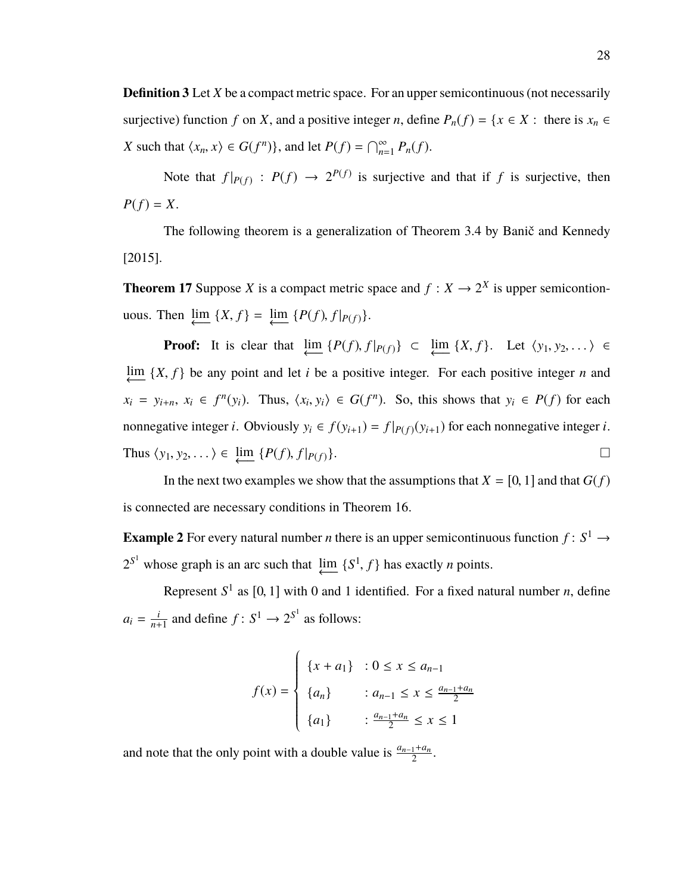**Definition 3** Let $X$ be a compact metric space. For an upper semicontinuous (not necessarily surjective) function $f$ on $X$, and a positive integer $n$, define $P_n(f) = \{x \in X :$ there is $x_n \in X$ such that $\langle x_n, x \rangle \in G(f^n)\}$, and let $P(f) = \bigcap_{n=1}^{\infty} P_n(f)$.

Note that $f|_{P(f)} : P(f) \to 2^{P(f)}$ is surjective and that if $f$ is surjective, then $P(f) = X$.

The following theorem is a generalization of Theorem 3.4 by Banič and Kennedy [2015].

**Theorem 17** Suppose $X$ is a compact metric space and $f : X \to 2^X$ is upper semicontinuous. Then $\varprojlim \{X, f\} = \varprojlim \{P(f), f|_{P(f)}\}$.

**Proof:** It is clear that $\varprojlim \{P(f), f|_{P(f)}\} \subset \varprojlim \{X, f\}$. Let $\langle y_1, y_2, \dots \rangle \in \varprojlim \{X, f\}$ be any point and let $i$ be a positive integer. For each positive integer $n$ and $x_i = y_{i+n}$, $x_i \in f^n(y_i)$. Thus, $\langle x_i, y_i \rangle \in G(f^n)$. So, this shows that $y_i \in P(f)$ for each nonnegative integer $i$. Obviously $y_i \in f(y_{i+1}) = f|_{P(f)}(y_{i+1})$ for each nonnegative integer $i$. Thus $\langle y_1, y_2, \dots \rangle \in \varprojlim \{P(f), f|_{P(f)}\}$. □

In the next two examples we show that the assumptions that $X = [0, 1]$ and that $G(f)$ is connected are necessary conditions in Theorem 16.

**Example 2** For every natural number $n$ there is an upper semicontinuous function $f : S^1 \to 2^{S^1}$ whose graph is an arc such that $\varprojlim \{S^1, f\}$ has exactly $n$ points.

Represent $S^1$ as $[0, 1]$ with 0 and 1 identified. For a fixed natural number $n$, define $a_i = \frac{i}{n+1}$ and define $f : S^1 \to 2^{S^1}$ as follows:

$$f(x) = \begin{cases} \{x + a_1\} & : 0 \leq x \leq a_{n-1} \\ \{a_n\} & : a_{n-1} \leq x \leq \frac{a_{n-1}+a_n}{2} \\ \{a_1\} & : \frac{a_{n-1}+a_n}{2} \leq x \leq 1 \end{cases}$$

and note that the only point with a double value is $\frac{a_{n-1}+a_n}{2}$.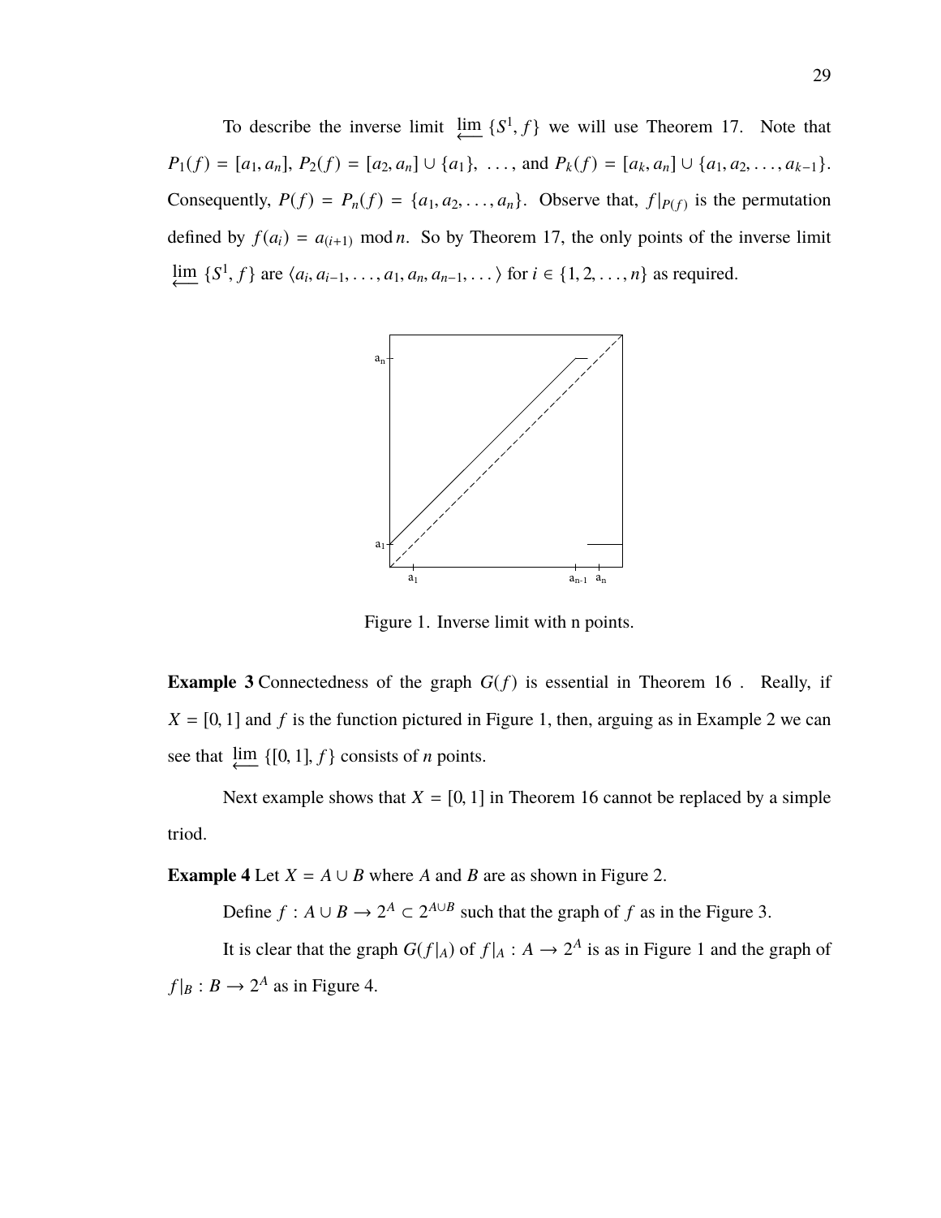To describe the inverse limit $\varprojlim \{S^1, f\}$ we will use Theorem 17. Note that $P_1(f) = [a_1, a_n]$, $P_2(f) = [a_2, a_n] \cup \{a_1\}$, ..., and $P_k(f) = [a_k, a_n] \cup \{a_1, a_2, \ldots, a_{k-1}\}$. Consequently, $P(f) = P_n(f) = \{a_1, a_2, \ldots, a_n\}$. Observe that, $f|_{P(f)}$ is the permutation defined by $f(a_i) = a_{(i+1)} \bmod n$. So by Theorem 17, the only points of the inverse limit $\varprojlim \{S^1, f\}$ are $\langle a_i, a_{i-1}, \ldots, a_1, a_n, a_{n-1}, \ldots \rangle$ for $i \in \{1, 2, \ldots, n\}$ as required.

Figure 1. Inverse limit with n points.

**Example 3** Connectedness of the graph $G(f)$ is essential in Theorem 16 . Really, if $X = [0, 1]$ and $f$ is the function pictured in Figure 1, then, arguing as in Example 2 we can see that $\varprojlim \{[0, 1], f\}$ consists of $n$ points.

Next example shows that $X = [0, 1]$ in Theorem 16 cannot be replaced by a simple triod.

**Example 4** Let $X = A \cup B$ where $A$ and $B$ are as shown in Figure 2.

Define $f : A \cup B \to 2^A \subset 2^{A \cup B}$ such that the graph of $f$ as in the Figure 3.

It is clear that the graph $G(f|_A)$ of $f|_A : A \to 2^A$ is as in Figure 1 and the graph of $f|_B : B \to 2^A$ as in Figure 4.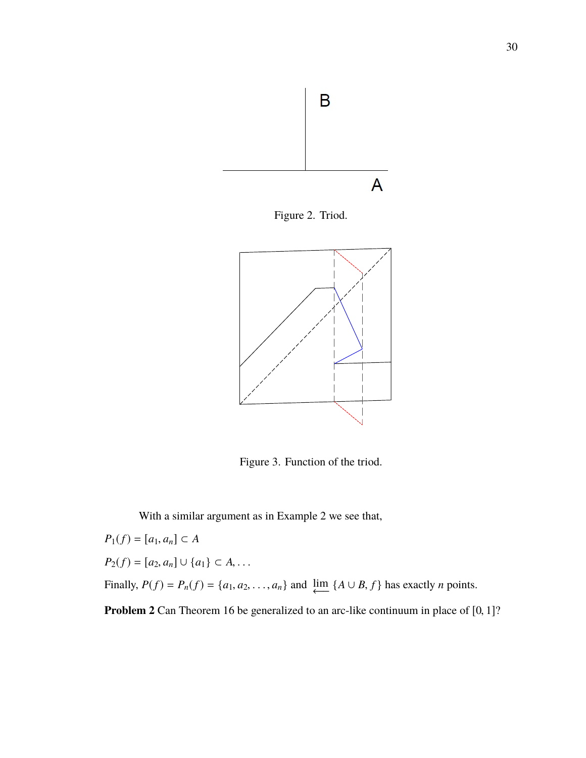Figure 2. Triod.

Figure 3. Function of the triod.

With a similar argument as in Example 2 we see that,

$P_1(f) = [a_1, a_n] \subset A$

$P_2(f) = [a_2, a_n] \cup \{a_1\} \subset A, \ldots$

Finally, $P(f) = P_n(f) = \{a_1, a_2, \ldots, a_n\}$ and $\varprojlim \{A \cup B, f\}$ has exactly $n$ points.

**Problem 2** Can Theorem 16 be generalized to an arc-like continuum in place of $[0, 1]$?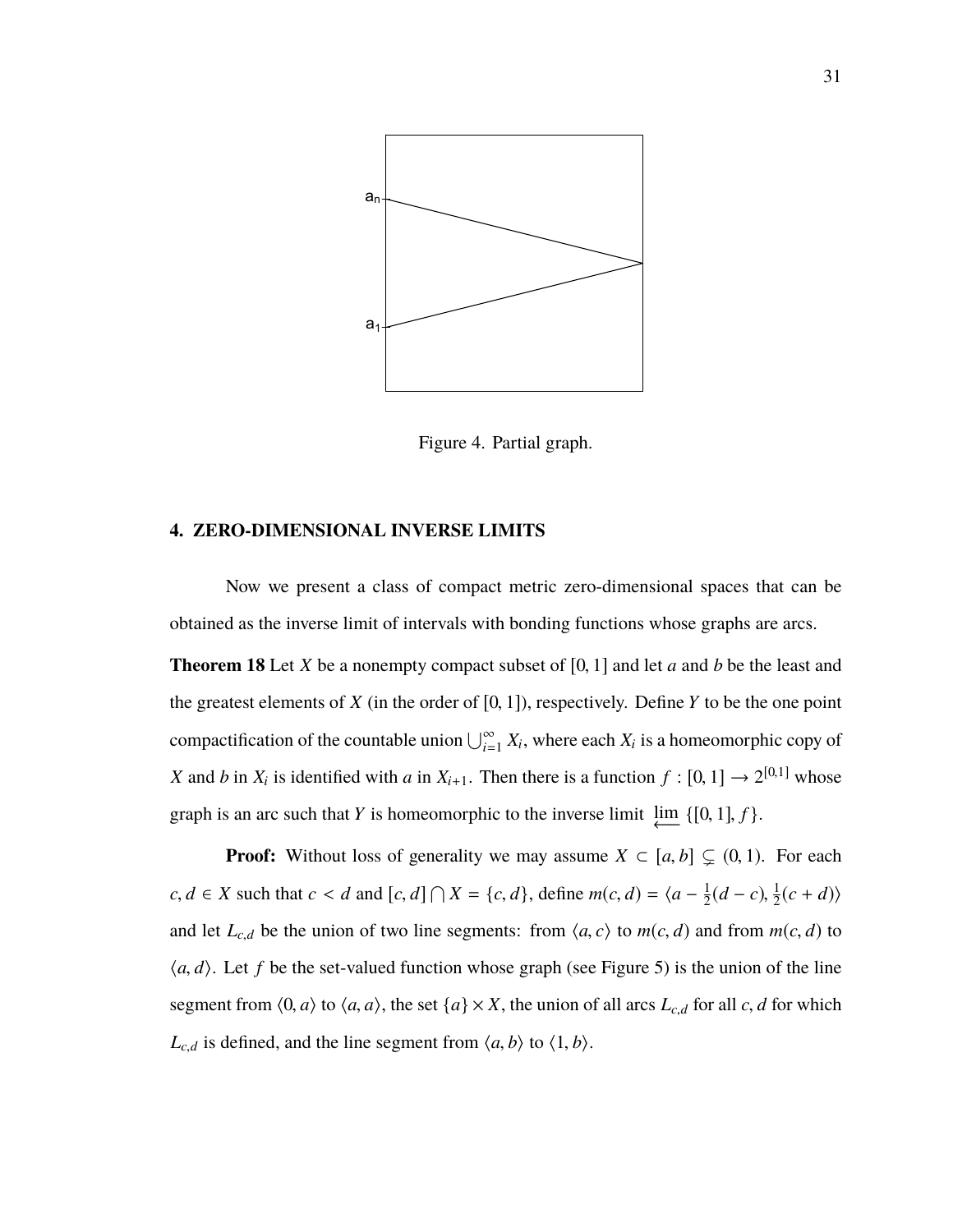Figure 4. Partial graph.

## 4. ZERO-DIMENSIONAL INVERSE LIMITS

Now we present a class of compact metric zero-dimensional spaces that can be obtained as the inverse limit of intervals with bonding functions whose graphs are arcs.

**Theorem 18** Let $X$ be a nonempty compact subset of $[0, 1]$ and let $a$ and $b$ be the least and the greatest elements of $X$ (in the order of $[0, 1]$), respectively. Define $Y$ to be the one point compactification of the countable union $\bigcup_{i=1}^{\infty} X_i$, where each $X_i$ is a homeomorphic copy of $X$ and $b$ in $X_i$ is identified with $a$ in $X_{i+1}$. Then there is a function $f : [0, 1] \to 2^{[0,1]}$ whose graph is an arc such that $Y$ is homeomorphic to the inverse limit $\varprojlim \{[0, 1], f\}$.

**Proof:** Without loss of generality we may assume $X \subset [a, b] \subsetneq (0, 1)$. For each $c, d \in X$ such that $c < d$ and $[c, d] \bigcap X = \{c, d\}$, define $m(c, d) = \langle a - \frac{1}{2}(d - c), \frac{1}{2}(c + d)\rangle$ and let $L_{c,d}$ be the union of two line segments: from $\langle a, c\rangle$ to $m(c, d)$ and from $m(c, d)$ to $\langle a, d\rangle$. Let $f$ be the set-valued function whose graph (see Figure 5) is the union of the line segment from $\langle 0, a\rangle$ to $\langle a, a\rangle$, the set $\{a\} \times X$, the union of all arcs $L_{c,d}$ for all $c, d$ for which $L_{c,d}$ is defined, and the line segment from $\langle a, b\rangle$ to $\langle 1, b\rangle$.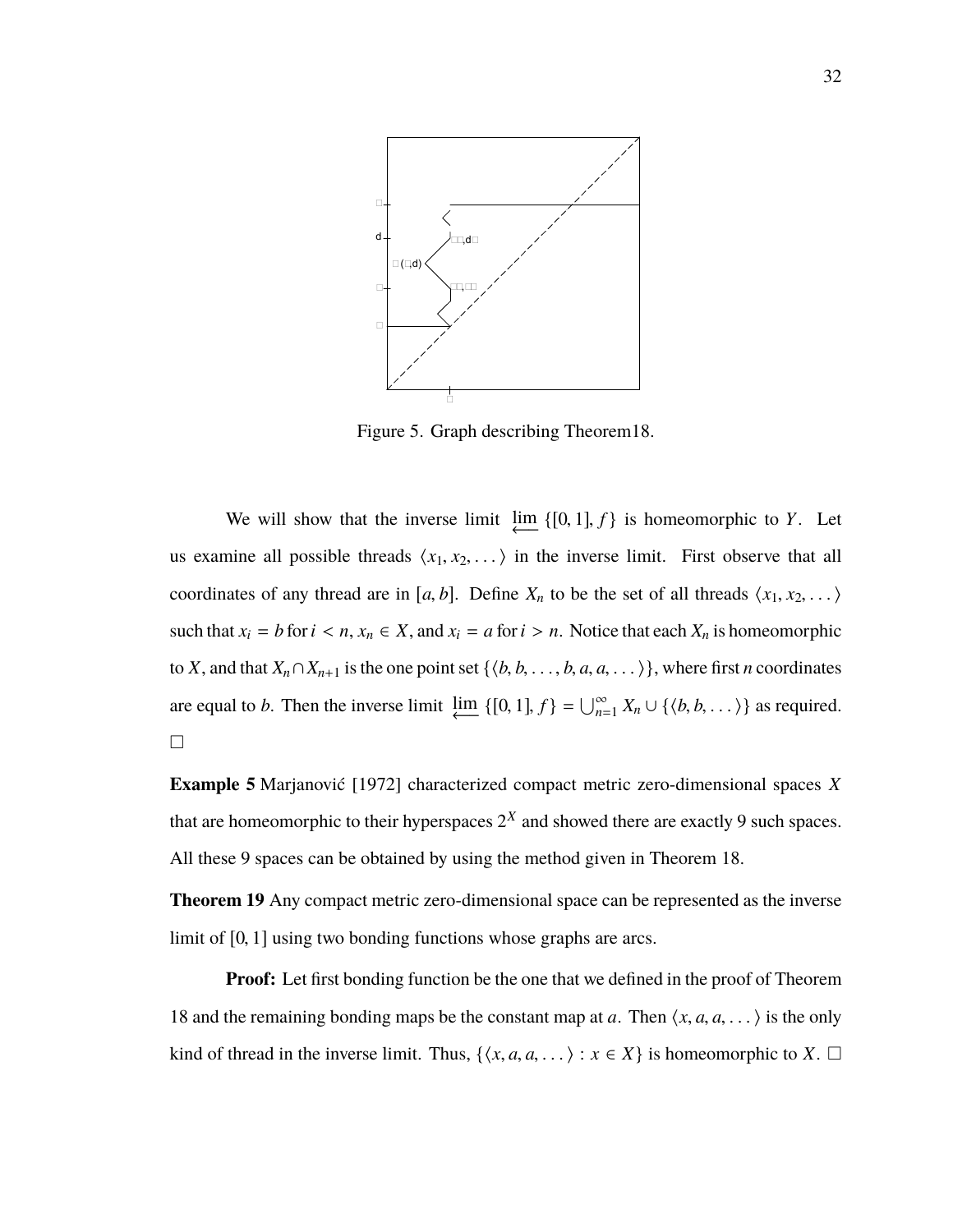Figure 5. Graph describing Theorem18.

We will show that the inverse limit $\varprojlim \{[0,1], f\}$ is homeomorphic to $Y$. Let us examine all possible threads $\langle x_1, x_2, \ldots \rangle$ in the inverse limit. First observe that all coordinates of any thread are in $[a, b]$. Define $X_n$ to be the set of all threads $\langle x_1, x_2, \ldots \rangle$ such that $x_i = b$ for $i < n$, $x_n \in X$, and $x_i = a$ for $i > n$. Notice that each $X_n$ is homeomorphic to $X$, and that $X_n \cap X_{n+1}$ is the one point set $\{\langle b, b, \ldots, b, a, a, \ldots \rangle\}$, where first $n$ coordinates are equal to $b$. Then the inverse limit $\varprojlim \{[0,1], f\} = \bigcup_{n=1}^{\infty} X_n \cup \{\langle b, b, \ldots \rangle\}$ as required. □

**Example 5** Marjanović [1972] characterized compact metric zero-dimensional spaces $X$ that are homeomorphic to their hyperspaces $2^X$ and showed there are exactly 9 such spaces. All these 9 spaces can be obtained by using the method given in Theorem 18.

**Theorem 19** Any compact metric zero-dimensional space can be represented as the inverse limit of $[0, 1]$ using two bonding functions whose graphs are arcs.

**Proof:** Let first bonding function be the one that we defined in the proof of Theorem 18 and the remaining bonding maps be the constant map at $a$. Then $\langle x, a, a, \ldots \rangle$ is the only kind of thread in the inverse limit. Thus, $\{\langle x, a, a, \ldots \rangle : x \in X\}$ is homeomorphic to $X$. □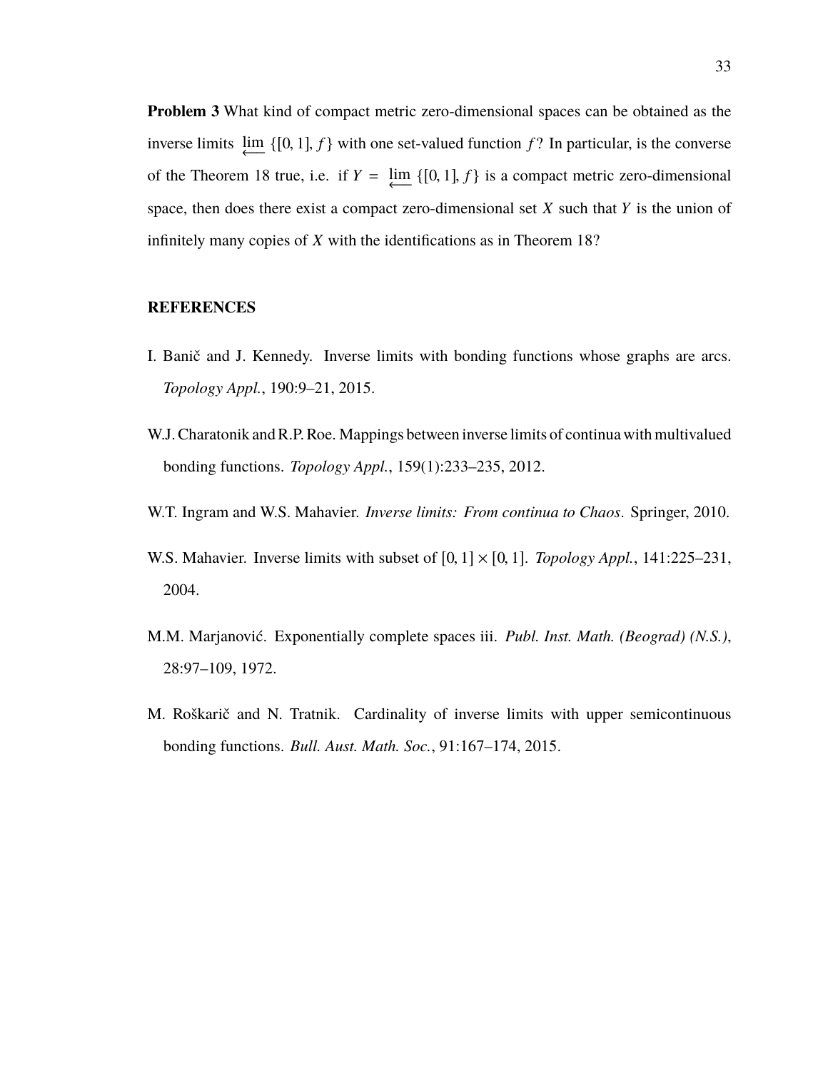**Problem 3** What kind of compact metric zero-dimensional spaces can be obtained as the inverse limits $\varprojlim \{[0,1], f\}$ with one set-valued function $f$? In particular, is the converse of the Theorem 18 true, i.e. if $Y = \varprojlim \{[0,1], f\}$ is a compact metric zero-dimensional space, then does there exist a compact zero-dimensional set $X$ such that $Y$ is the union of infinitely many copies of $X$ with the identifications as in Theorem 18?

## REFERENCES

I. Banič and J. Kennedy. Inverse limits with bonding functions whose graphs are arcs. *Topology Appl.*, 190:9–21, 2015.

W.J. Charatonik and R.P. Roe. Mappings between inverse limits of continua with multivalued bonding functions. *Topology Appl.*, 159(1):233–235, 2012.

W.T. Ingram and W.S. Mahavier. *Inverse limits: From continua to Chaos*. Springer, 2010.

W.S. Mahavier. Inverse limits with subset of $[0,1] \times [0,1]$. *Topology Appl.*, 141:225–231, 2004.

M.M. Marjanović. Exponentially complete spaces iii. *Publ. Inst. Math. (Beograd) (N.S.)*, 28:97–109, 1972.

M. Roškarič and N. Tratnik. Cardinality of inverse limits with upper semicontinuous bonding functions. *Bull. Aust. Math. Soc.*, 91:167–174, 2015.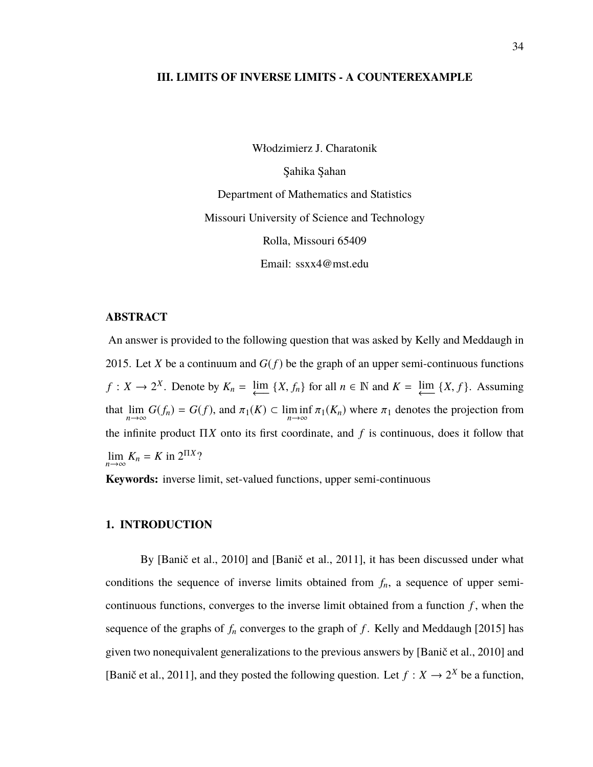# III. LIMITS OF INVERSE LIMITS - A COUNTEREXAMPLE

Włodzimierz J. Charatonik

Şahika Şahan

Department of Mathematics and Statistics

Missouri University of Science and Technology

Rolla, Missouri 65409

Email: ssxx4@mst.edu

## ABSTRACT

An answer is provided to the following question that was asked by Kelly and Meddaugh in 2015. Let $X$ be a continuum and $G(f)$ be the graph of an upper semi-continuous functions $f : X \to 2^X$. Denote by $K_n = \varprojlim \{X, f_n\}$ for all $n \in \mathbb{N}$ and $K = \varprojlim \{X, f\}$. Assuming that $\lim_{n\to\infty} G(f_n) = G(f)$, and $\pi_1(K) \subset \liminf_{n\to\infty} \pi_1(K_n)$ where $\pi_1$ denotes the projection from the infinite product $\Pi X$ onto its first coordinate, and $f$ is continuous, does it follow that $\lim_{n\to\infty} K_n = K$ in $2^{\Pi X}$?

**Keywords:** inverse limit, set-valued functions, upper semi-continuous

## 1. INTRODUCTION

By [Banič et al., 2010] and [Banič et al., 2011], it has been discussed under what conditions the sequence of inverse limits obtained from $f_n$, a sequence of upper semi-continuous functions, converges to the inverse limit obtained from a function $f$, when the sequence of the graphs of $f_n$ converges to the graph of $f$. Kelly and Meddaugh [2015] has given two nonequivalent generalizations to the previous answers by [Banič et al., 2010] and [Banič et al., 2011], and they posted the following question. Let $f : X \to 2^X$ be a function,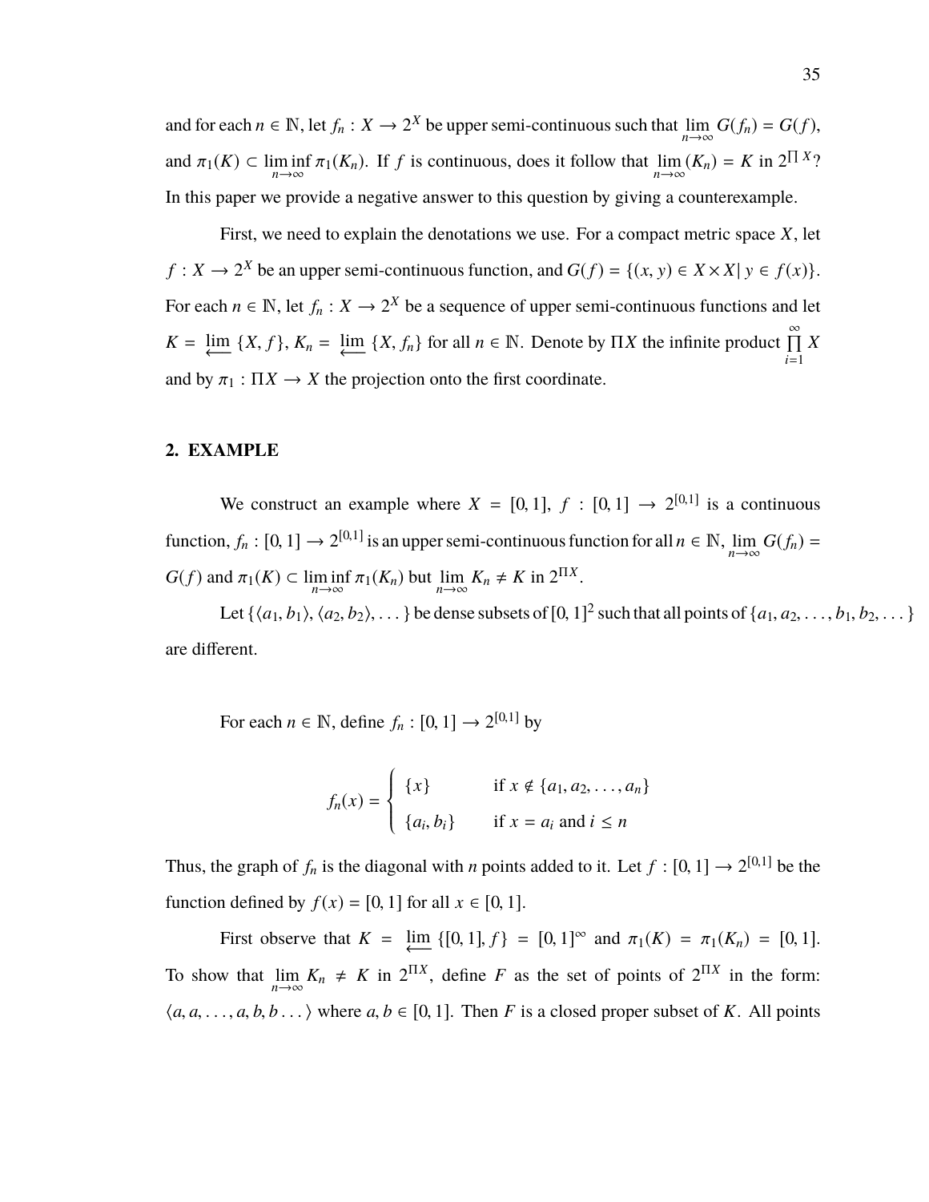and for each $n \in \mathbb{N}$, let $f_n : X \to 2^X$ be upper semi-continuous such that $\lim_{n\to\infty} G(f_n) = G(f)$, and $\pi_1(K) \subset \liminf_{n\to\infty} \pi_1(K_n)$. If $f$ is continuous, does it follow that $\lim_{n\to\infty}(K_n) = K$ in $2^{\prod X}$? In this paper we provide a negative answer to this question by giving a counterexample.

First, we need to explain the denotations we use. For a compact metric space $X$, let $f : X \to 2^X$ be an upper semi-continuous function, and $G(f) = \{(x, y) \in X \times X | \, y \in f(x)\}$. For each $n \in \mathbb{N}$, let $f_n : X \to 2^X$ be a sequence of upper semi-continuous functions and let $K = \varprojlim \{X, f\}$, $K_n = \varprojlim \{X, f_n\}$ for all $n \in \mathbb{N}$. Denote by $\Pi X$ the infinite product $\prod_{i=1}^{\infty} X$ and by $\pi_1 : \Pi X \to X$ the projection onto the first coordinate.

## 2. EXAMPLE

We construct an example where $X = [0, 1]$, $f : [0, 1] \to 2^{[0,1]}$ is a continuous function, $f_n : [0, 1] \to 2^{[0,1]}$ is an upper semi-continuous function for all $n \in \mathbb{N}$, $\lim_{n\to\infty} G(f_n) = G(f)$ and $\pi_1(K) \subset \liminf_{n\to\infty} \pi_1(K_n)$ but $\lim_{n\to\infty} K_n \neq K$ in $2^{\Pi X}$.

Let $\{\langle a_1, b_1\rangle, \langle a_2, b_2\rangle, \dots\}$ be dense subsets of $[0, 1]^2$ such that all points of $\{a_1, a_2, \dots, b_1, b_2, \dots\}$ are different.

For each $n \in \mathbb{N}$, define $f_n : [0, 1] \to 2^{[0,1]}$ by

$$f_n(x) = \begin{cases} \{x\} & \text{if } x \notin \{a_1, a_2, \dots, a_n\} \\ \{a_i, b_i\} & \text{if } x = a_i \text{ and } i \leq n \end{cases}$$

Thus, the graph of $f_n$ is the diagonal with $n$ points added to it. Let $f : [0, 1] \to 2^{[0,1]}$ be the function defined by $f(x) = [0, 1]$ for all $x \in [0, 1]$.

First observe that $K = \varprojlim \{[0, 1], f\} = [0, 1]^{\infty}$ and $\pi_1(K) = \pi_1(K_n) = [0, 1]$. To show that $\lim_{n\to\infty} K_n \neq K$ in $2^{\Pi X}$, define $F$ as the set of points of $2^{\Pi X}$ in the form: $\langle a, a, \dots, a, b, b \dots\rangle$ where $a, b \in [0, 1]$. Then $F$ is a closed proper subset of $K$. All points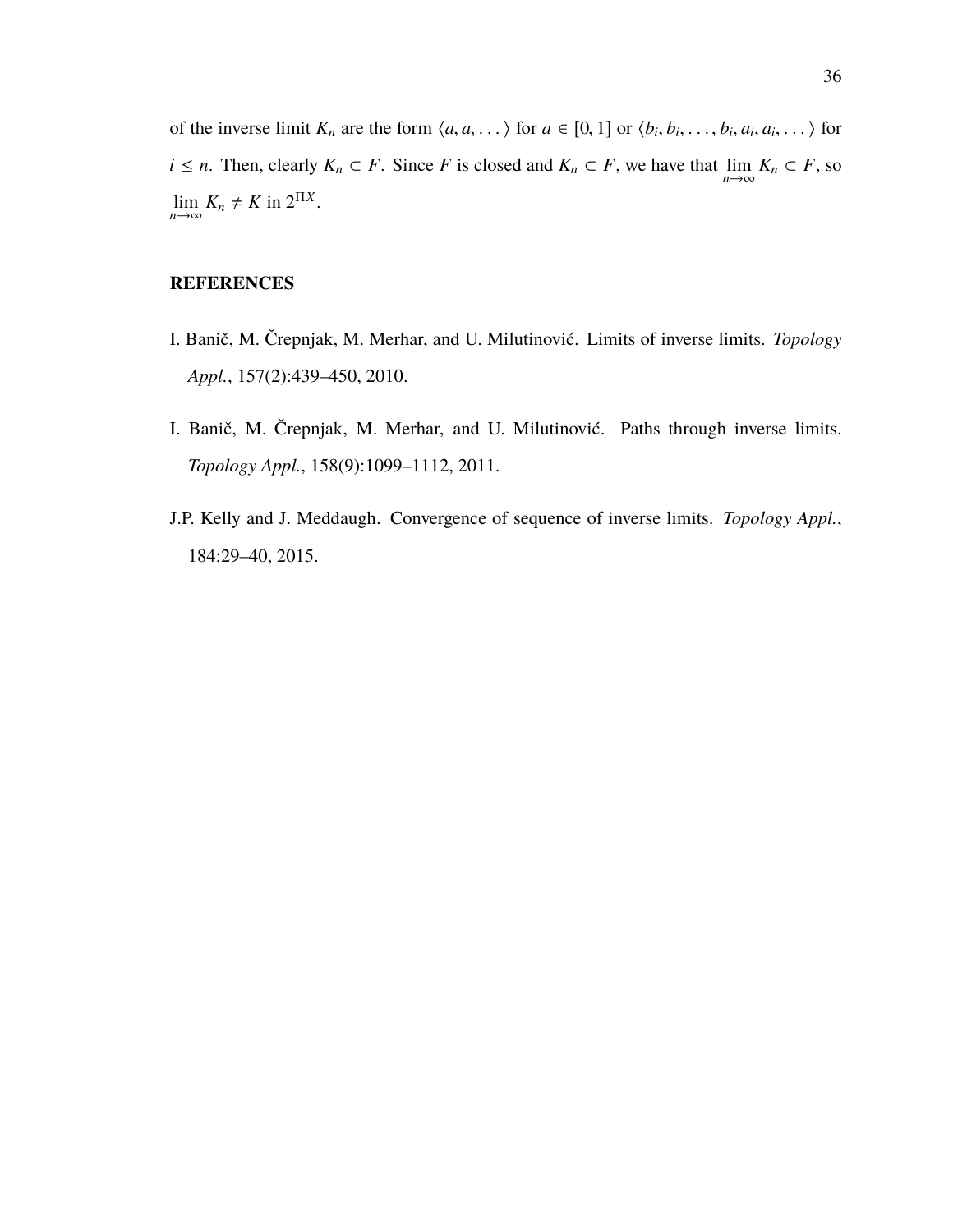of the inverse limit $K_n$ are the form $\langle a, a, \ldots \rangle$ for $a \in [0, 1]$ or $\langle b_i, b_i, \ldots, b_i, a_i, a_i, \ldots \rangle$ for $i \leq n$. Then, clearly $K_n \subset F$. Since $F$ is closed and $K_n \subset F$, we have that $\lim_{n\to\infty} K_n \subset F$, so $\lim_{n\to\infty} K_n \neq K$ in $2^{\Pi X}$.

## REFERENCES

I. Banič, M. Črepnjak, M. Merhar, and U. Milutinović. Limits of inverse limits. *Topology Appl.*, 157(2):439–450, 2010.

I. Banič, M. Črepnjak, M. Merhar, and U. Milutinović. Paths through inverse limits. *Topology Appl.*, 158(9):1099–1112, 2011.

J.P. Kelly and J. Meddaugh. Convergence of sequence of inverse limits. *Topology Appl.*, 184:29–40, 2015.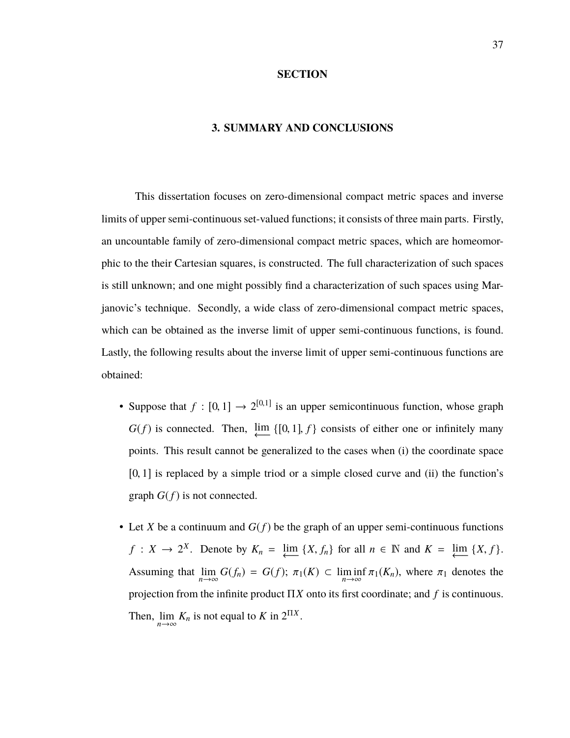# SECTION

## 3. SUMMARY AND CONCLUSIONS

This dissertation focuses on zero-dimensional compact metric spaces and inverse limits of upper semi-continuous set-valued functions; it consists of three main parts. Firstly, an uncountable family of zero-dimensional compact metric spaces, which are homeomorphic to the their Cartesian squares, is constructed. The full characterization of such spaces is still unknown; and one might possibly find a characterization of such spaces using Marjanovic's technique. Secondly, a wide class of zero-dimensional compact metric spaces, which can be obtained as the inverse limit of upper semi-continuous functions, is found. Lastly, the following results about the inverse limit of upper semi-continuous functions are obtained:

- Suppose that $f : [0,1] \to 2^{[0,1]}$ is an upper semicontinuous function, whose graph $G(f)$ is connected. Then, $\varprojlim \{[0,1], f\}$ consists of either one or infinitely many points. This result cannot be generalized to the cases when (i) the coordinate space $[0,1]$ is replaced by a simple triod or a simple closed curve and (ii) the function's graph $G(f)$ is not connected.

- Let $X$ be a continuum and $G(f)$ be the graph of an upper semi-continuous functions $f : X \to 2^X$. Denote by $K_n = \varprojlim \{X, f_n\}$ for all $n \in \mathbb{N}$ and $K = \varprojlim \{X, f\}$. Assuming that $\lim_{n\to\infty} G(f_n) = G(f)$; $\pi_1(K) \subset \liminf_{n\to\infty} \pi_1(K_n)$, where $\pi_1$ denotes the projection from the infinite product $\Pi X$ onto its first coordinate; and $f$ is continuous. Then, $\lim_{n\to\infty} K_n$ is not equal to $K$ in $2^{\Pi X}$.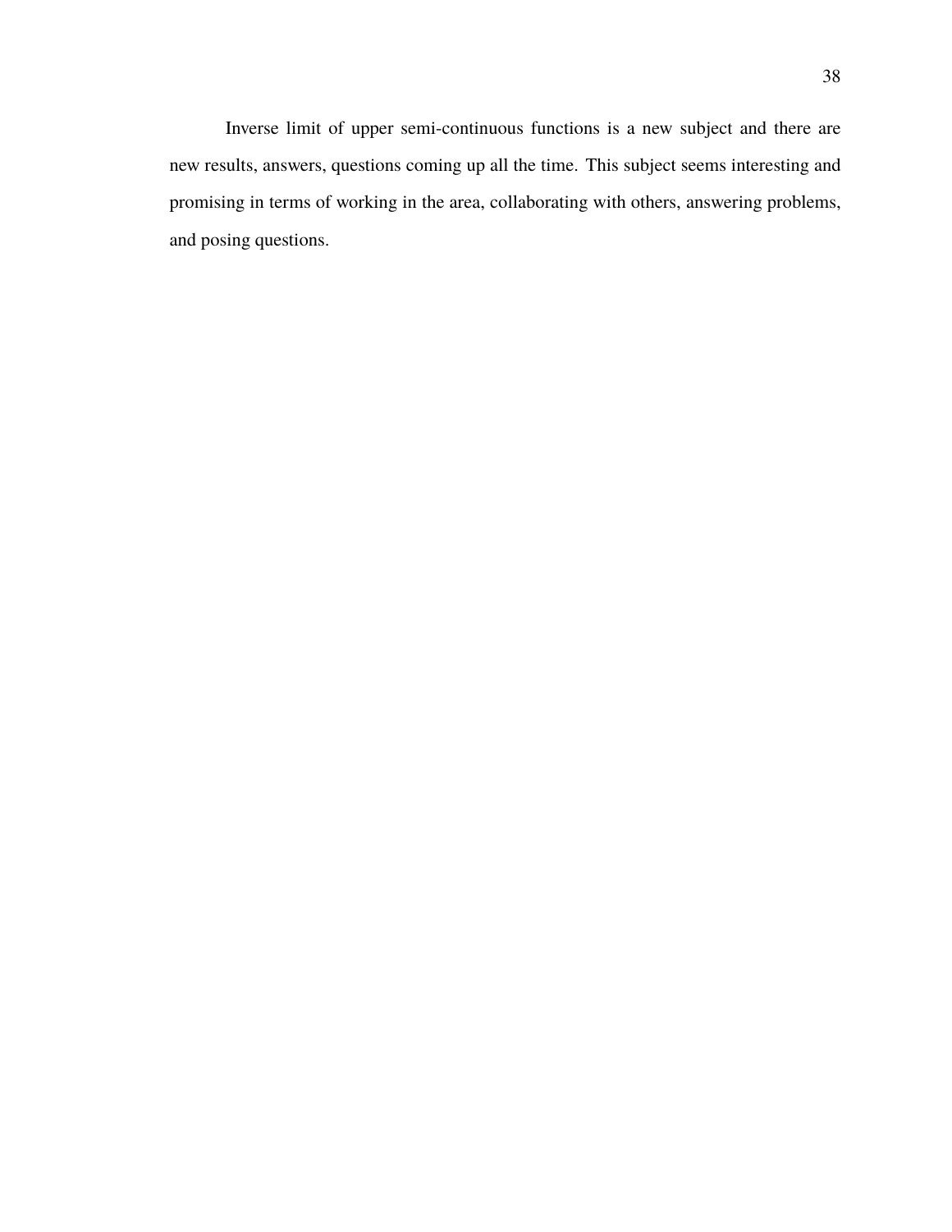Inverse limit of upper semi-continuous functions is a new subject and there are new results, answers, questions coming up all the time. This subject seems interesting and promising in terms of working in the area, collaborating with others, answering problems, and posing questions.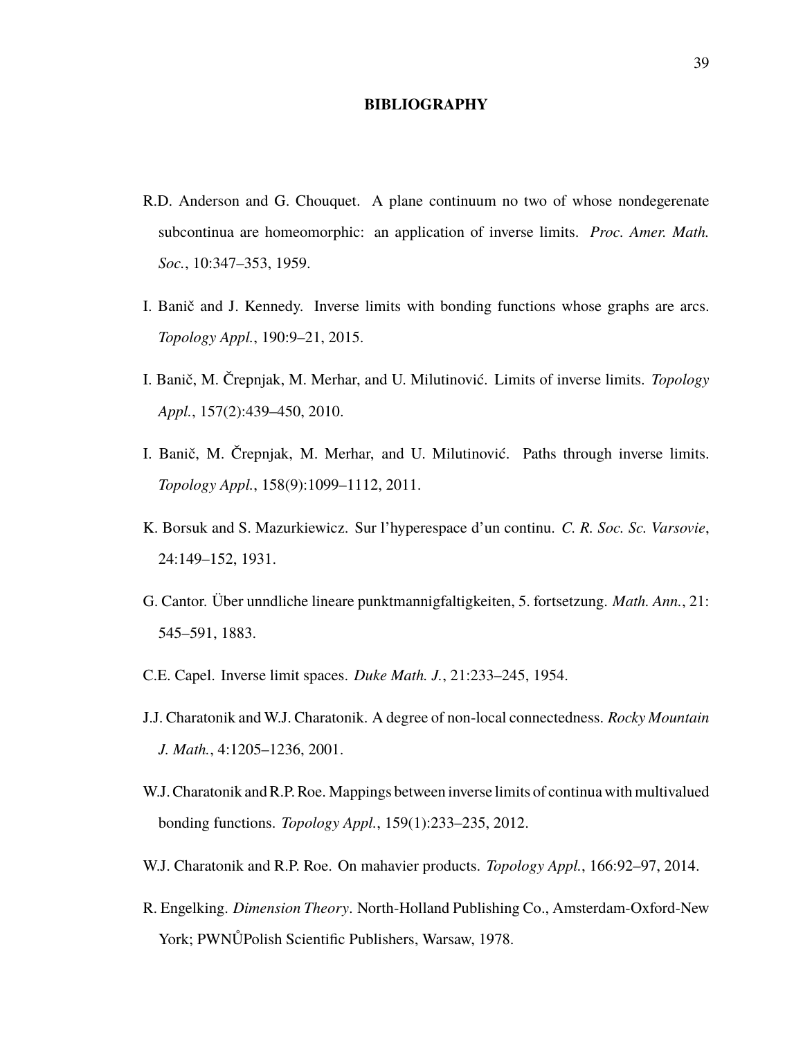## BIBLIOGRAPHY

R.D. Anderson and G. Chouquet. A plane continuum no two of whose nondegerenate subcontinua are homeomorphic: an application of inverse limits. *Proc. Amer. Math. Soc.*, 10:347–353, 1959.

I. Banič and J. Kennedy. Inverse limits with bonding functions whose graphs are arcs. *Topology Appl.*, 190:9–21, 2015.

I. Banič, M. Črepnjak, M. Merhar, and U. Milutinović. Limits of inverse limits. *Topology Appl.*, 157(2):439–450, 2010.

I. Banič, M. Črepnjak, M. Merhar, and U. Milutinović. Paths through inverse limits. *Topology Appl.*, 158(9):1099–1112, 2011.

K. Borsuk and S. Mazurkiewicz. Sur l'hyperespace d'un continu. *C. R. Soc. Sc. Varsovie*, 24:149–152, 1931.

G. Cantor. Über unndliche lineare punktmannigfaltigkeiten, 5. fortsetzung. *Math. Ann.*, 21: 545–591, 1883.

C.E. Capel. Inverse limit spaces. *Duke Math. J.*, 21:233–245, 1954.

J.J. Charatonik and W.J. Charatonik. A degree of non-local connectedness. *Rocky Mountain J. Math.*, 4:1205–1236, 2001.

W.J. Charatonik and R.P. Roe. Mappings between inverse limits of continua with multivalued bonding functions. *Topology Appl.*, 159(1):233–235, 2012.

W.J. Charatonik and R.P. Roe. On mahavier products. *Topology Appl.*, 166:92–97, 2014.

R. Engelking. *Dimension Theory*. North-Holland Publishing Co., Amsterdam-Oxford-New York; PWNŮPolish Scientific Publishers, Warsaw, 1978.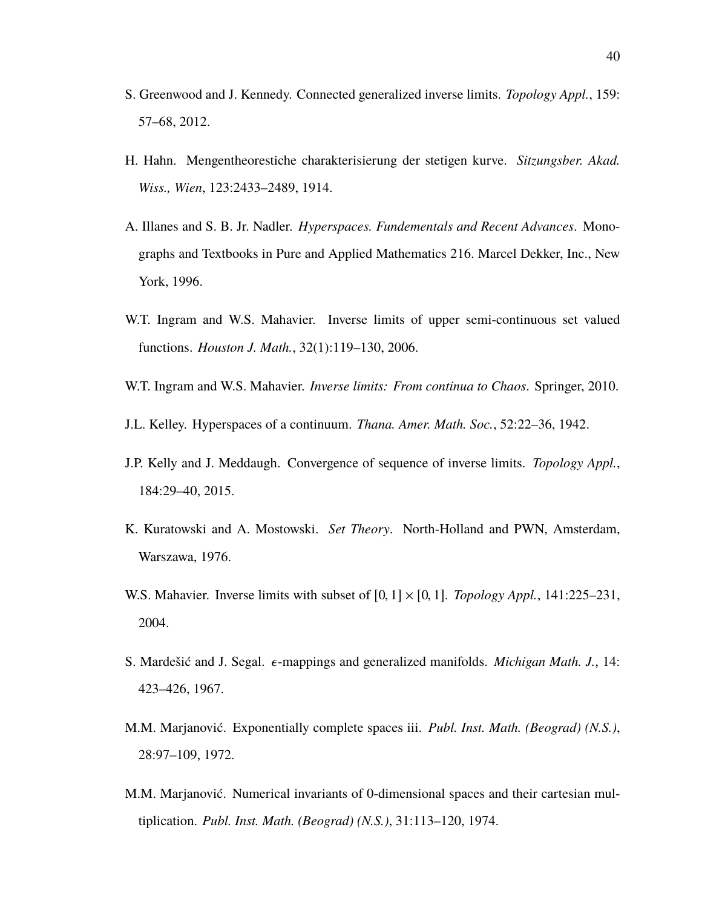S. Greenwood and J. Kennedy. Connected generalized inverse limits. *Topology Appl.*, 159: 57–68, 2012.

H. Hahn. Mengentheorestiche charakterisierung der stetigen kurve. *Sitzungsber. Akad. Wiss., Wien*, 123:2433–2489, 1914.

A. Illanes and S. B. Jr. Nadler. *Hyperspaces. Fundementals and Recent Advances*. Monographs and Textbooks in Pure and Applied Mathematics 216. Marcel Dekker, Inc., New York, 1996.

W.T. Ingram and W.S. Mahavier. Inverse limits of upper semi-continuous set valued functions. *Houston J. Math.*, 32(1):119–130, 2006.

W.T. Ingram and W.S. Mahavier. *Inverse limits: From continua to Chaos*. Springer, 2010.

J.L. Kelley. Hyperspaces of a continuum. *Thana. Amer. Math. Soc.*, 52:22–36, 1942.

J.P. Kelly and J. Meddaugh. Convergence of sequence of inverse limits. *Topology Appl.*, 184:29–40, 2015.

K. Kuratowski and A. Mostowski. *Set Theory*. North-Holland and PWN, Amsterdam, Warszawa, 1976.

W.S. Mahavier. Inverse limits with subset of $[0, 1] \times [0, 1]$. *Topology Appl.*, 141:225–231, 2004.

S. Mardešić and J. Segal. $\epsilon$-mappings and generalized manifolds. *Michigan Math. J.*, 14: 423–426, 1967.

M.M. Marjanović. Exponentially complete spaces iii. *Publ. Inst. Math. (Beograd) (N.S.)*, 28:97–109, 1972.

M.M. Marjanović. Numerical invariants of 0-dimensional spaces and their cartesian multiplication. *Publ. Inst. Math. (Beograd) (N.S.)*, 31:113–120, 1974.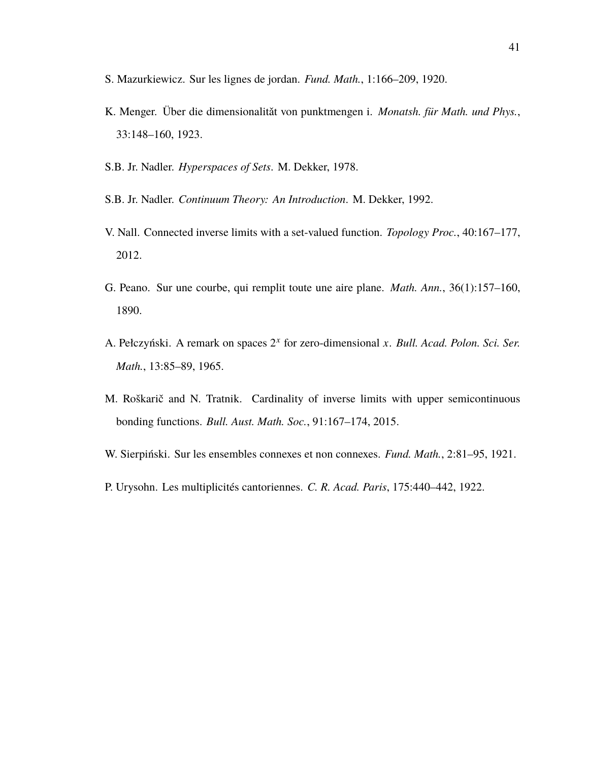S. Mazurkiewicz. Sur les lignes de jordan. *Fund. Math.*, 1:166–209, 1920.

K. Menger. Über die dimensionalitӑt von punktmengen i. *Monatsh. für Math. und Phys.*, 33:148–160, 1923.

S.B. Jr. Nadler. *Hyperspaces of Sets*. M. Dekker, 1978.

S.B. Jr. Nadler. *Continuum Theory: An Introduction*. M. Dekker, 1992.

V. Nall. Connected inverse limits with a set-valued function. *Topology Proc.*, 40:167–177, 2012.

G. Peano. Sur une courbe, qui remplit toute une aire plane. *Math. Ann.*, 36(1):157–160, 1890.

A. Pełczyński. A remark on spaces $2^x$ for zero-dimensional $x$. *Bull. Acad. Polon. Sci. Ser. Math.*, 13:85–89, 1965.

M. Roškarič and N. Tratnik. Cardinality of inverse limits with upper semicontinuous bonding functions. *Bull. Aust. Math. Soc.*, 91:167–174, 2015.

W. Sierpiński. Sur les ensembles connexes et non connexes. *Fund. Math.*, 2:81–95, 1921.

P. Urysohn. Les multiplicités cantoriennes. *C. R. Acad. Paris*, 175:440–442, 1922.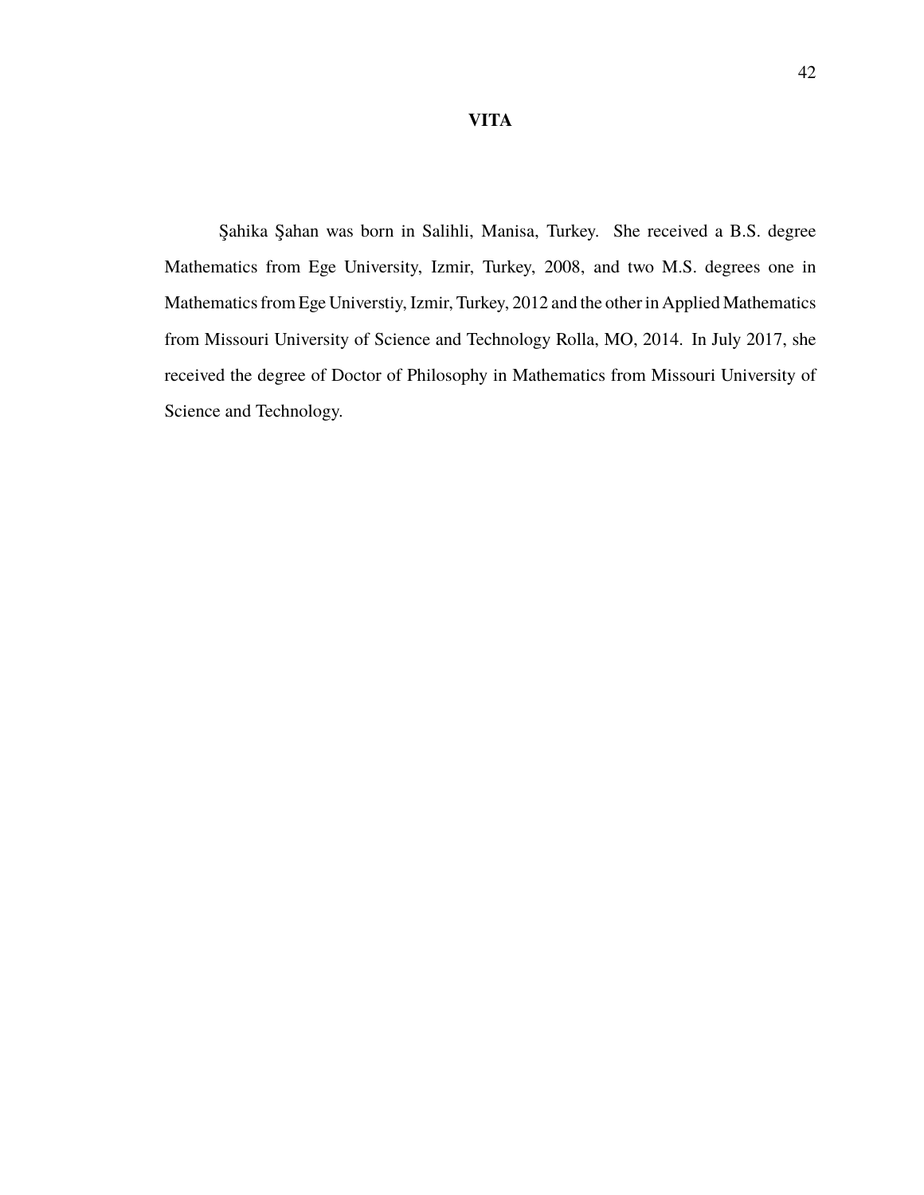# VITA

Şahika Şahan was born in Salihli, Manisa, Turkey. She received a B.S. degree Mathematics from Ege University, Izmir, Turkey, 2008, and two M.S. degrees one in Mathematics from Ege Universtiy, Izmir, Turkey, 2012 and the other in Applied Mathematics from Missouri University of Science and Technology Rolla, MO, 2014. In July 2017, she received the degree of Doctor of Philosophy in Mathematics from Missouri University of Science and Technology.